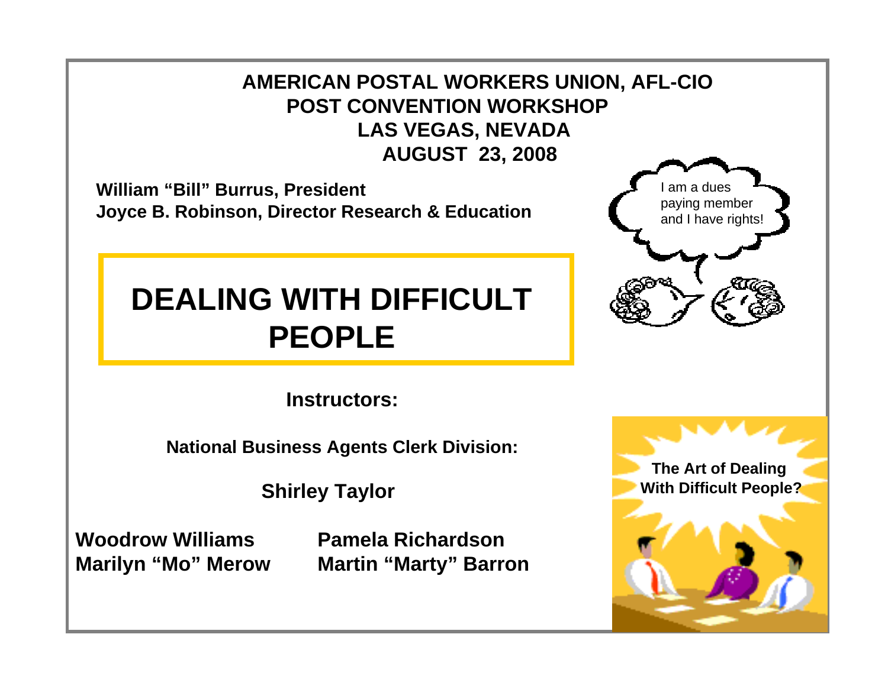**AMERICAN POSTAL WORKERS UNION, AFL-CIO**
**POST CONVENTION WORKSHOP**
**LAS VEGAS, NEVADA**
**AUGUST 23, 2008**

**William "Bill" Burrus, President**
**Joyce B. Robinson, Director Research & Education**

I am a dues paying member and I have rights!

# DEALING WITH DIFFICULT PEOPLE

**Instructors:**

**National Business Agents Clerk Division:**

**Shirley Taylor**

**Woodrow Williams**
**Marilyn "Mo" Merow**
**Pamela Richardson**
**Martin "Marty" Barron**

**The Art of Dealing With Difficult People?**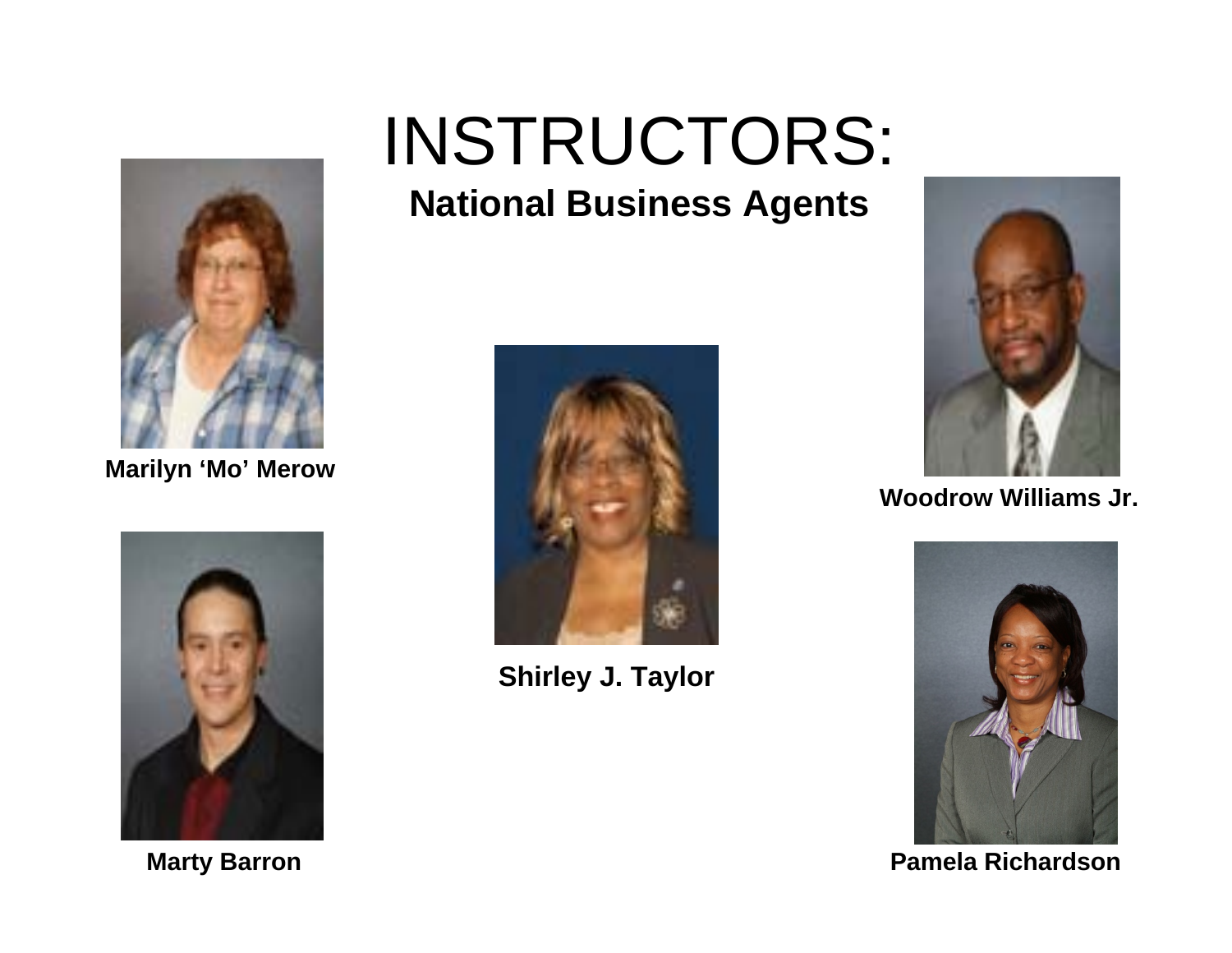# INSTRUCTORS:

## National Business Agents

**Marilyn 'Mo' Merow**

**Shirley J. Taylor**

**Woodrow Williams Jr.**

**Marty Barron**

**Pamela Richardson**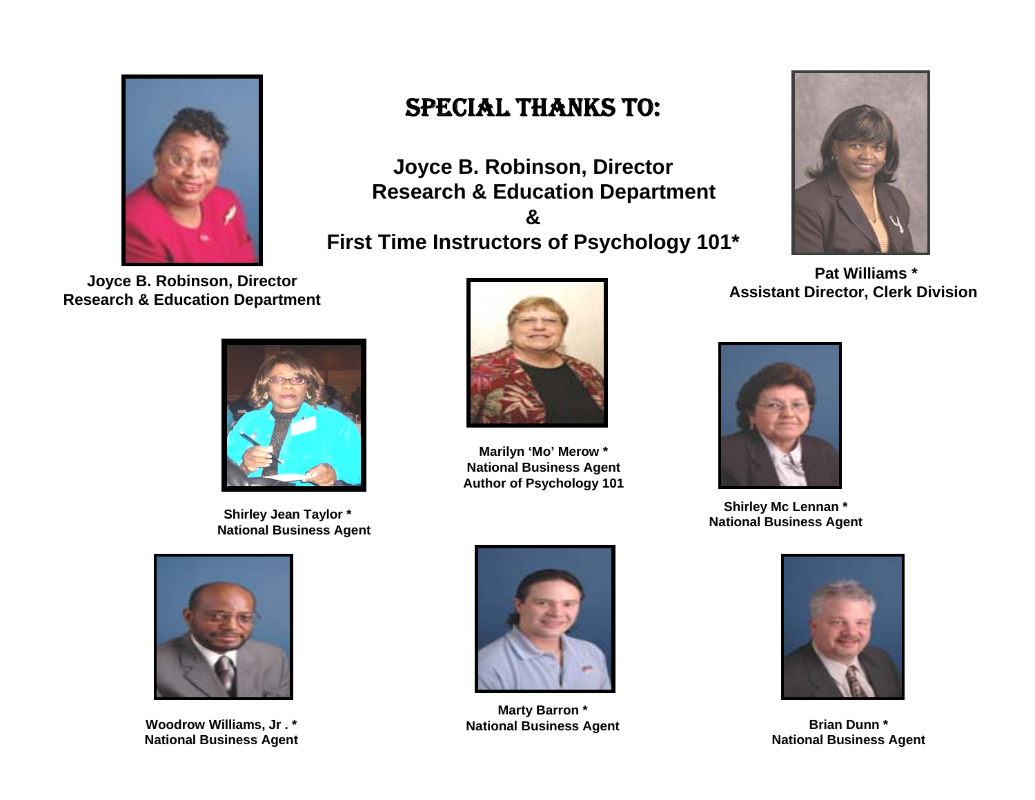# SPECIAL THANKS TO:

**Joyce B. Robinson, Director**
**Research & Education Department**
**&**
**First Time Instructors of Psychology 101***

**Joyce B. Robinson, Director**
**Research & Education Department**

**Pat Williams ***
**Assistant Director, Clerk Division**

**Marilyn 'Mo' Merow ***
**National Business Agent**
**Author of Psychology 101**

**Shirley Jean Taylor ***
**National Business Agent**

**Shirley Mc Lennan ***
**National Business Agent**

**Woodrow Williams, Jr . ***
**National Business Agent**

**Marty Barron ***
**National Business Agent**

**Brian Dunn ***
**National Business Agent**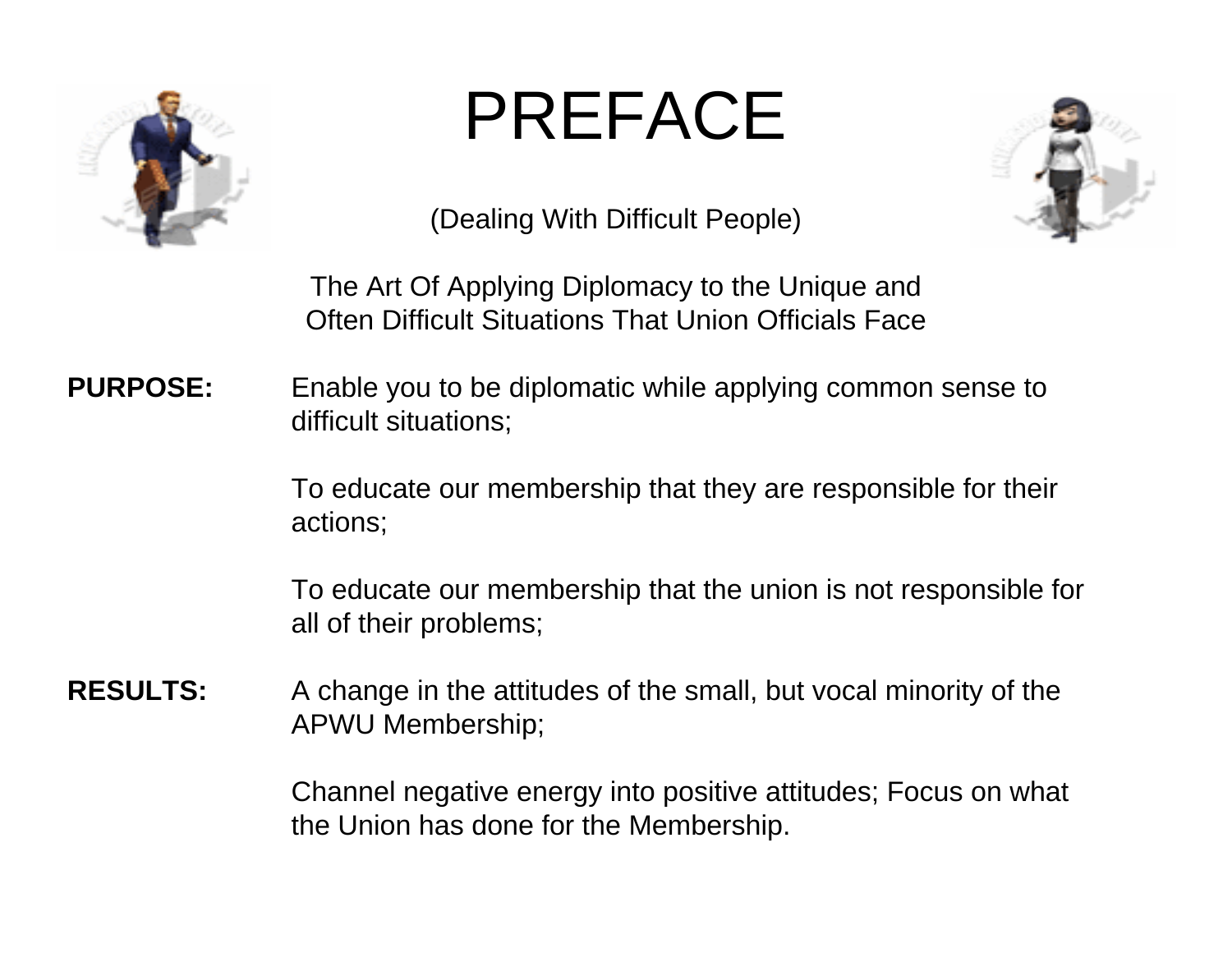# PREFACE

(Dealing With Difficult People)

The Art Of Applying Diplomacy to the Unique and Often Difficult Situations That Union Officials Face

**PURPOSE:** Enable you to be diplomatic while applying common sense to difficult situations;

To educate our membership that they are responsible for their actions;

To educate our membership that the union is not responsible for all of their problems;

**RESULTS:** A change in the attitudes of the small, but vocal minority of the APWU Membership;

Channel negative energy into positive attitudes; Focus on what the Union has done for the Membership.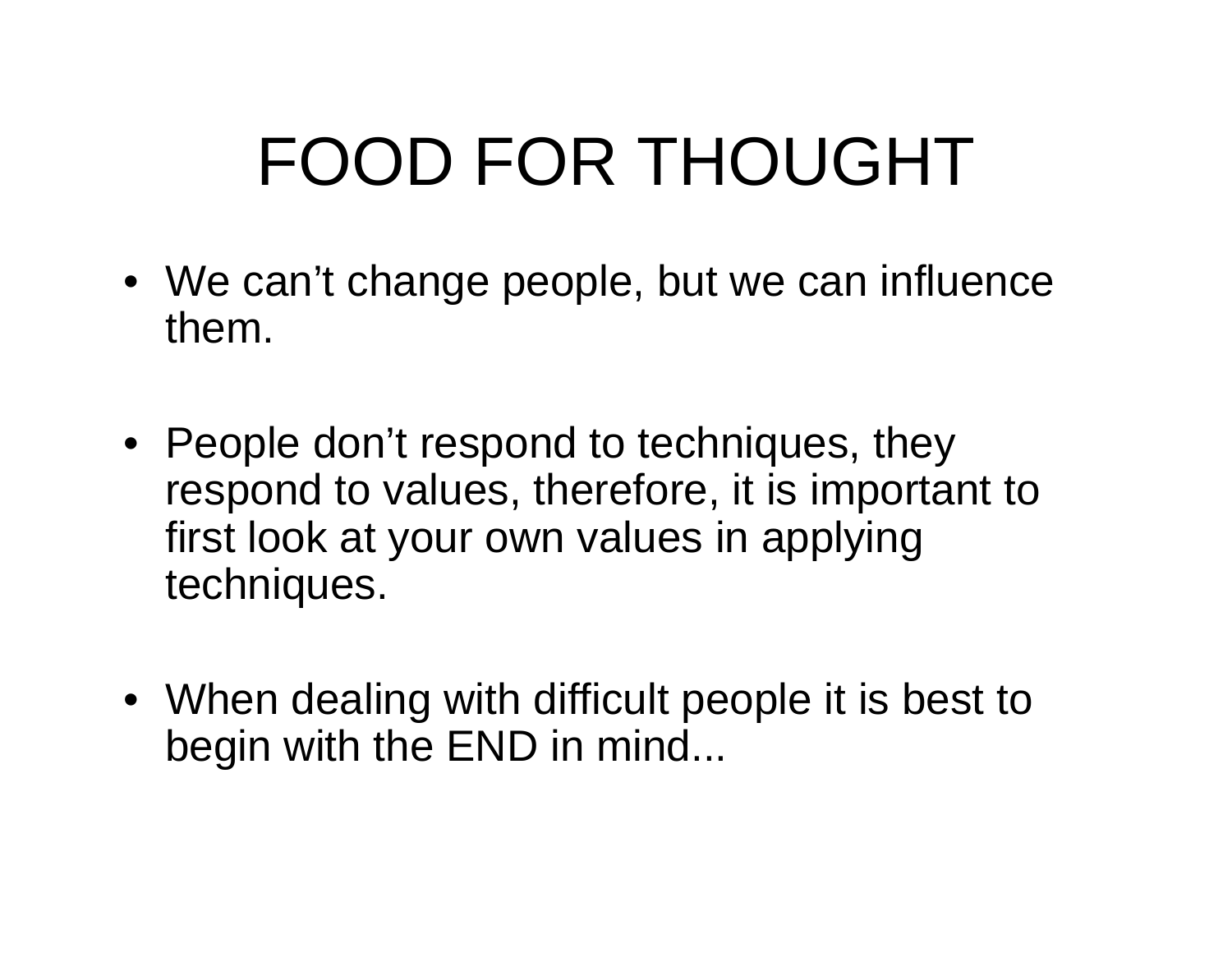# FOOD FOR THOUGHT

- We can't change people, but we can influence them.
- People don't respond to techniques, they respond to values, therefore, it is important to first look at your own values in applying techniques.
- When dealing with difficult people it is best to begin with the END in mind...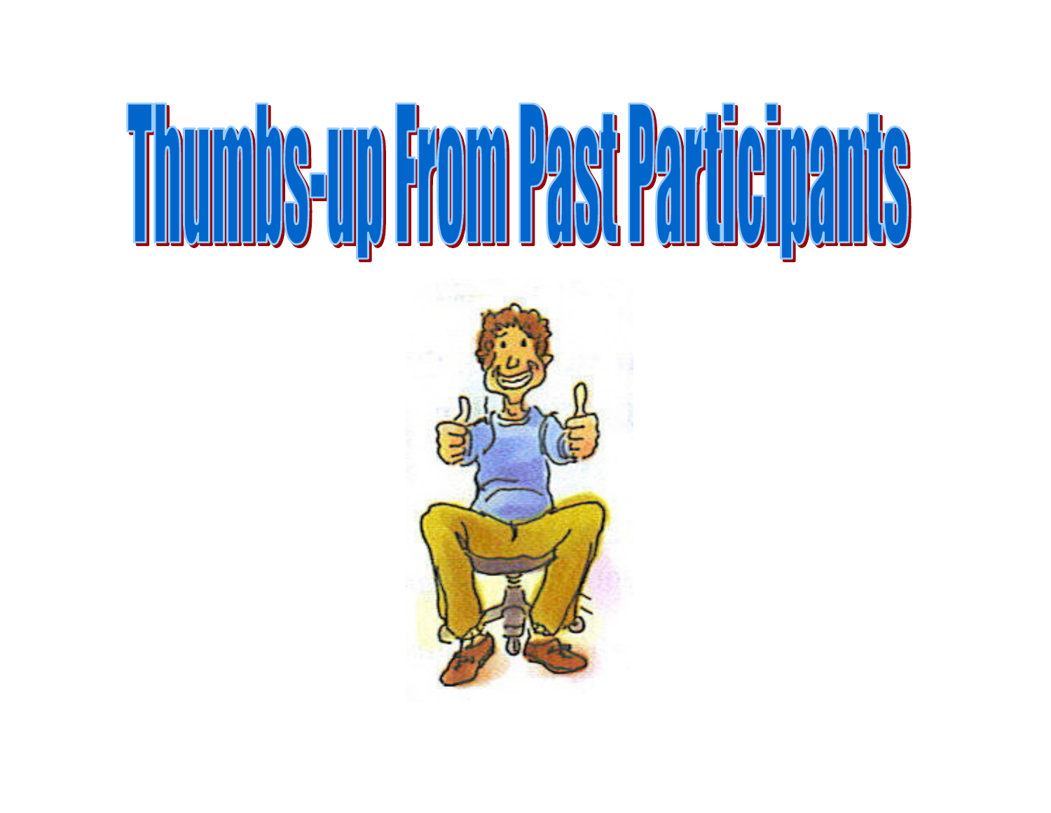# Thumbs-up From Past Participants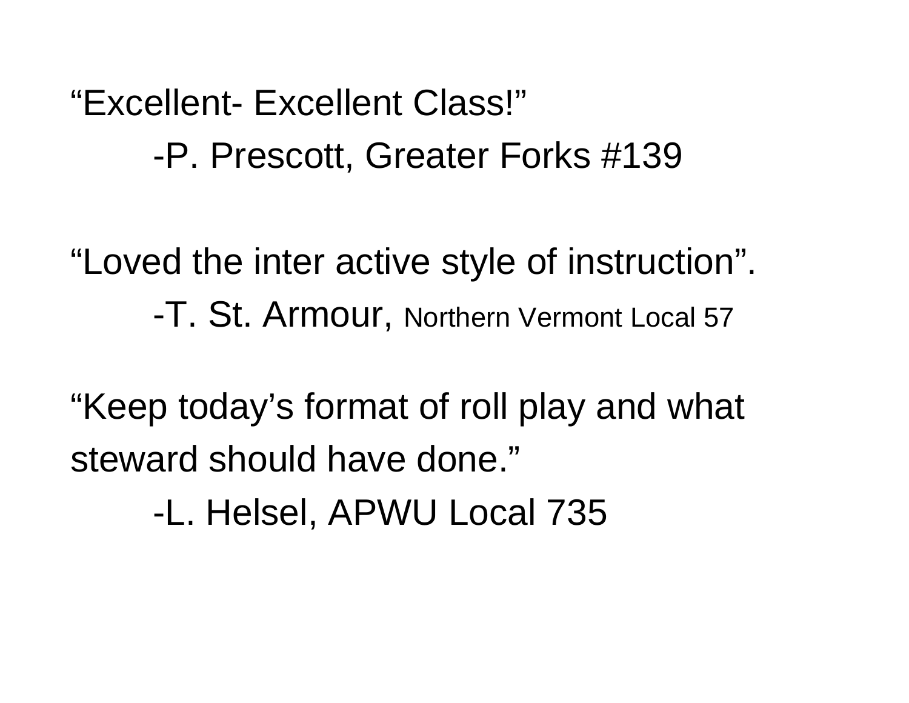"Excellent- Excellent Class!"

-P. Prescott, Greater Forks #139

"Loved the inter active style of instruction".

-T. St. Armour, Northern Vermont Local 57

"Keep today's format of roll play and what steward should have done."

-L. Helsel, APWU Local 735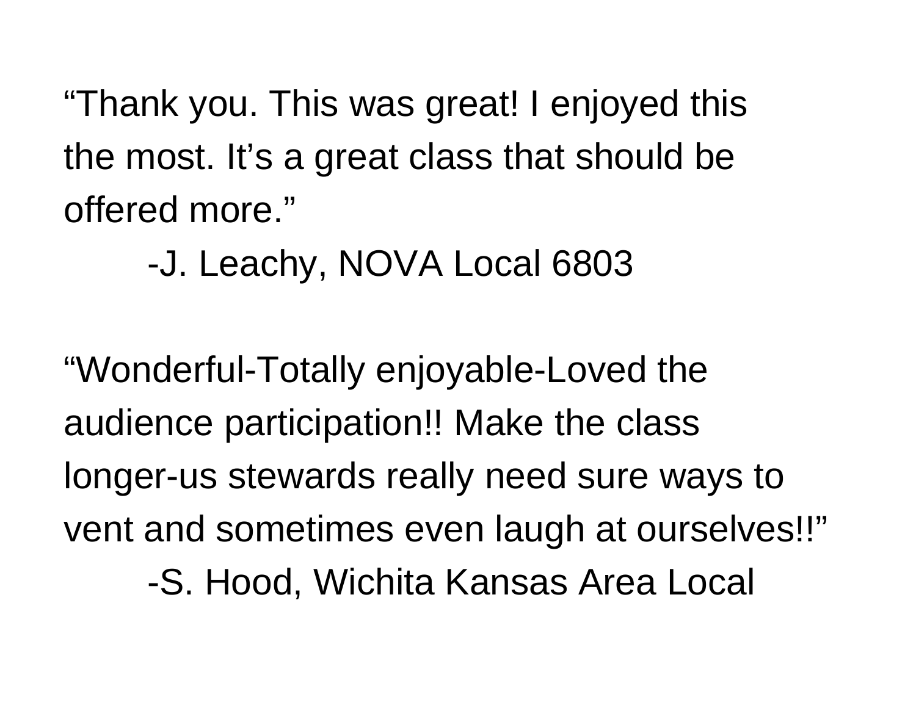"Thank you. This was great! I enjoyed this the most. It's a great class that should be offered more."

-J. Leachy, NOVA Local 6803

"Wonderful-Totally enjoyable-Loved the audience participation!! Make the class longer-us stewards really need sure ways to vent and sometimes even laugh at ourselves!!"

-S. Hood, Wichita Kansas Area Local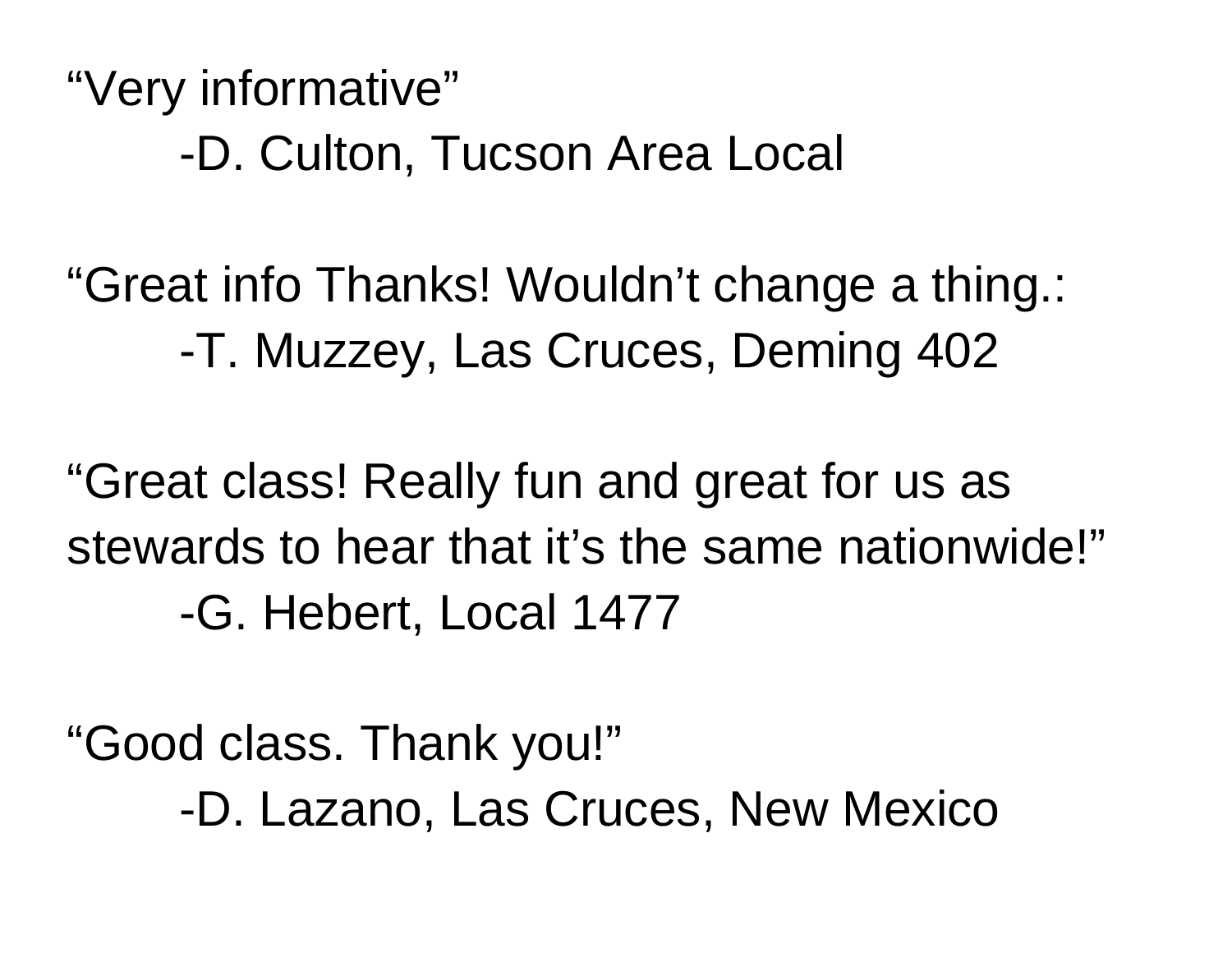"Very informative"

-D. Culton, Tucson Area Local

"Great info Thanks! Wouldn't change a thing.:

-T. Muzzey, Las Cruces, Deming 402

"Great class! Really fun and great for us as stewards to hear that it's the same nationwide!"

-G. Hebert, Local 1477

"Good class. Thank you!"

-D. Lazano, Las Cruces, New Mexico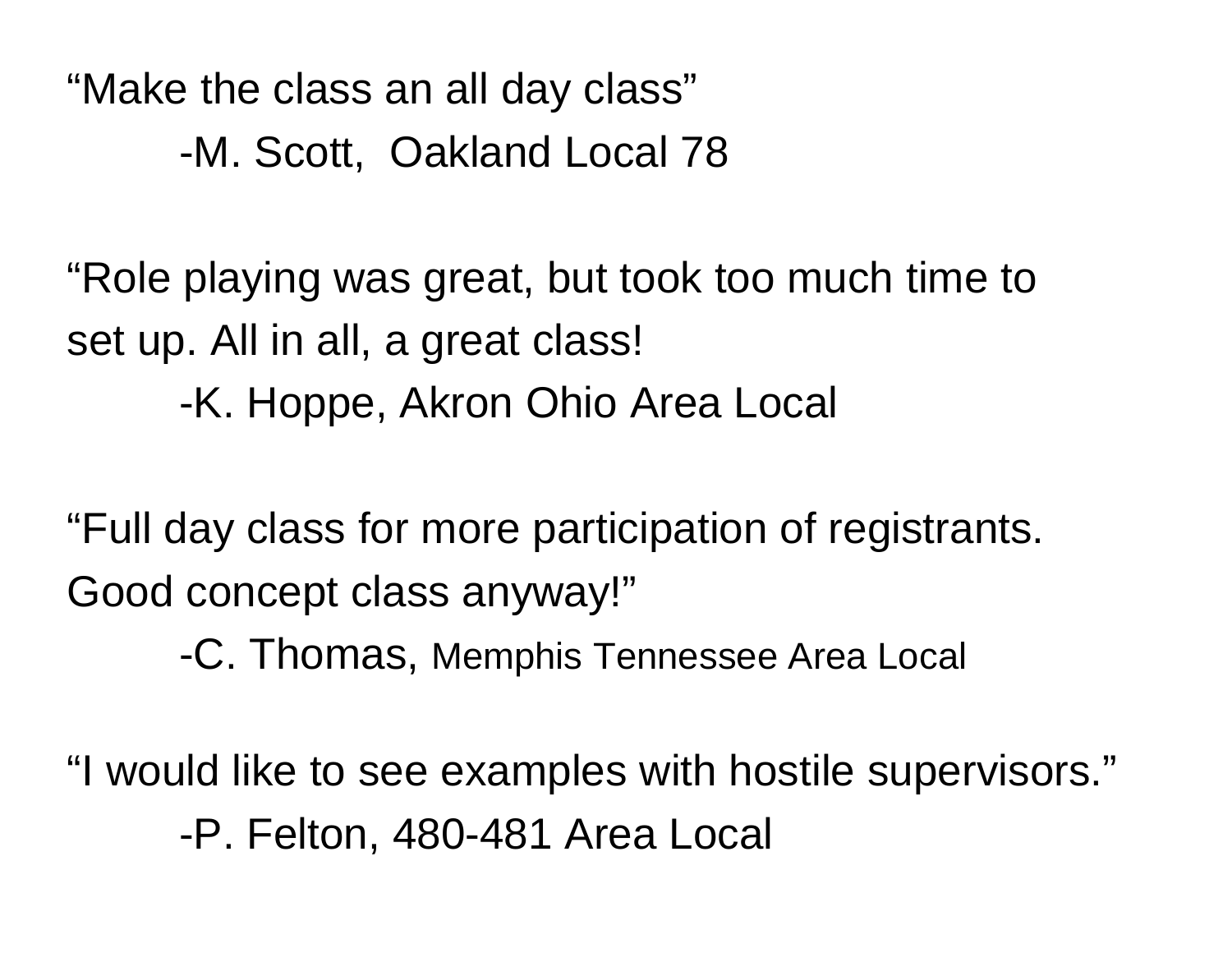"Make the class an all day class"

-M. Scott, Oakland Local 78

"Role playing was great, but took too much time to set up. All in all, a great class!

-K. Hoppe, Akron Ohio Area Local

"Full day class for more participation of registrants. Good concept class anyway!"

-C. Thomas, Memphis Tennessee Area Local

"I would like to see examples with hostile supervisors."

-P. Felton, 480-481 Area Local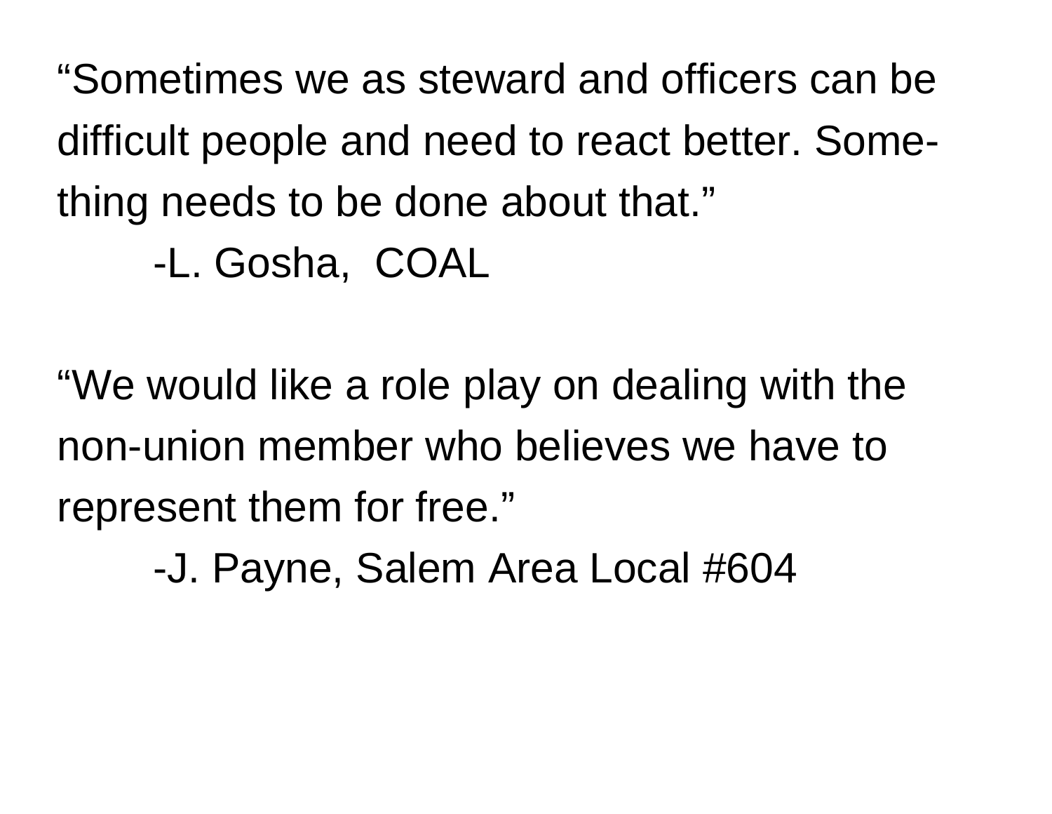"Sometimes we as steward and officers can be difficult people and need to react better. Something needs to be done about that."

-L. Gosha, COAL

"We would like a role play on dealing with the non-union member who believes we have to represent them for free."

-J. Payne, Salem Area Local #604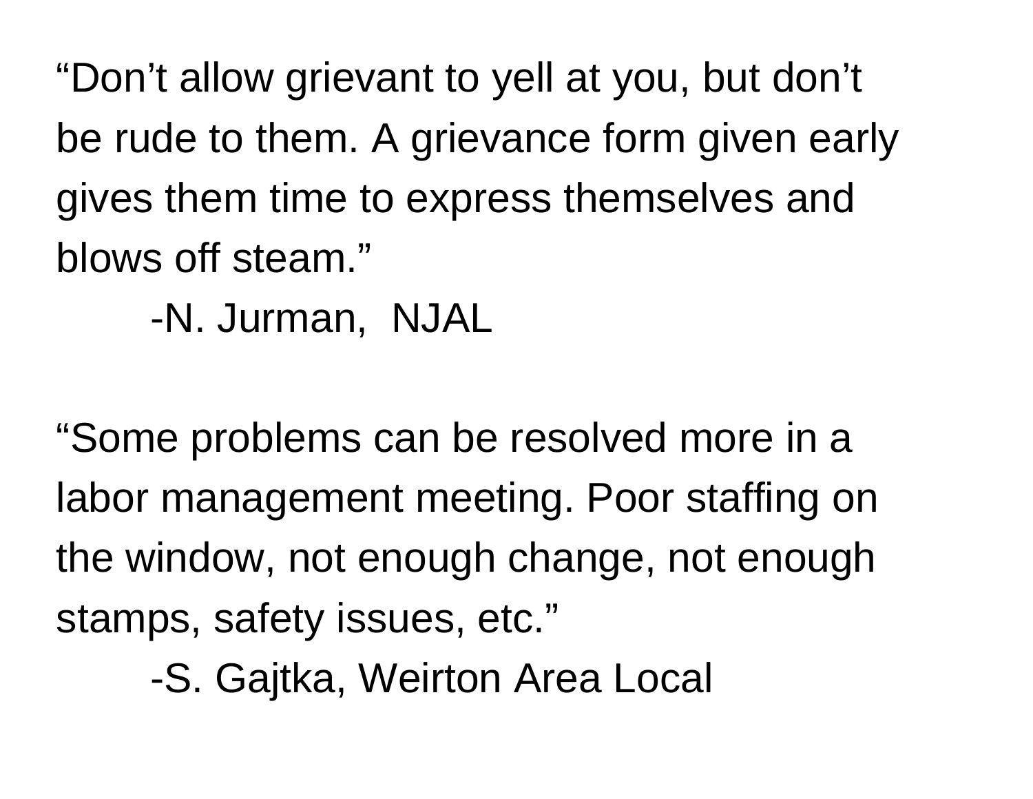"Don't allow grievant to yell at you, but don't be rude to them. A grievance form given early gives them time to express themselves and blows off steam."

-N. Jurman, NJAL

"Some problems can be resolved more in a labor management meeting. Poor staffing on the window, not enough change, not enough stamps, safety issues, etc."

-S. Gajtka, Weirton Area Local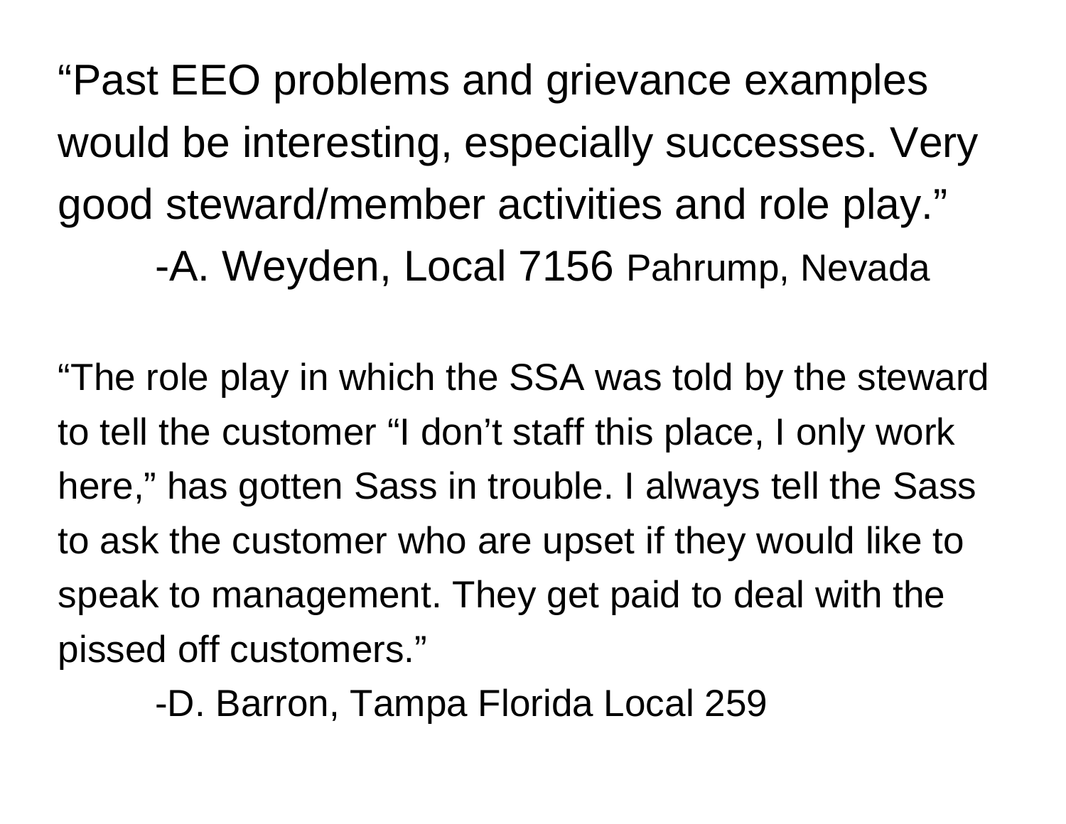"Past EEO problems and grievance examples would be interesting, especially successes. Very good steward/member activities and role play."

-A. Weyden, Local 7156 Pahrump, Nevada

"The role play in which the SSA was told by the steward to tell the customer "I don't staff this place, I only work here," has gotten Sass in trouble. I always tell the Sass to ask the customer who are upset if they would like to speak to management. They get paid to deal with the pissed off customers."

-D. Barron, Tampa Florida Local 259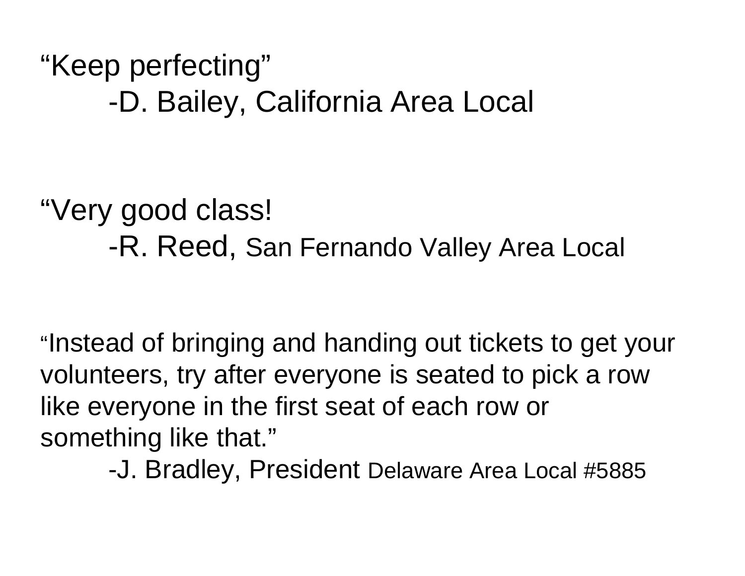"Keep perfecting"

-D. Bailey, California Area Local

"Very good class!

-R. Reed, San Fernando Valley Area Local

"Instead of bringing and handing out tickets to get your volunteers, try after everyone is seated to pick a row like everyone in the first seat of each row or something like that."

-J. Bradley, President Delaware Area Local #5885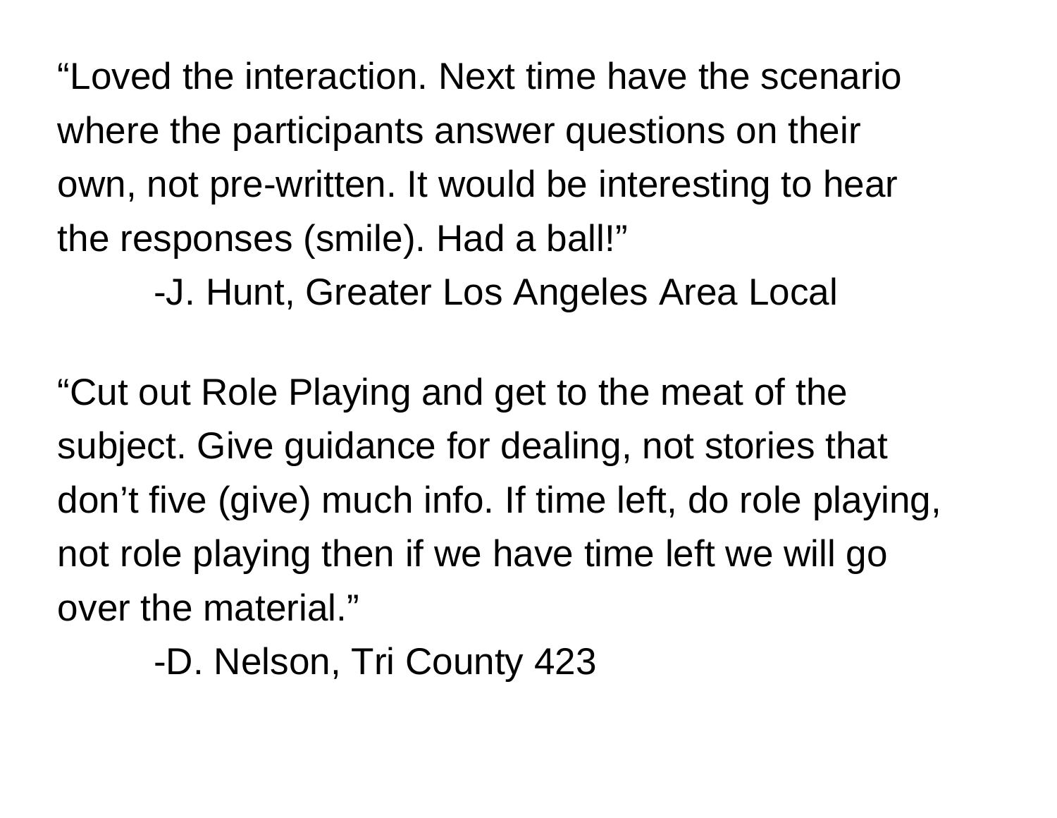"Loved the interaction. Next time have the scenario where the participants answer questions on their own, not pre-written. It would be interesting to hear the responses (smile). Had a ball!"

-J. Hunt, Greater Los Angeles Area Local

"Cut out Role Playing and get to the meat of the subject. Give guidance for dealing, not stories that don't five (give) much info. If time left, do role playing, not role playing then if we have time left we will go over the material."

-D. Nelson, Tri County 423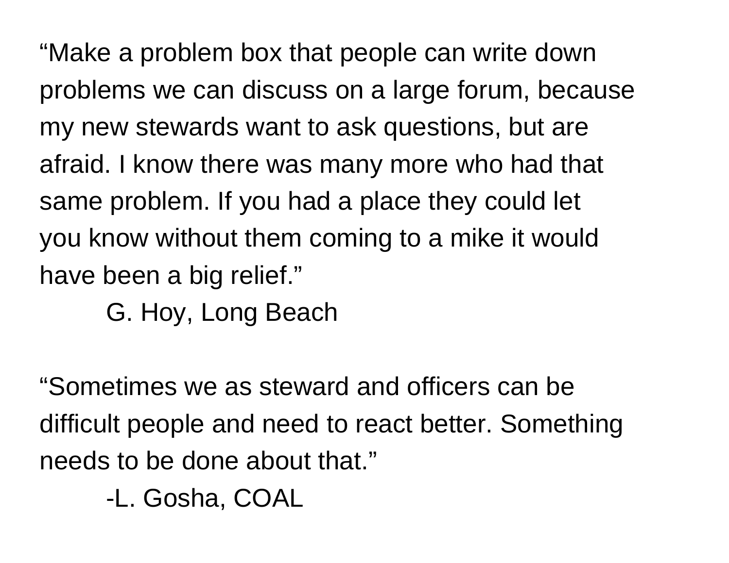"Make a problem box that people can write down problems we can discuss on a large forum, because my new stewards want to ask questions, but are afraid. I know there was many more who had that same problem. If you had a place they could let you know without them coming to a mike it would have been a big relief."

G. Hoy, Long Beach

"Sometimes we as steward and officers can be difficult people and need to react better. Something needs to be done about that."

-L. Gosha, COAL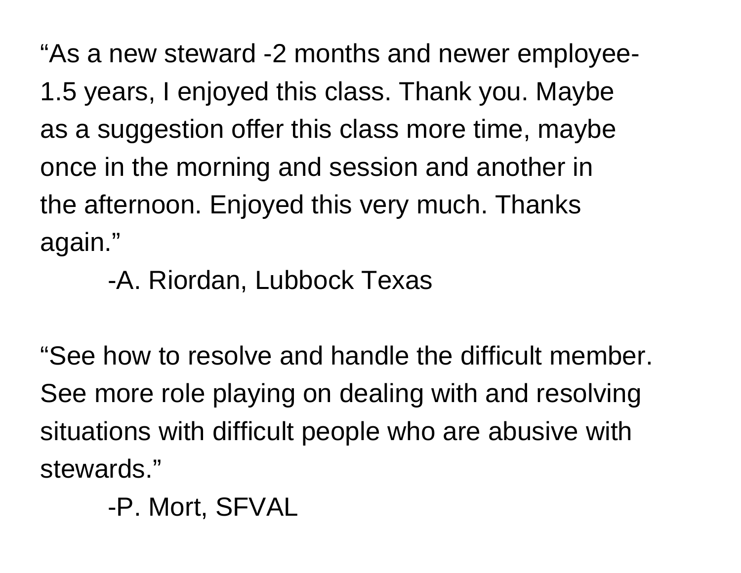"As a new steward -2 months and newer employee-1.5 years, I enjoyed this class. Thank you. Maybe as a suggestion offer this class more time, maybe once in the morning and session and another in the afternoon. Enjoyed this very much. Thanks again."

-A. Riordan, Lubbock Texas

"See how to resolve and handle the difficult member. See more role playing on dealing with and resolving situations with difficult people who are abusive with stewards."

-P. Mort, SFVAL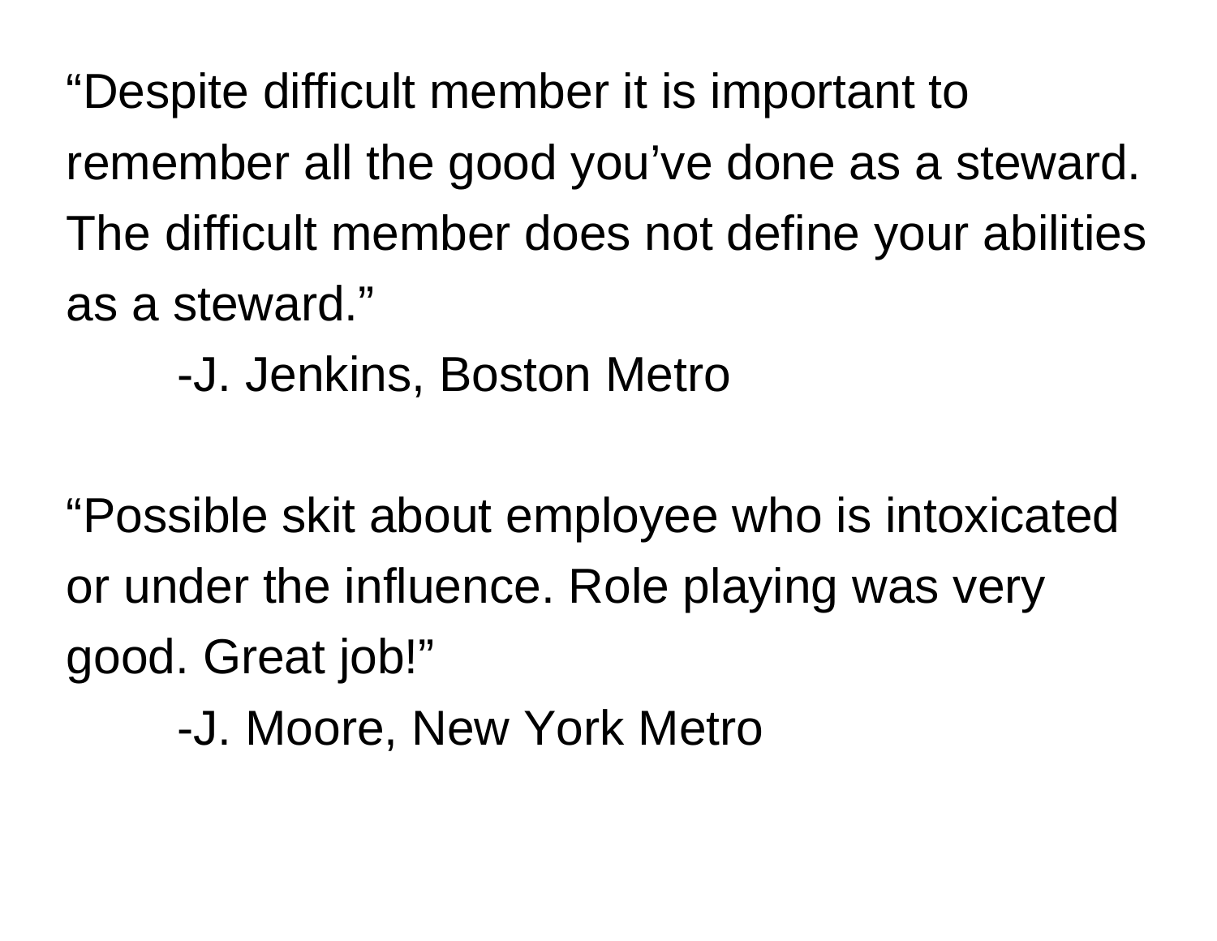"Despite difficult member it is important to remember all the good you've done as a steward. The difficult member does not define your abilities as a steward."

-J. Jenkins, Boston Metro

"Possible skit about employee who is intoxicated or under the influence. Role playing was very good. Great job!"

-J. Moore, New York Metro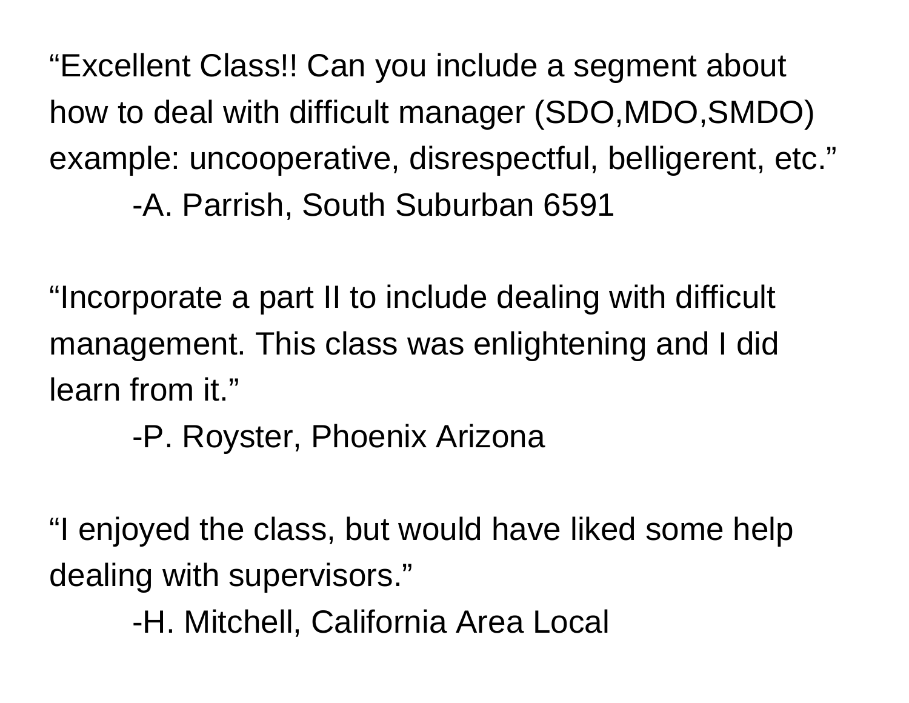"Excellent Class!! Can you include a segment about how to deal with difficult manager (SDO,MDO,SMDO) example: uncooperative, disrespectful, belligerent, etc."

-A. Parrish, South Suburban 6591

"Incorporate a part II to include dealing with difficult management. This class was enlightening and I did learn from it."

-P. Royster, Phoenix Arizona

"I enjoyed the class, but would have liked some help dealing with supervisors."

-H. Mitchell, California Area Local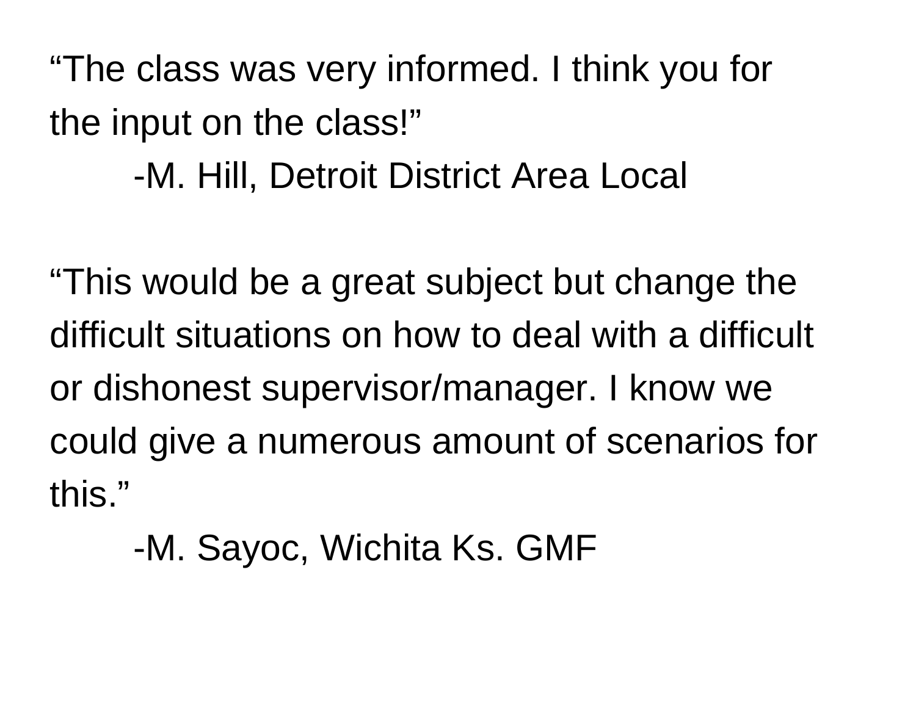"The class was very informed. I think you for the input on the class!"

-M. Hill, Detroit District Area Local

"This would be a great subject but change the difficult situations on how to deal with a difficult or dishonest supervisor/manager. I know we could give a numerous amount of scenarios for this."

-M. Sayoc, Wichita Ks. GMF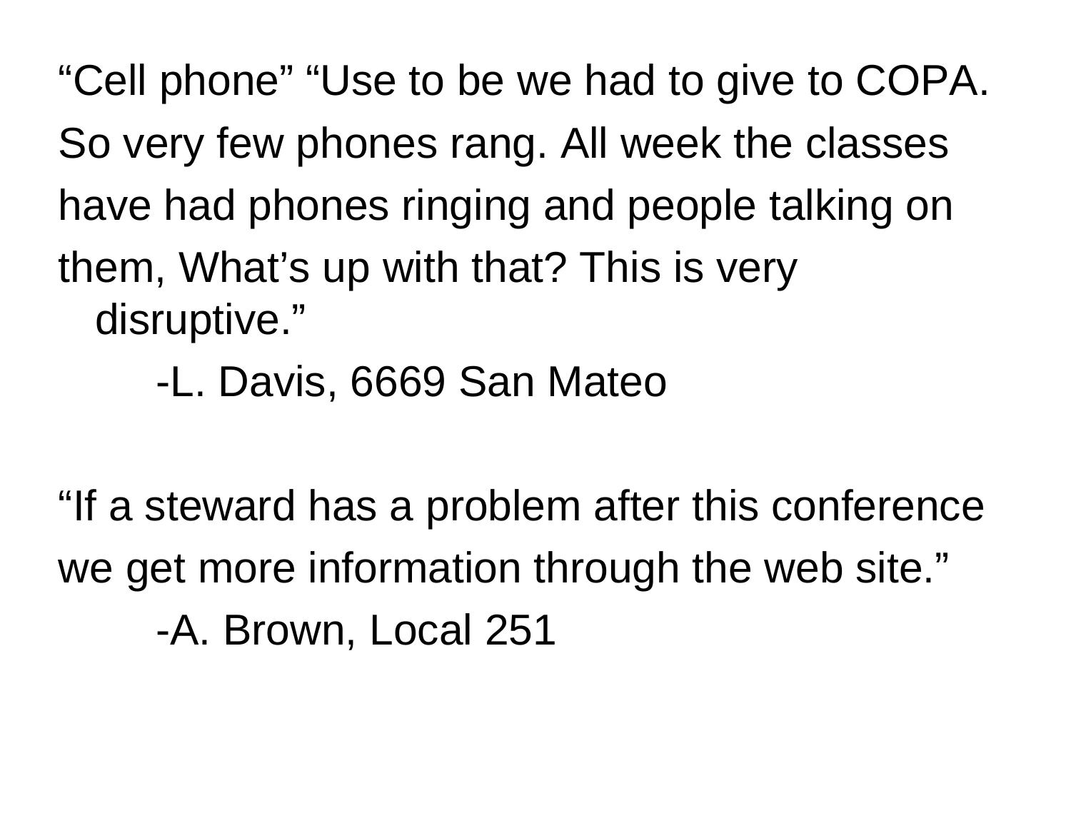“Cell phone” “Use to be we had to give to COPA. So very few phones rang. All week the classes have had phones ringing and people talking on them, What’s up with that? This is very disruptive.”

-L. Davis, 6669 San Mateo

“If a steward has a problem after this conference we get more information through the web site.”

-A. Brown, Local 251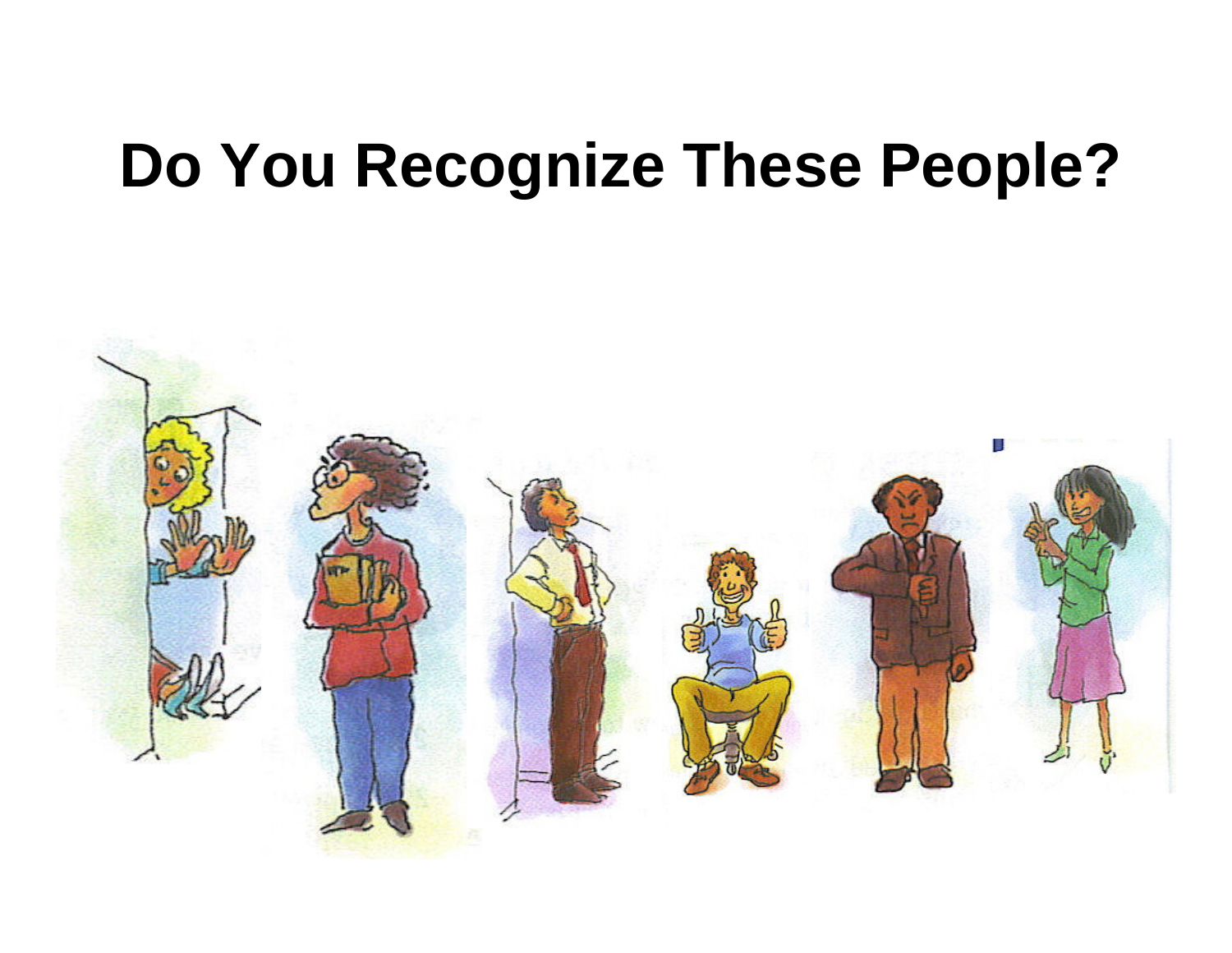# Do You Recognize These People?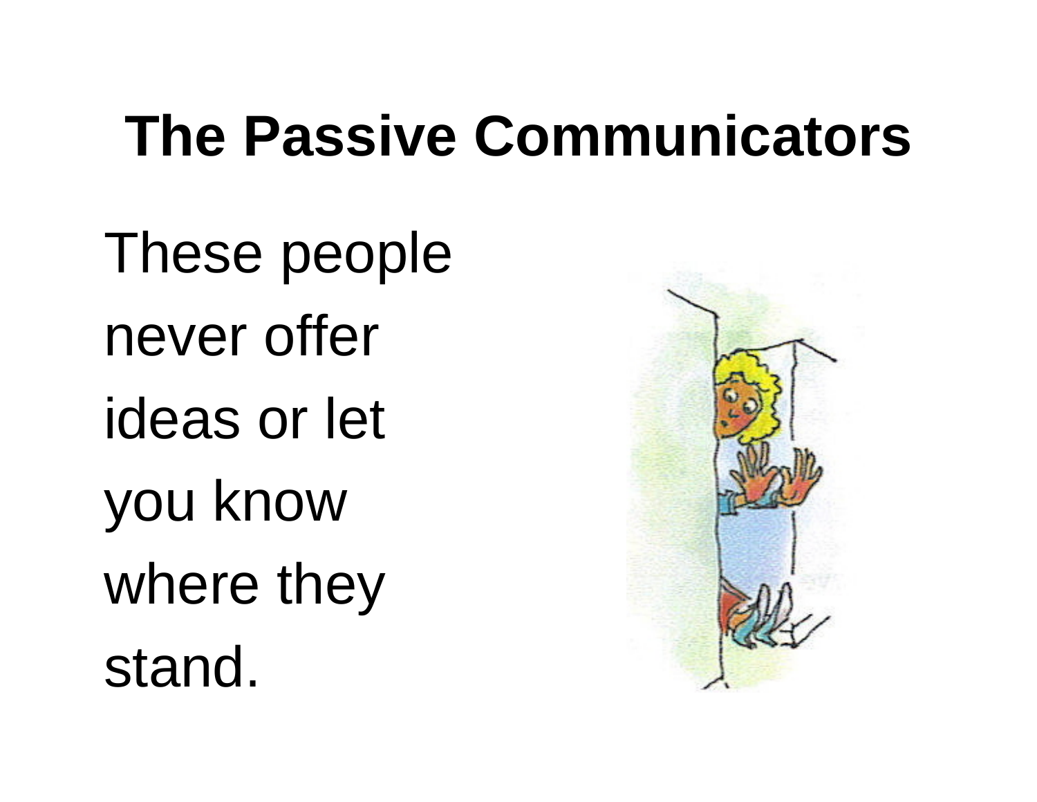# The Passive Communicators

These people never offer ideas or let you know where they stand.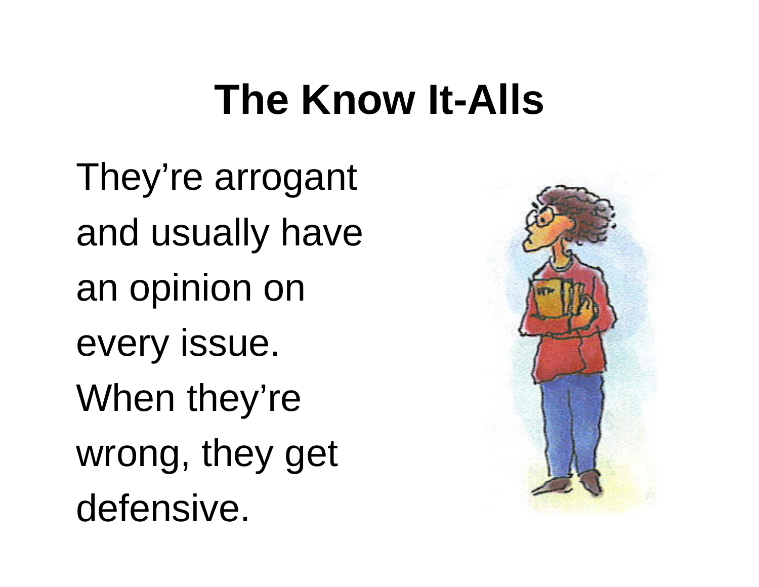# The Know It-Alls

They're arrogant and usually have an opinion on every issue. When they're wrong, they get defensive.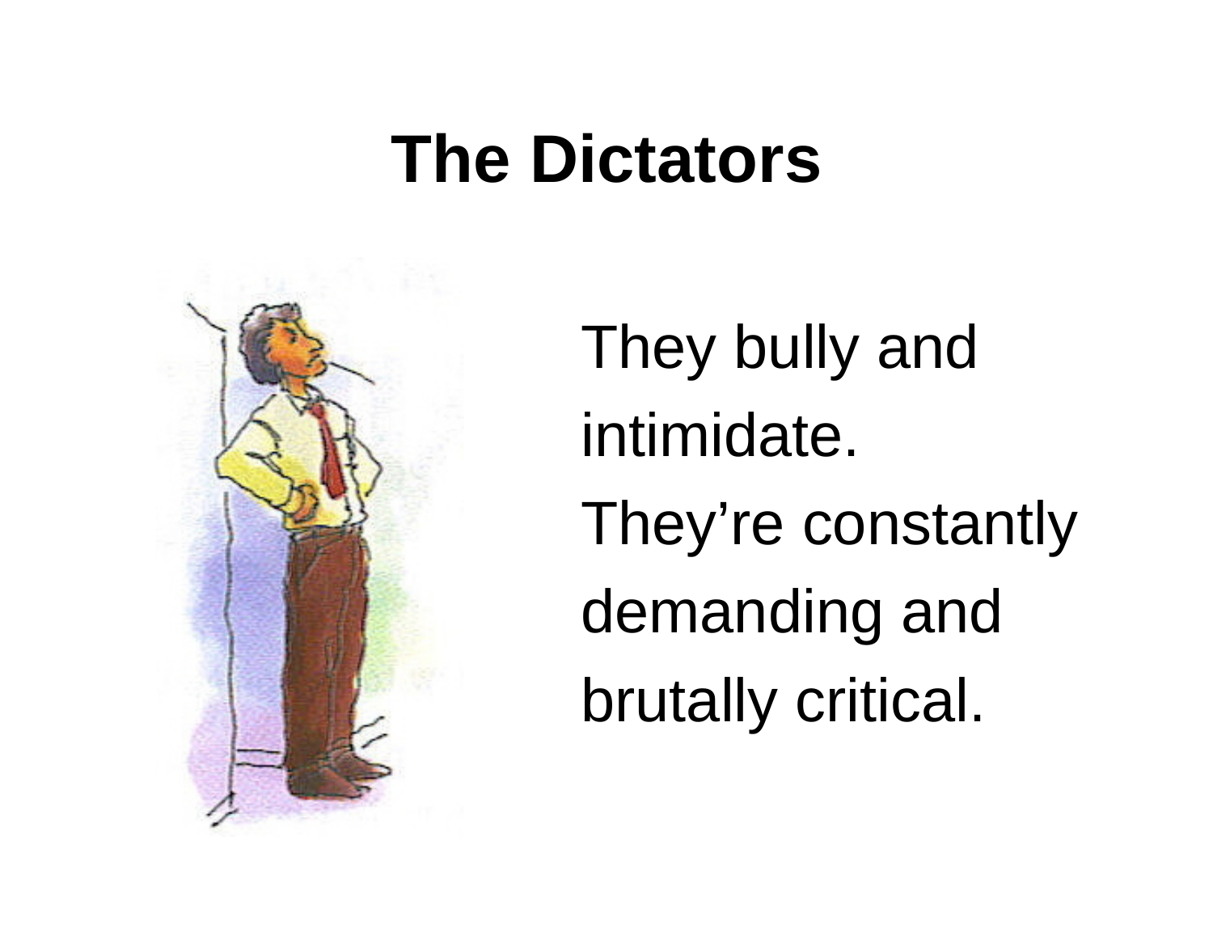# The Dictators

They bully and intimidate. They're constantly demanding and brutally critical.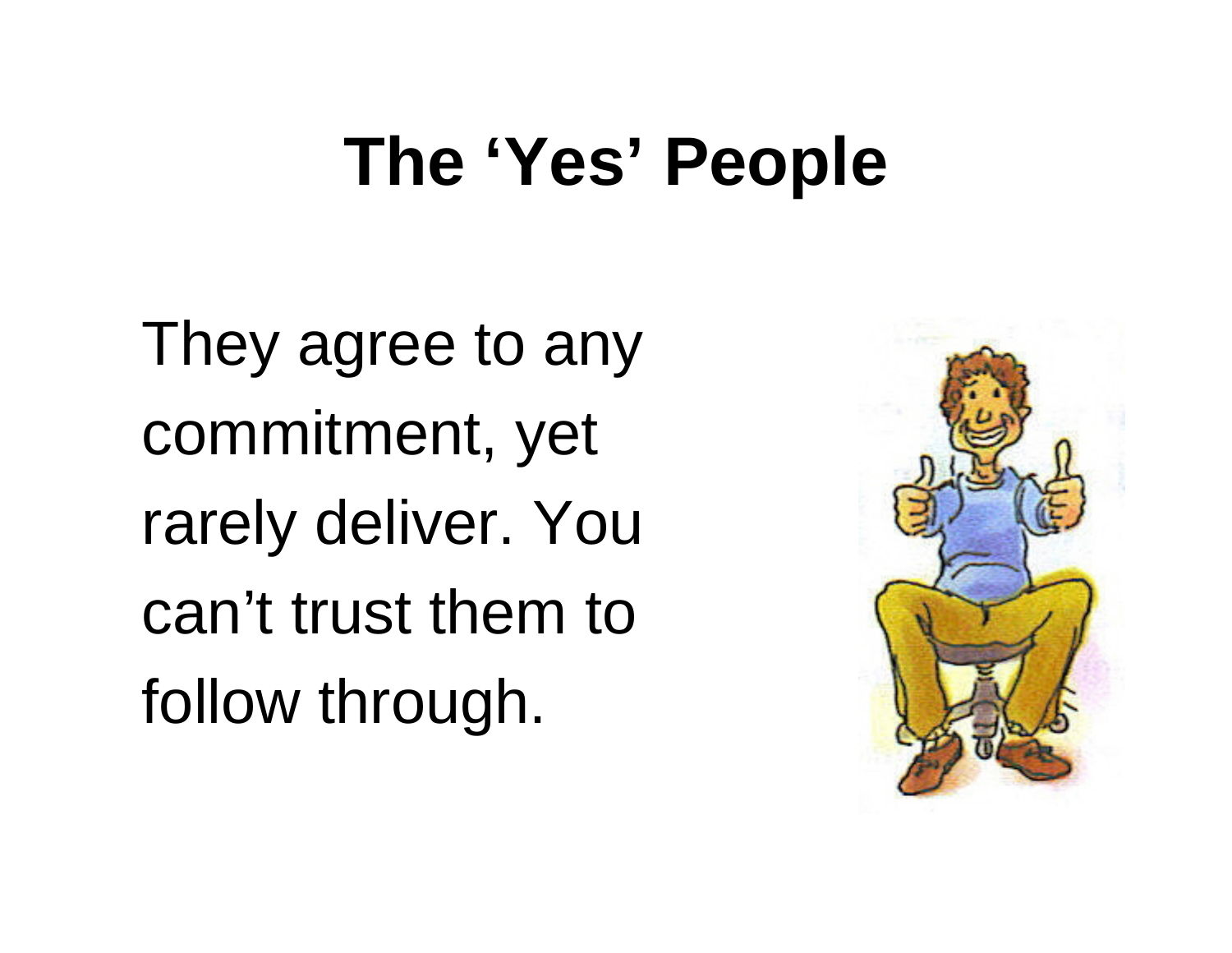# The ‘Yes’ People

They agree to any commitment, yet rarely deliver. You can’t trust them to follow through.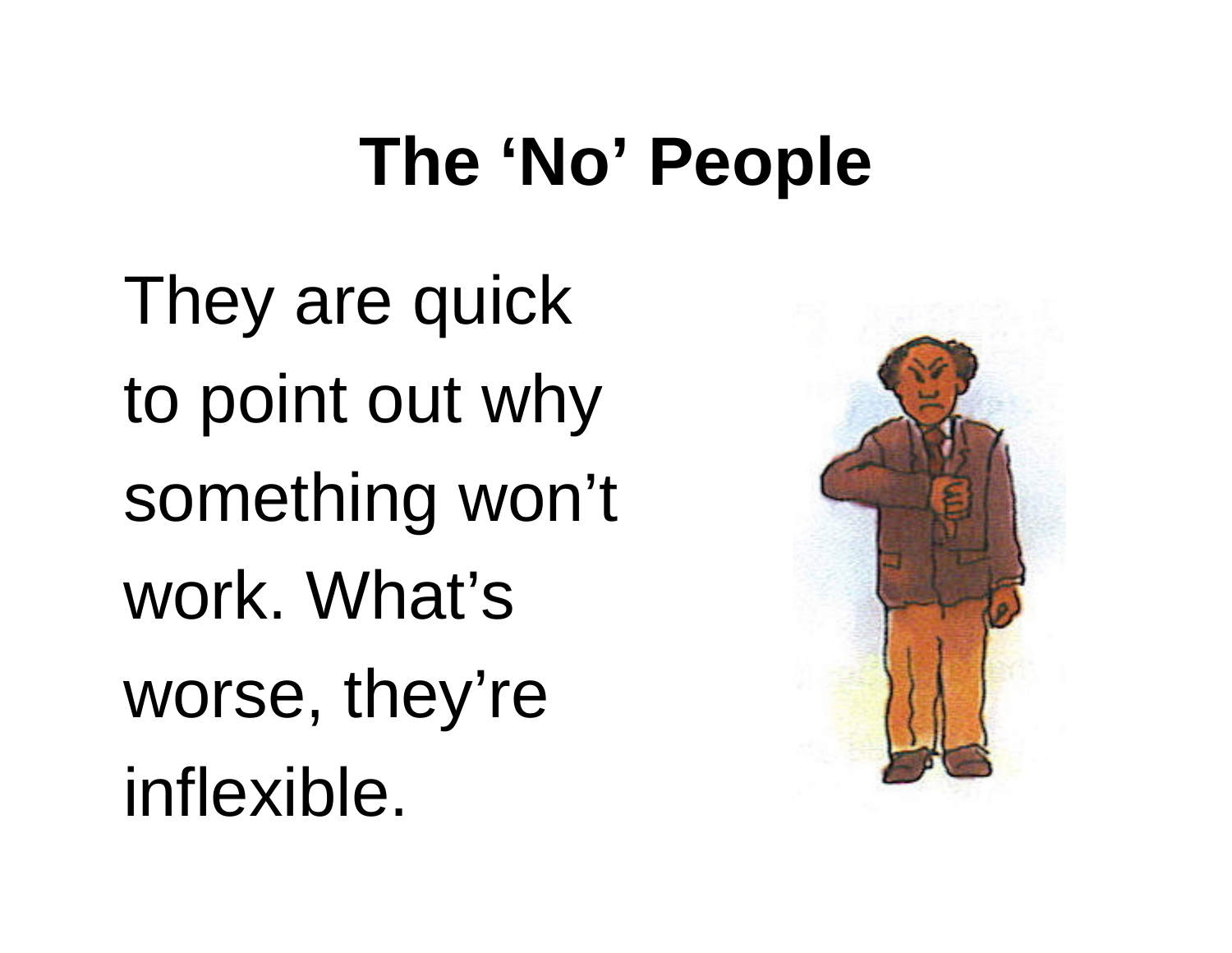# The 'No' People

They are quick to point out why something won't work. What's worse, they're inflexible.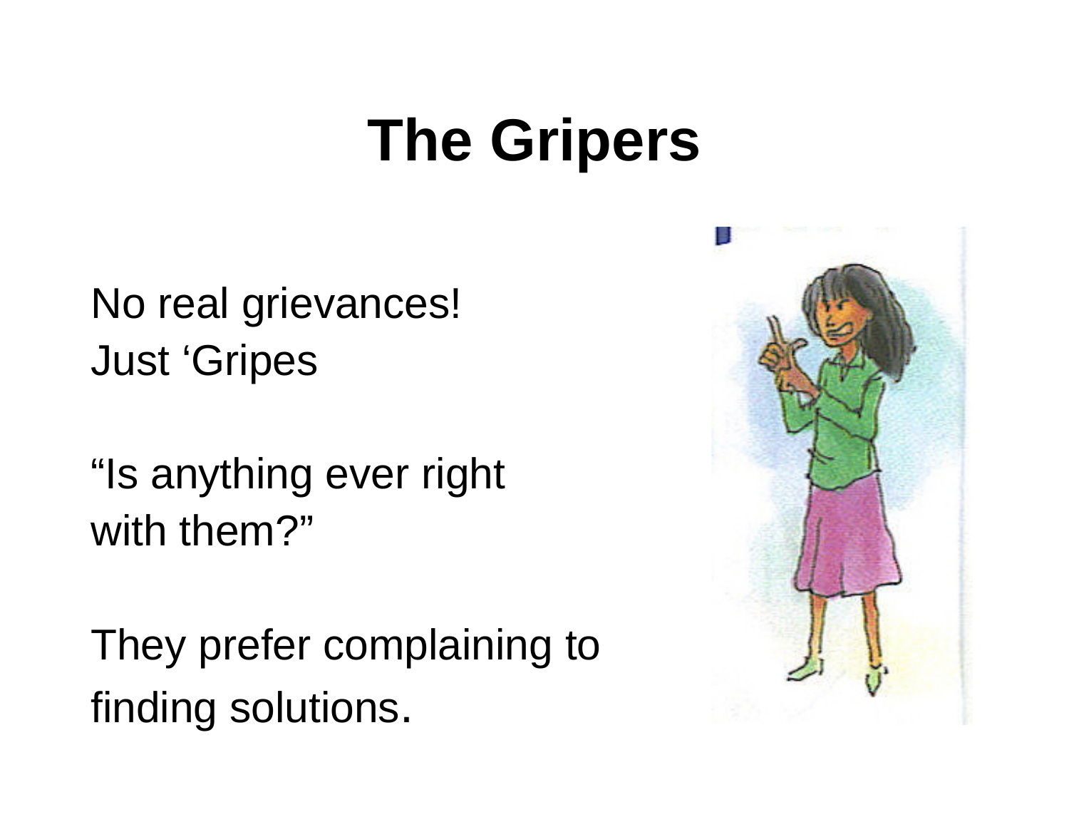# The Gripers

No real grievances!
Just ‘Gripes

“Is anything ever right
with them?”

They prefer complaining to
finding solutions.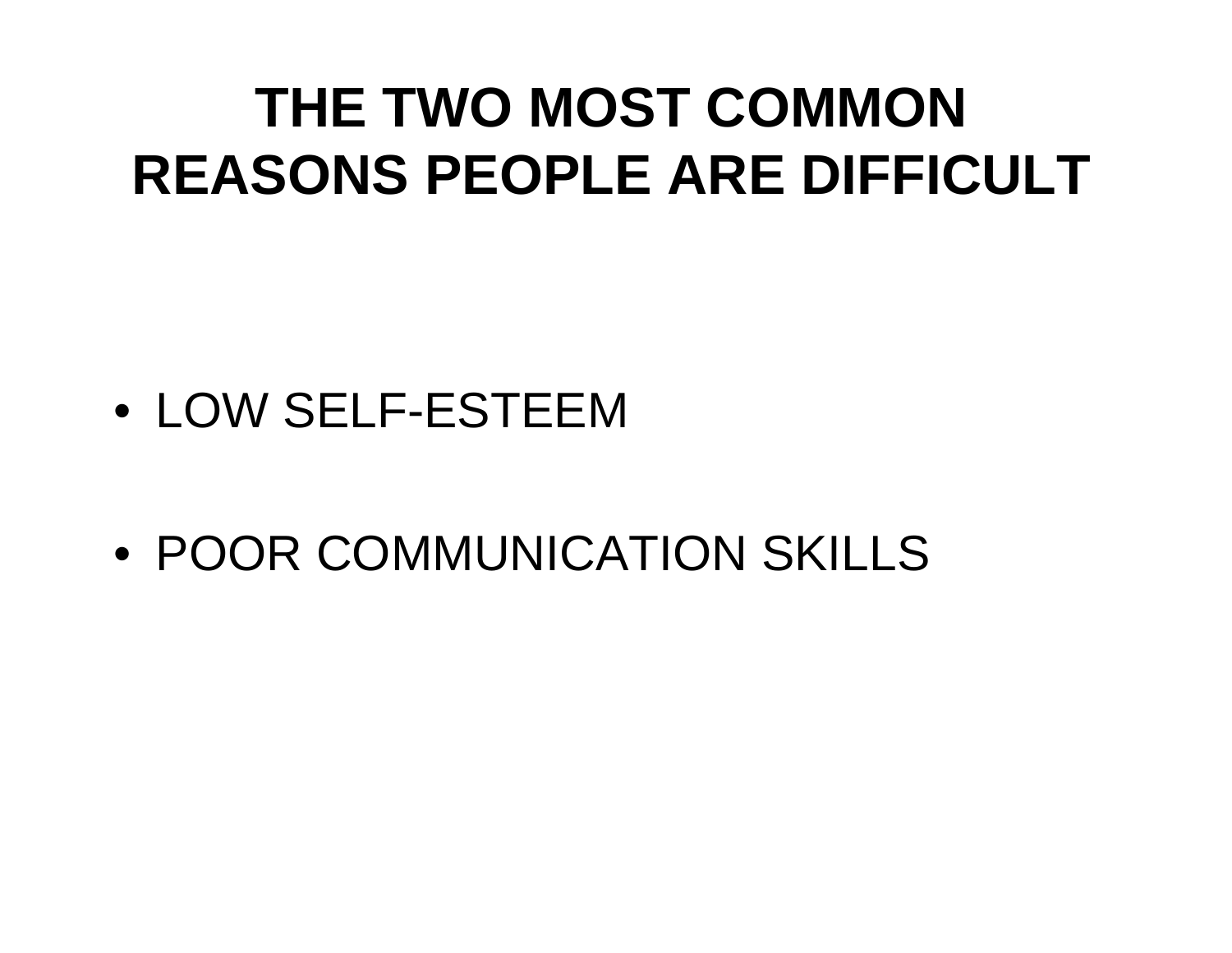# THE TWO MOST COMMON REASONS PEOPLE ARE DIFFICULT

- LOW SELF-ESTEEM
- POOR COMMUNICATION SKILLS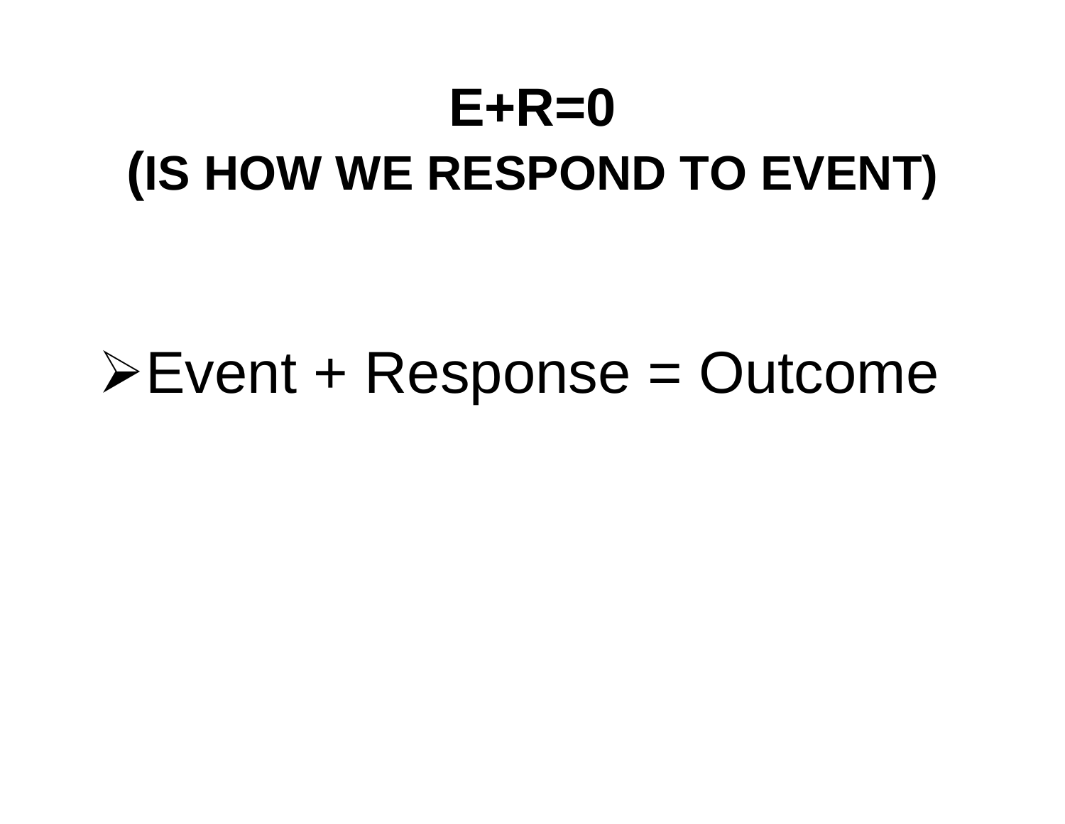# E+R=0
## (IS HOW WE RESPOND TO EVENT)

- Event + Response = Outcome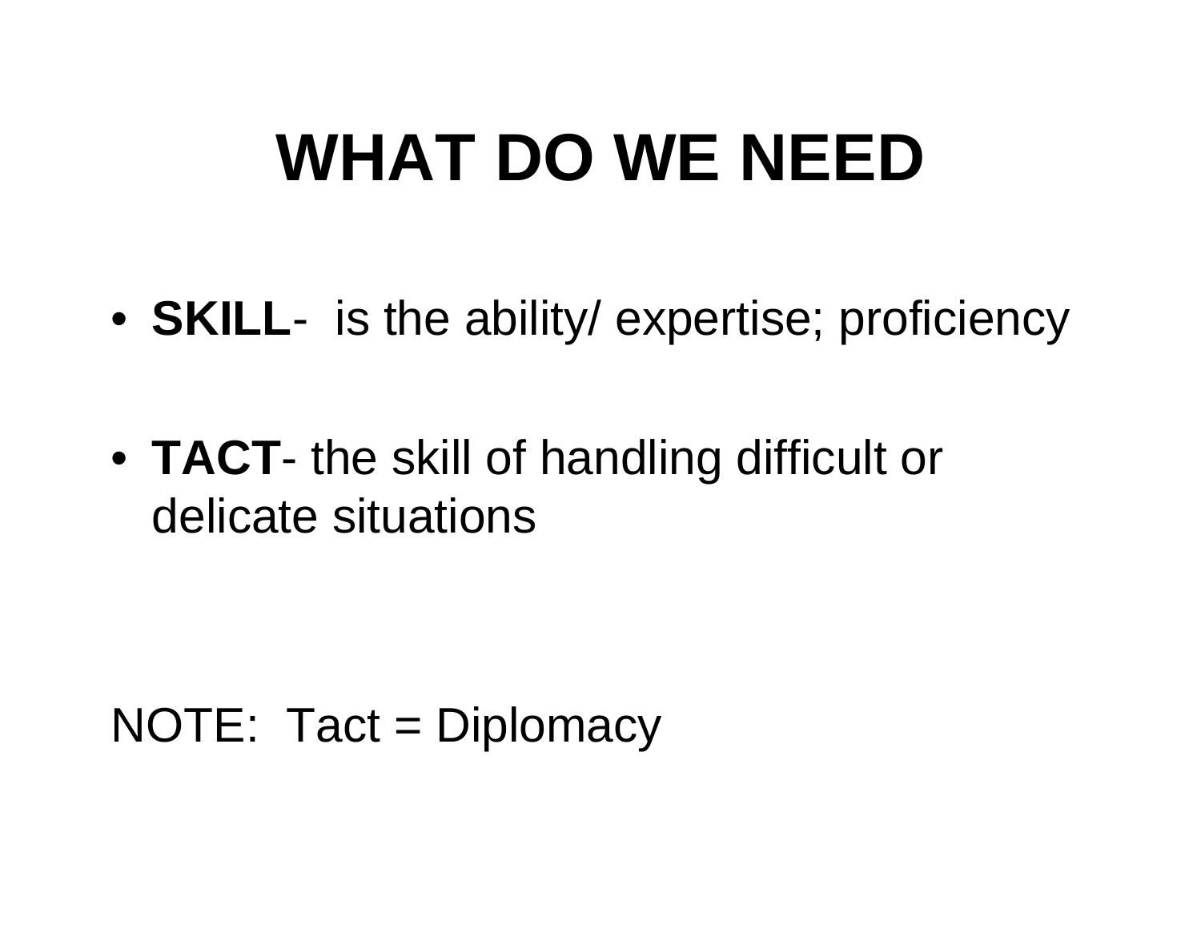# WHAT DO WE NEED

- **SKILL**- is the ability/ expertise; proficiency

- **TACT**- the skill of handling difficult or delicate situations

NOTE: Tact = Diplomacy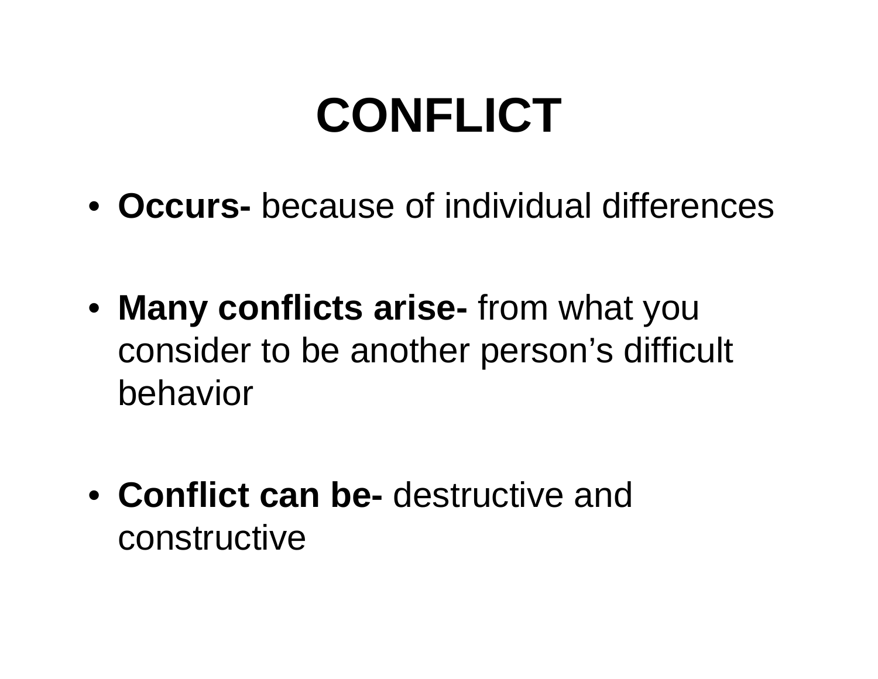# CONFLICT

- **Occurs-** because of individual differences

- **Many conflicts arise-** from what you consider to be another person's difficult behavior

- **Conflict can be-** destructive and constructive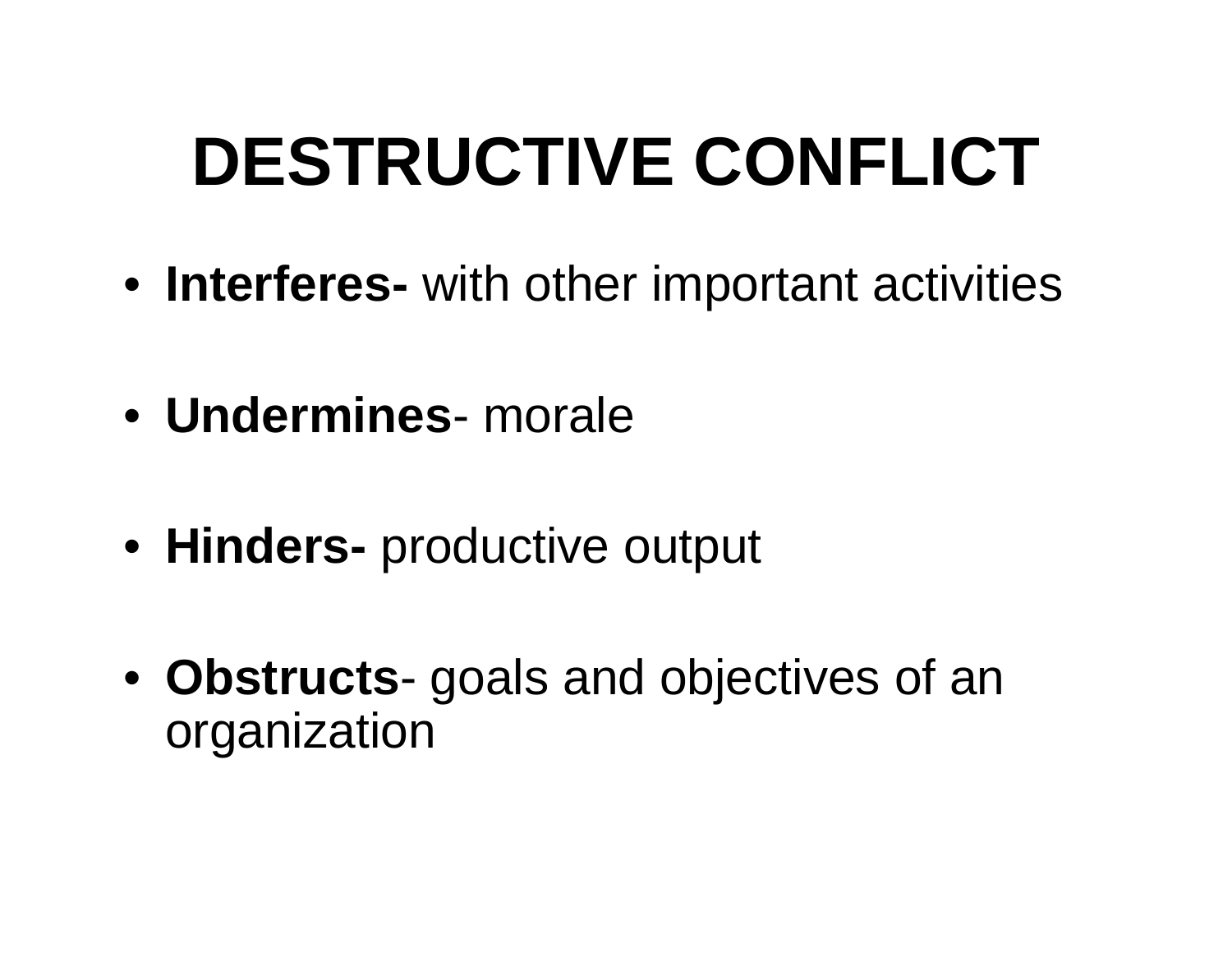# DESTRUCTIVE CONFLICT

- **Interferes-** with other important activities
- **Undermines**- morale
- **Hinders-** productive output
- **Obstructs**- goals and objectives of an organization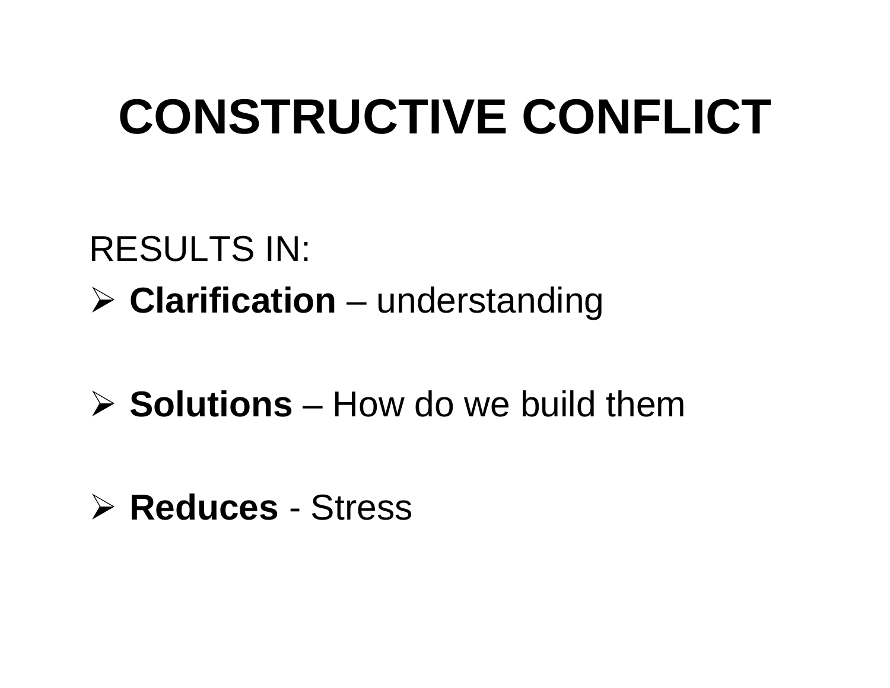# CONSTRUCTIVE CONFLICT

RESULTS IN:

- **Clarification** – understanding

- **Solutions** – How do we build them

- **Reduces** - Stress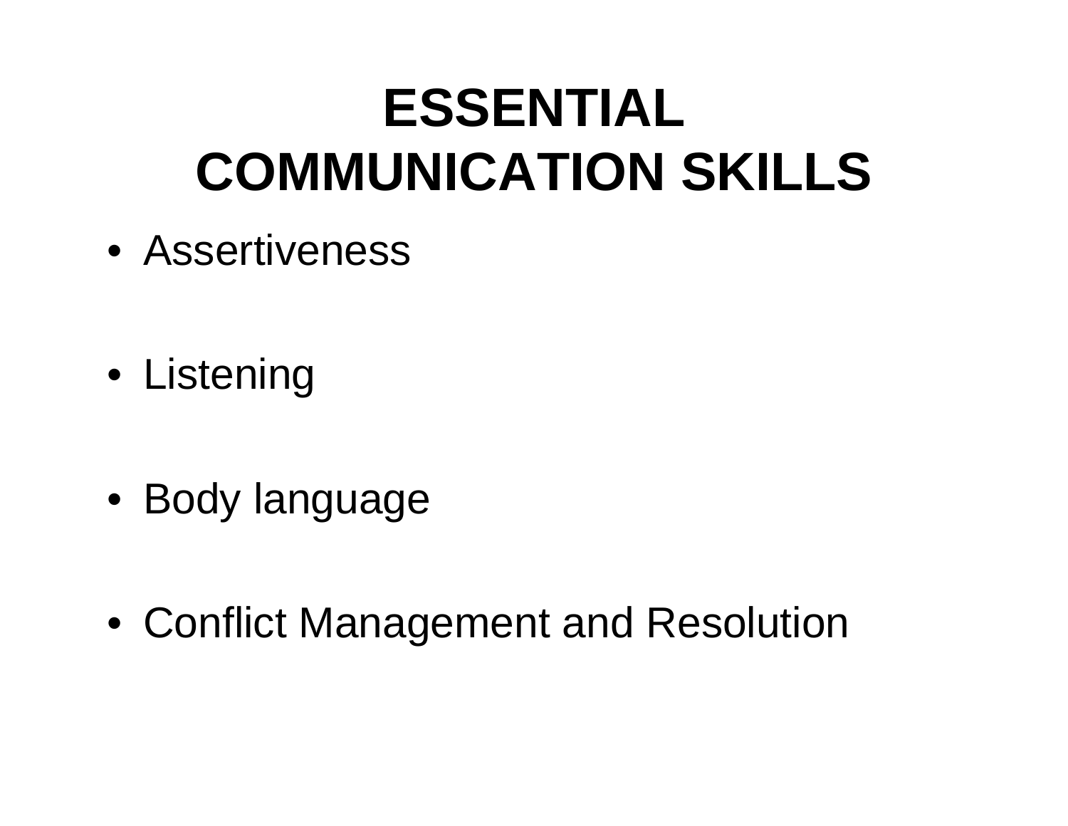# ESSENTIAL COMMUNICATION SKILLS

- Assertiveness
- Listening
- Body language
- Conflict Management and Resolution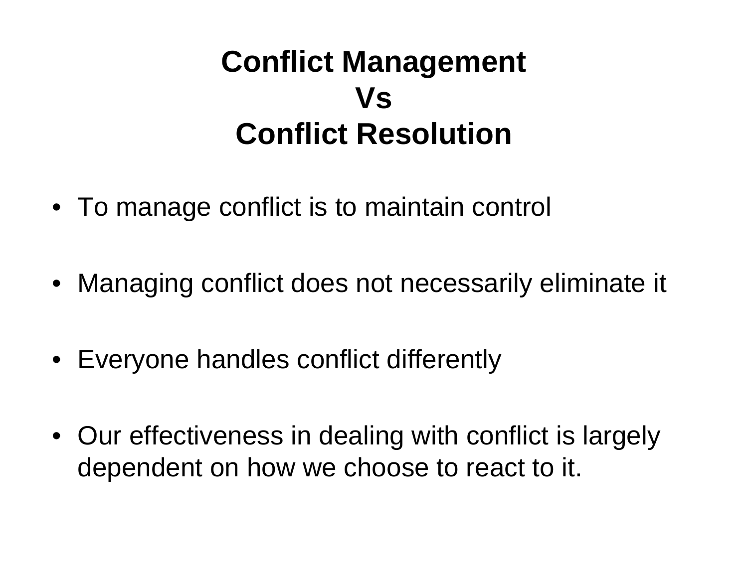# Conflict Management
# Vs
# Conflict Resolution

- To manage conflict is to maintain control
- Managing conflict does not necessarily eliminate it
- Everyone handles conflict differently
- Our effectiveness in dealing with conflict is largely dependent on how we choose to react to it.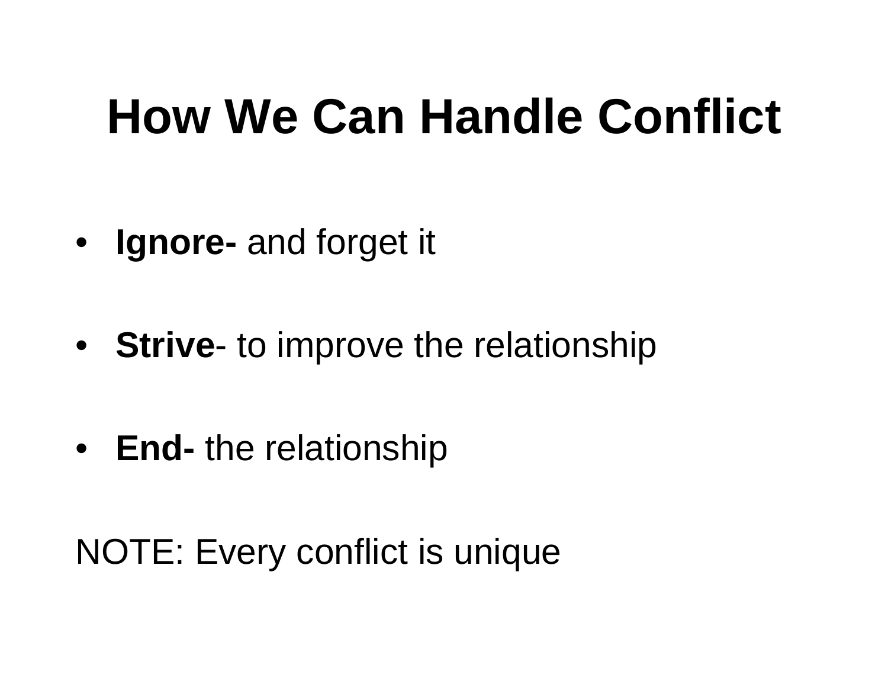# How We Can Handle Conflict

- **Ignore-** and forget it
- **Strive**- to improve the relationship
- **End-** the relationship

NOTE: Every conflict is unique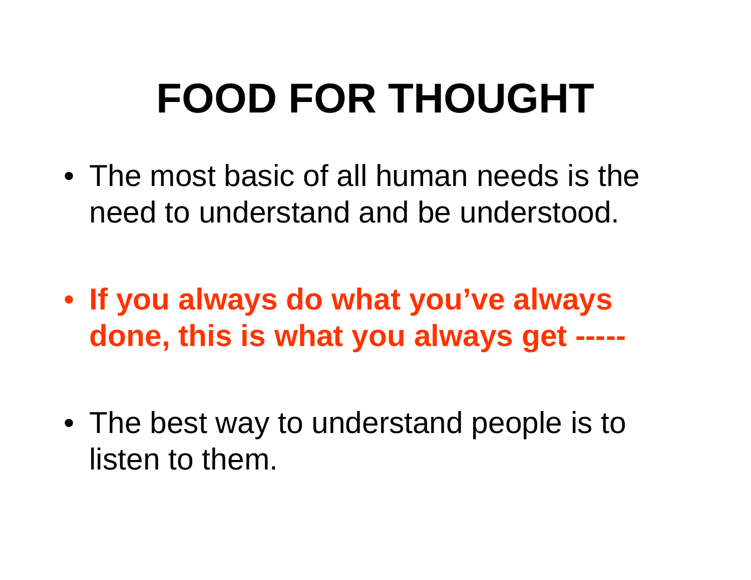# FOOD FOR THOUGHT

- The most basic of all human needs is the need to understand and be understood.

- **If you always do what you've always done, this is what you always get -----**

- The best way to understand people is to listen to them.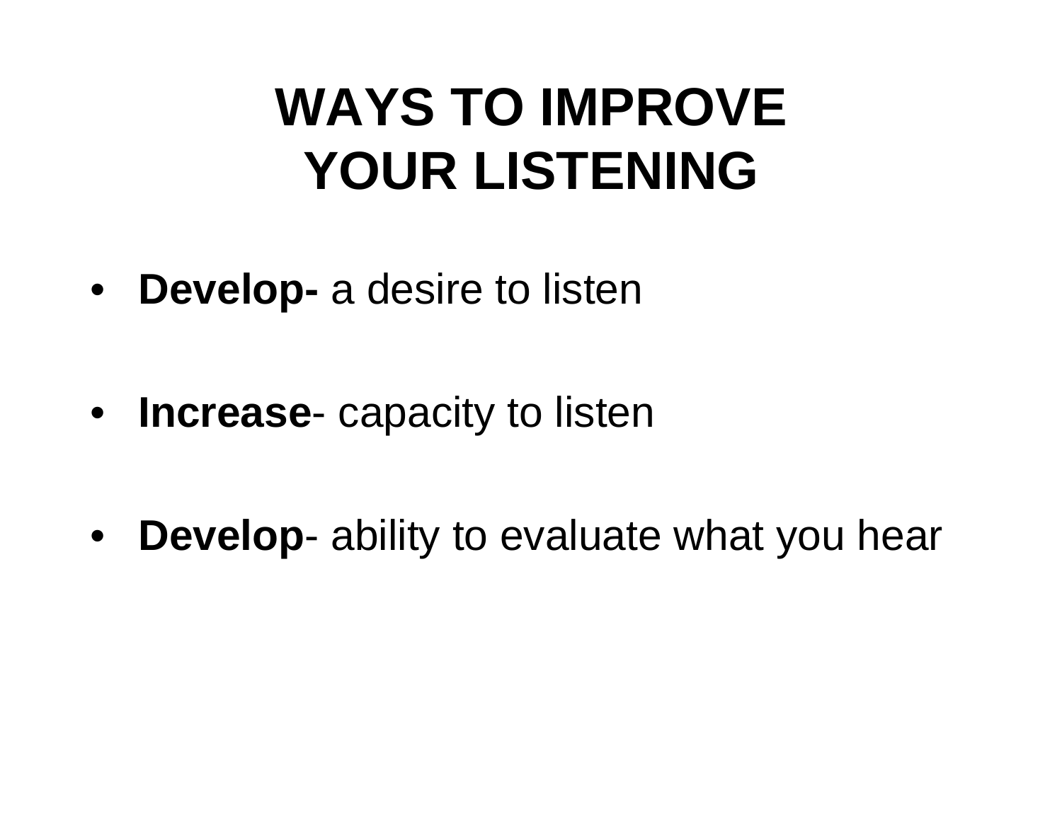# WAYS TO IMPROVE YOUR LISTENING

- **Develop-** a desire to listen
- **Increase**- capacity to listen
- **Develop**- ability to evaluate what you hear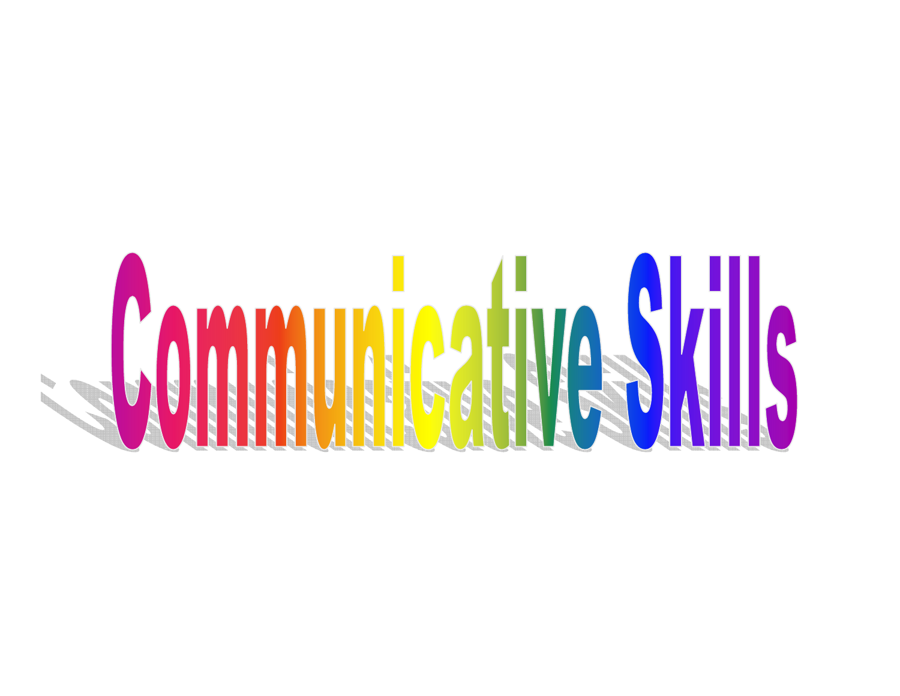# Communicative Skills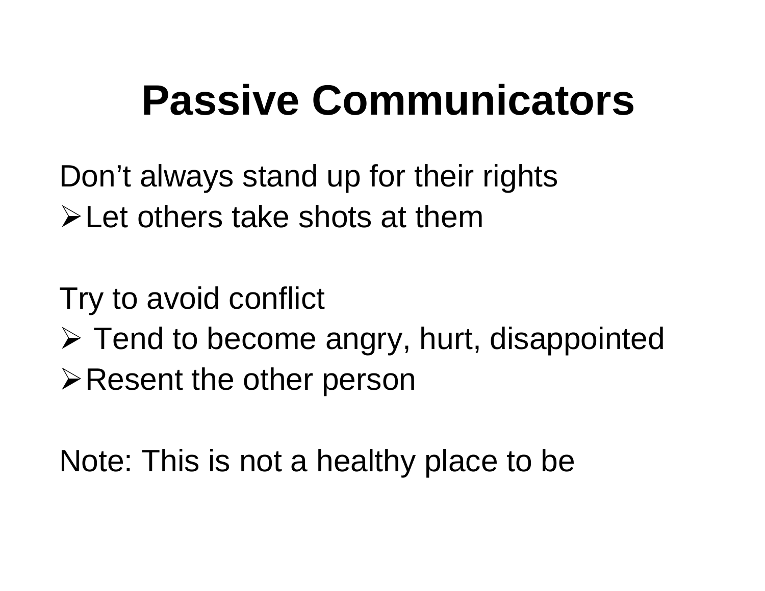# Passive Communicators

Don't always stand up for their rights

- Let others take shots at them

Try to avoid conflict

- Tend to become angry, hurt, disappointed
- Resent the other person

Note: This is not a healthy place to be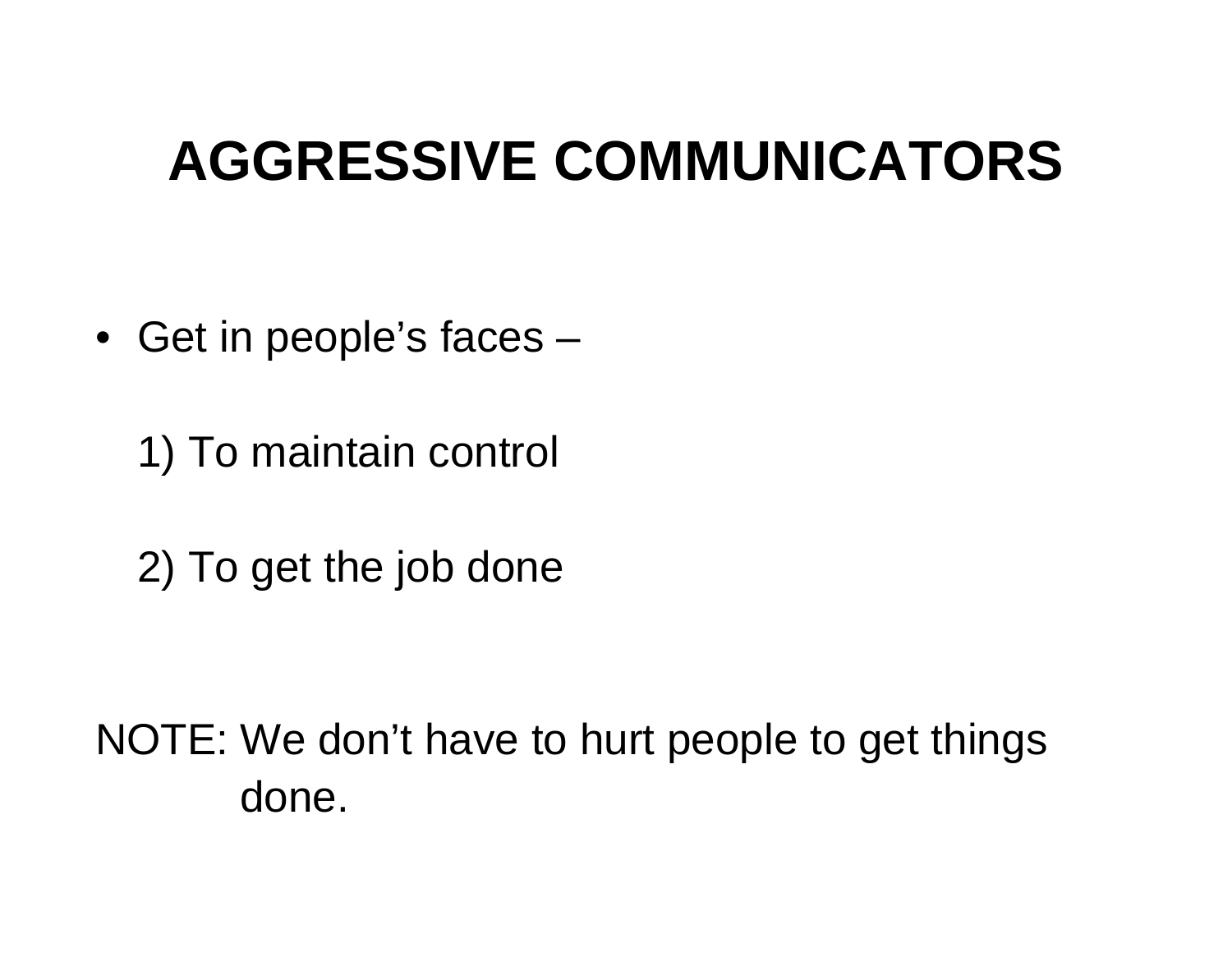# AGGRESSIVE COMMUNICATORS

- Get in people's faces –

  1) To maintain control

  2) To get the job done

NOTE: We don't have to hurt people to get things done.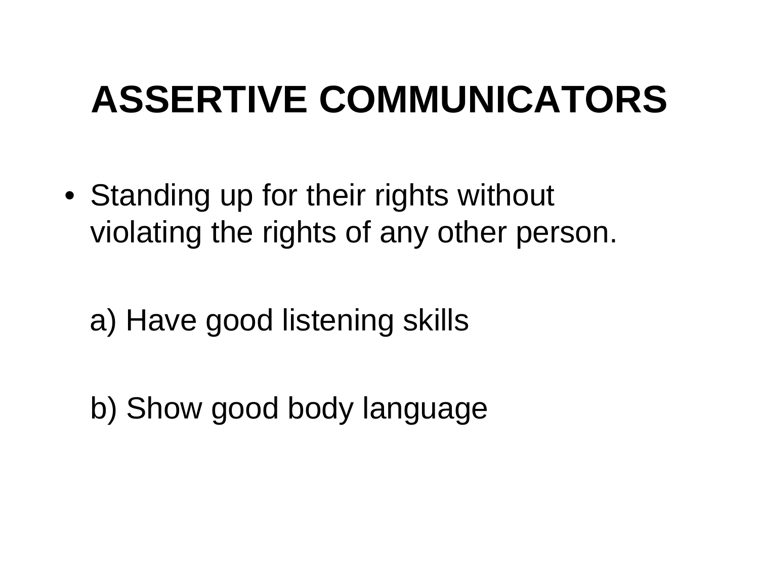# ASSERTIVE COMMUNICATORS

- Standing up for their rights without violating the rights of any other person.

  a) Have good listening skills

  b) Show good body language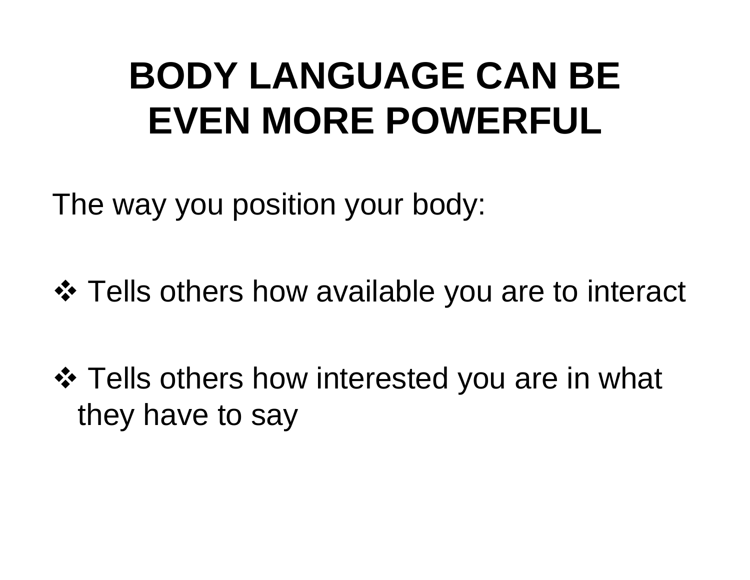# BODY LANGUAGE CAN BE EVEN MORE POWERFUL

The way you position your body:

- Tells others how available you are to interact

- Tells others how interested you are in what they have to say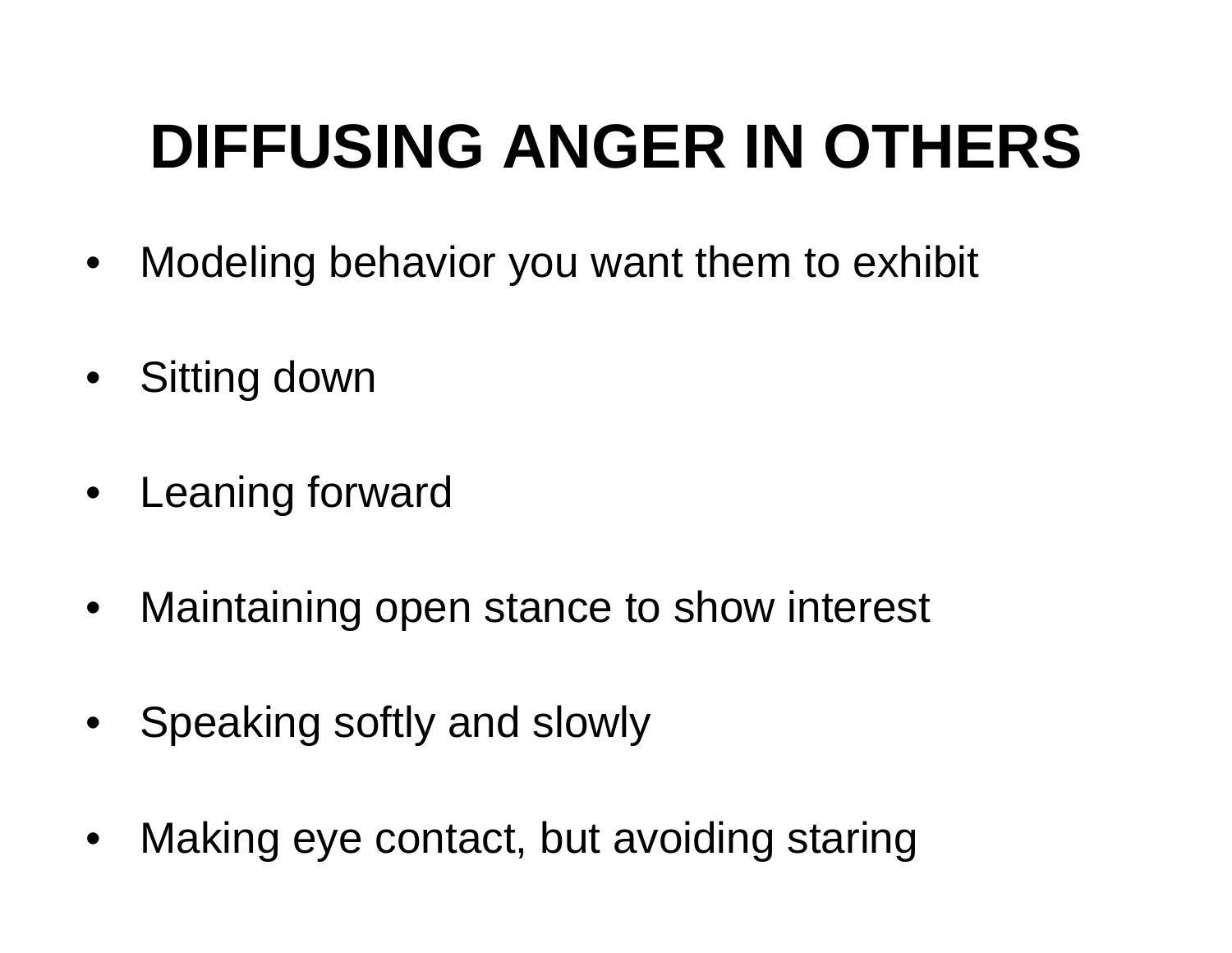# DIFFUSING ANGER IN OTHERS

- Modeling behavior you want them to exhibit
- Sitting down
- Leaning forward
- Maintaining open stance to show interest
- Speaking softly and slowly
- Making eye contact, but avoiding staring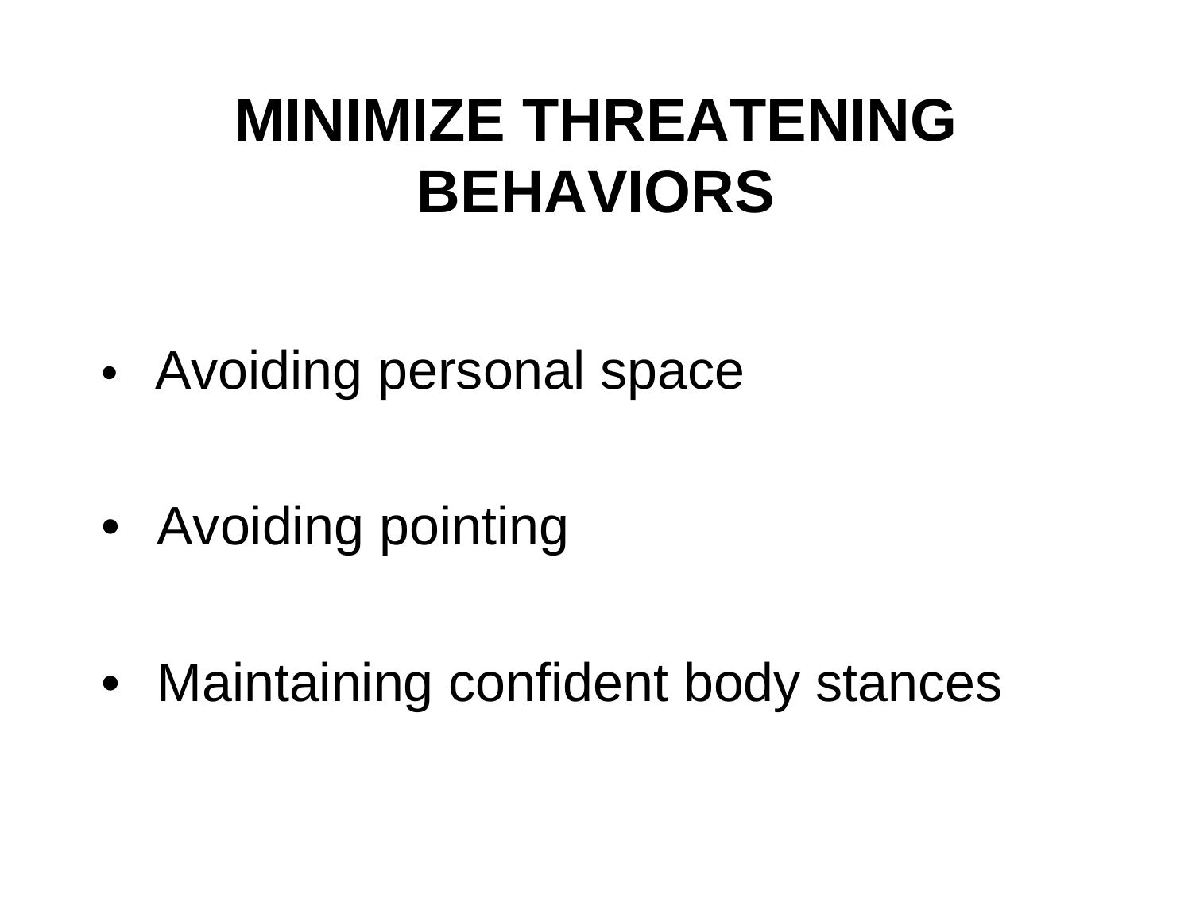# MINIMIZE THREATENING BEHAVIORS

- Avoiding personal space
- Avoiding pointing
- Maintaining confident body stances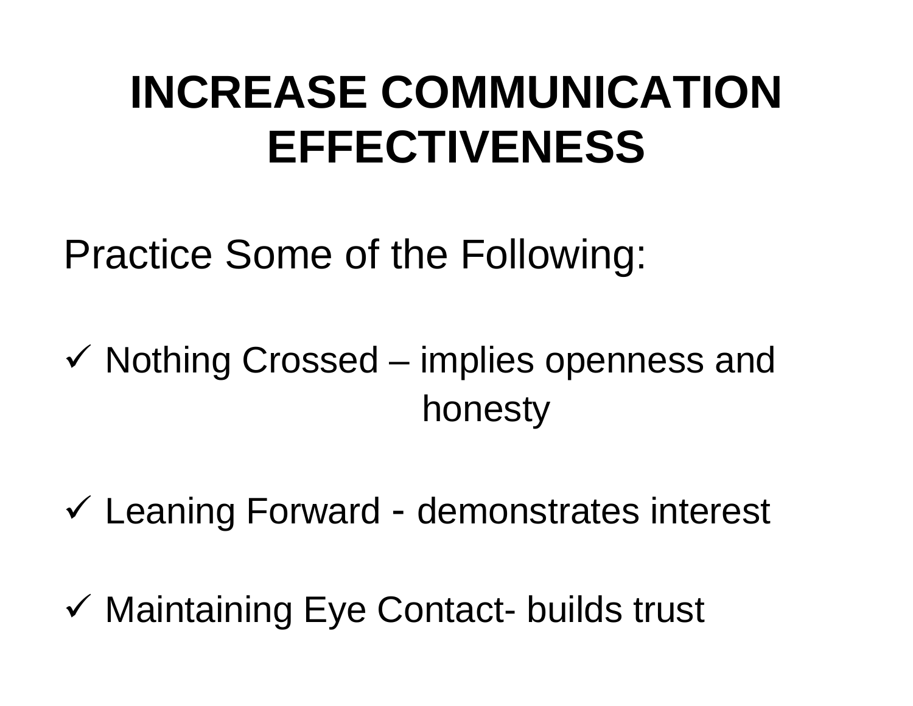# INCREASE COMMUNICATION EFFECTIVENESS

Practice Some of the Following:

- ✓ Nothing Crossed – implies openness and honesty
- ✓ Leaning Forward - demonstrates interest
- ✓ Maintaining Eye Contact- builds trust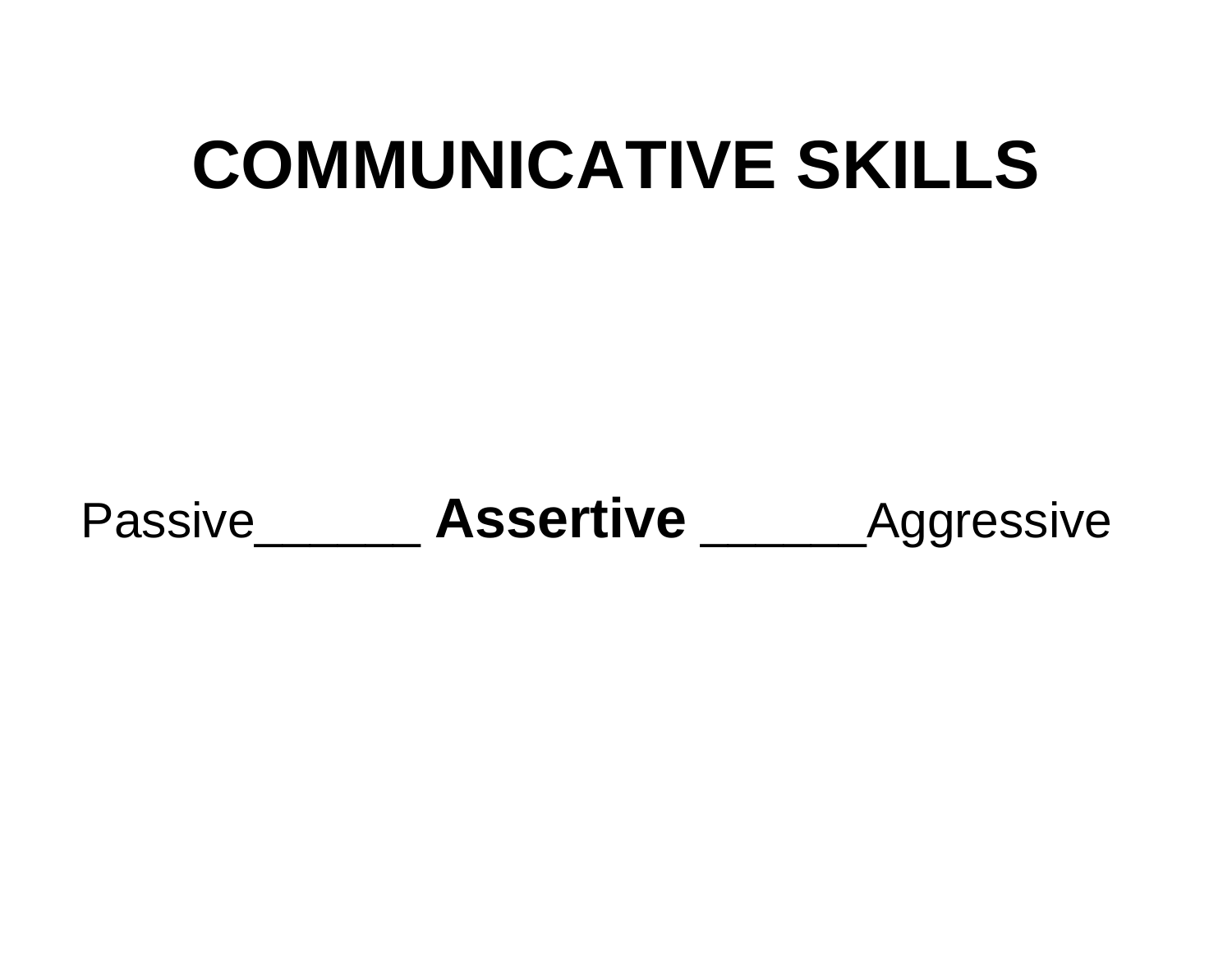# COMMUNICATIVE SKILLS

Passive______ **Assertive** ______Aggressive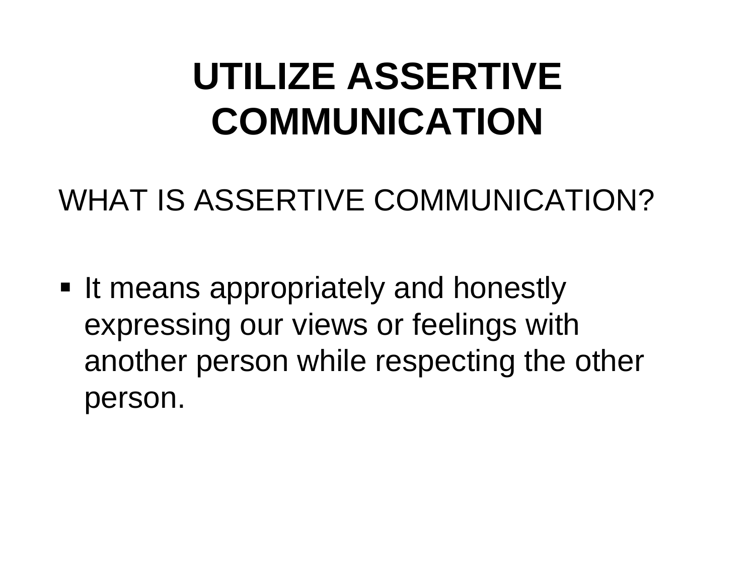# UTILIZE ASSERTIVE COMMUNICATION

WHAT IS ASSERTIVE COMMUNICATION?

- It means appropriately and honestly expressing our views or feelings with another person while respecting the other person.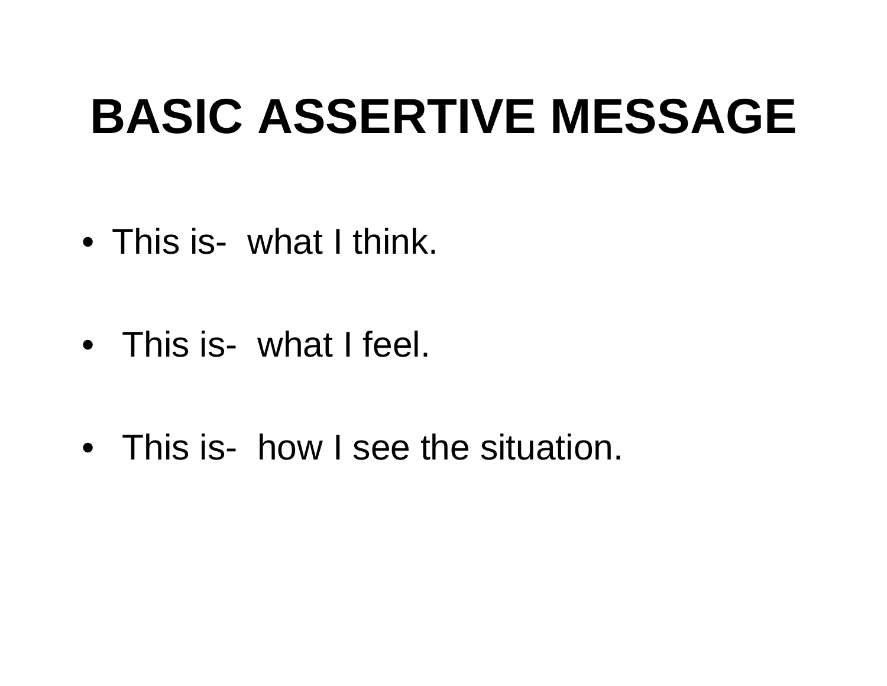# BASIC ASSERTIVE MESSAGE

- This is- what I think.
- This is- what I feel.
- This is- how I see the situation.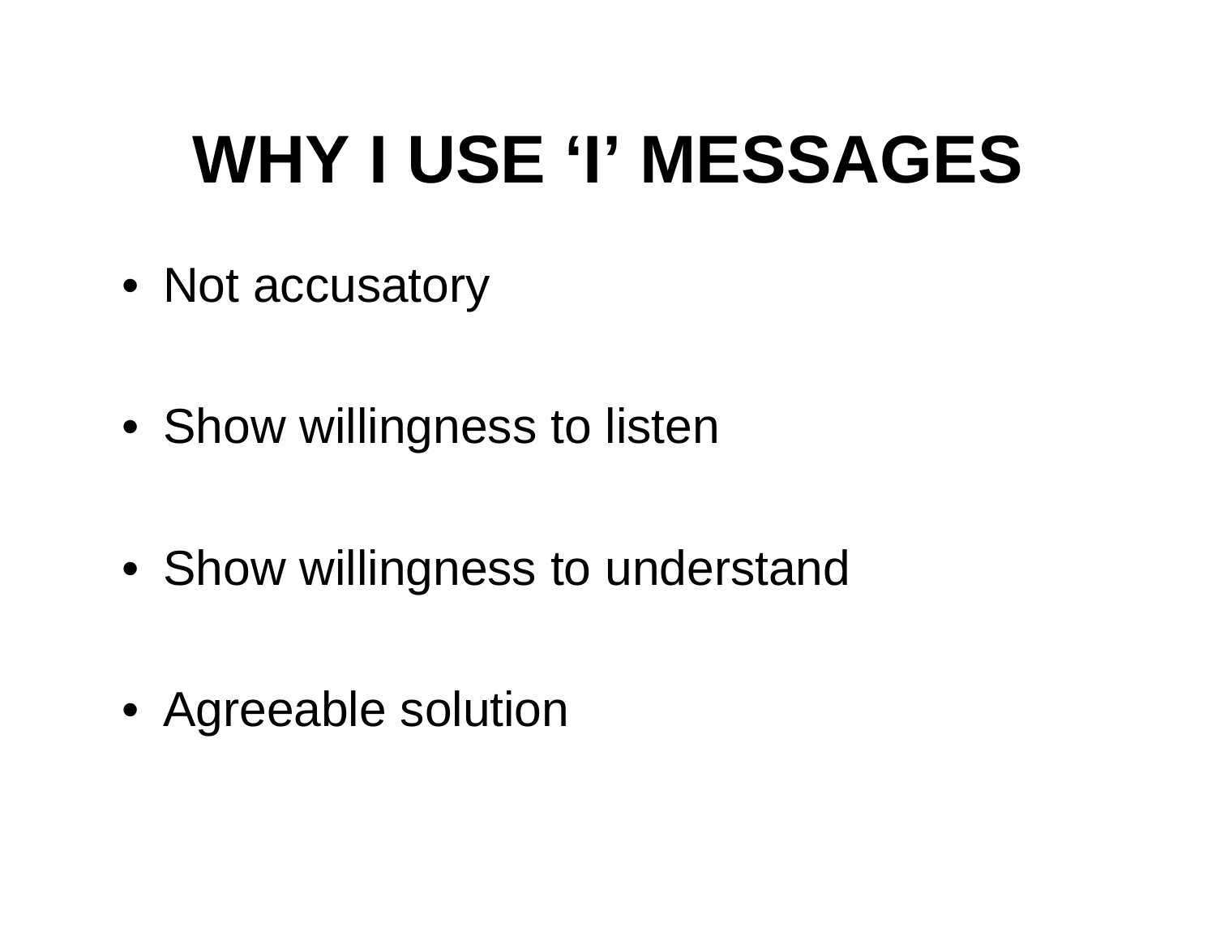# WHY I USE ‘I’ MESSAGES

- Not accusatory
- Show willingness to listen
- Show willingness to understand
- Agreeable solution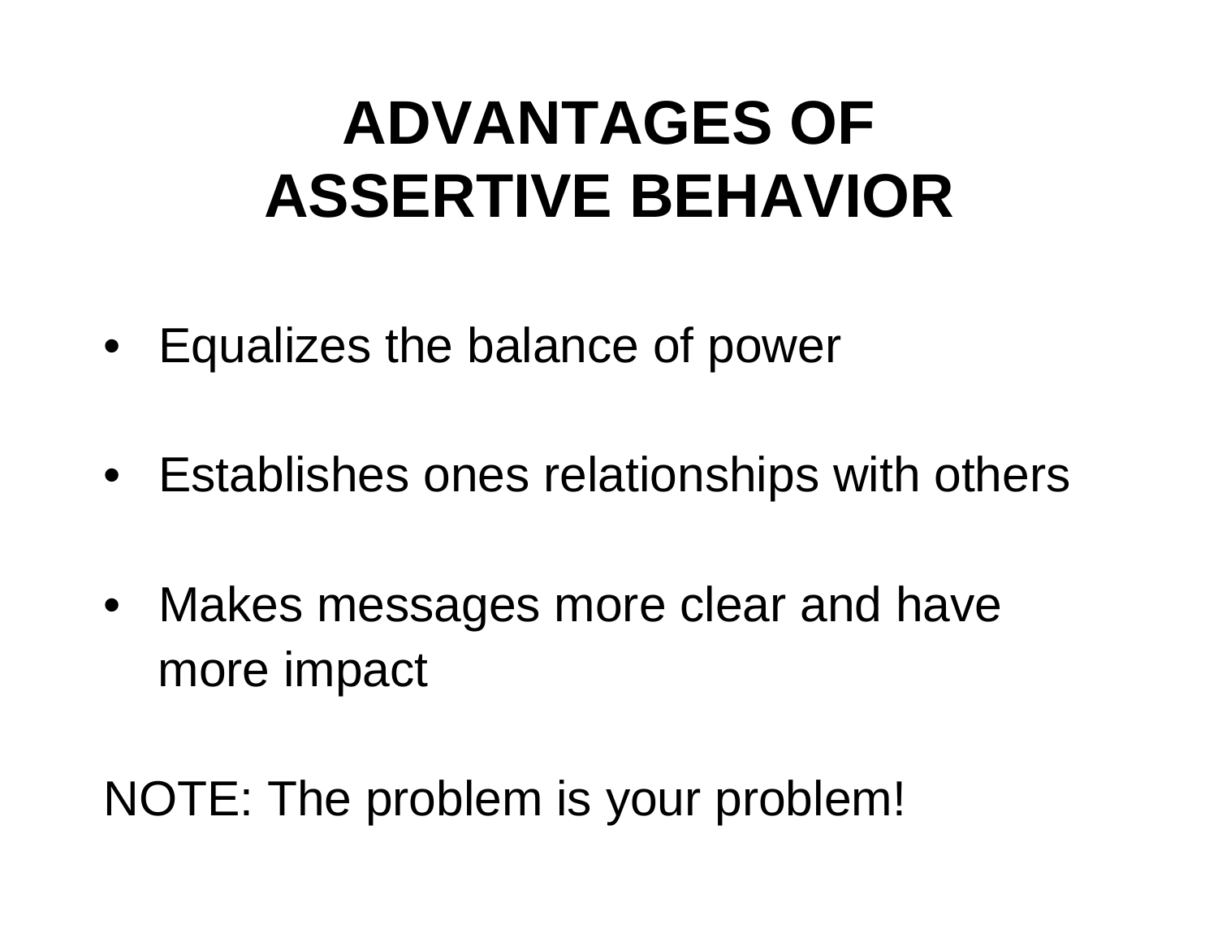# ADVANTAGES OF ASSERTIVE BEHAVIOR

- Equalizes the balance of power
- Establishes ones relationships with others
- Makes messages more clear and have more impact

NOTE: The problem is your problem!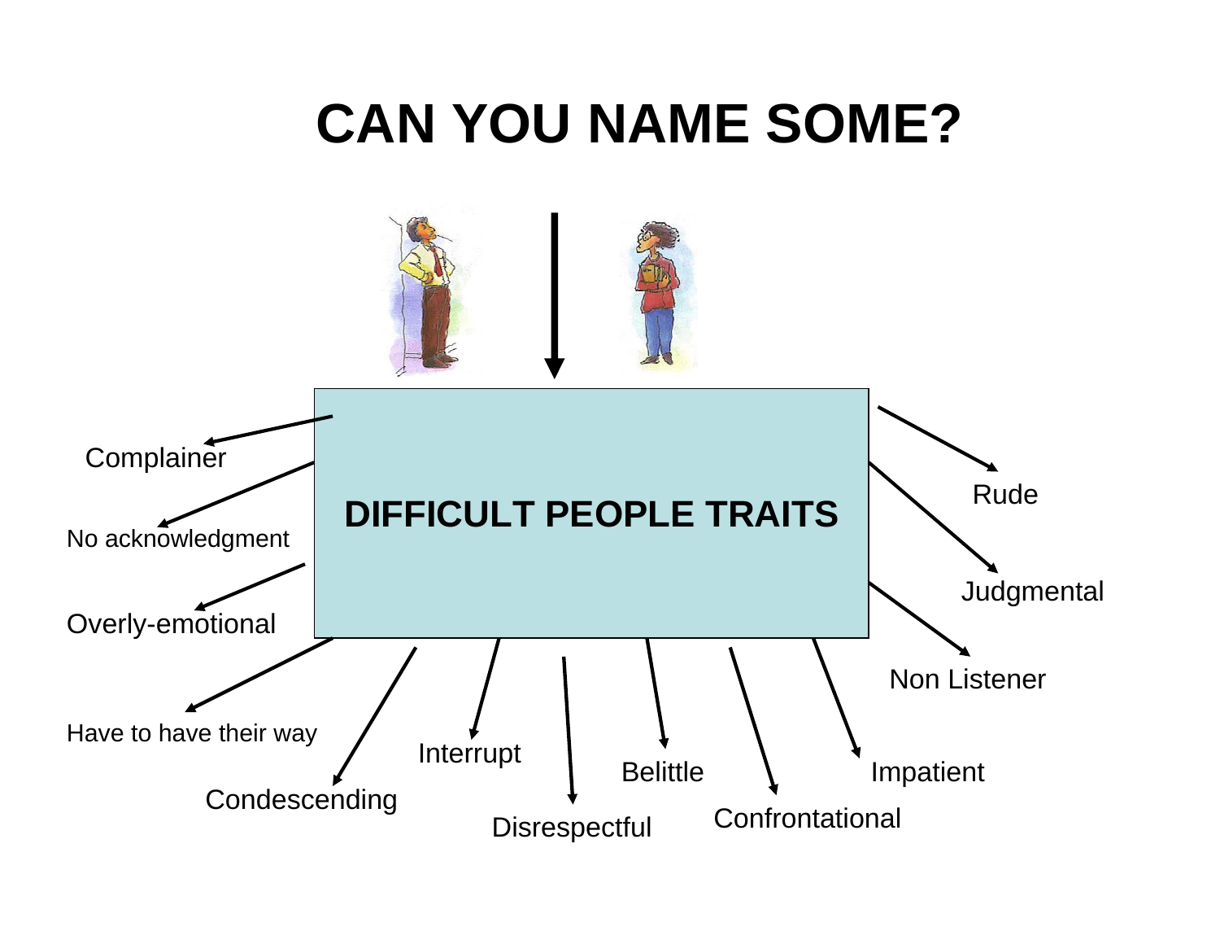# CAN YOU NAME SOME?

**DIFFICULT PEOPLE TRAITS**

- Complainer
- No acknowledgment
- Overly-emotional
- Have to have their way
- Condescending
- Interrupt
- Disrespectful
- Belittle
- Confrontational
- Impatient
- Non Listener
- Judgmental
- Rude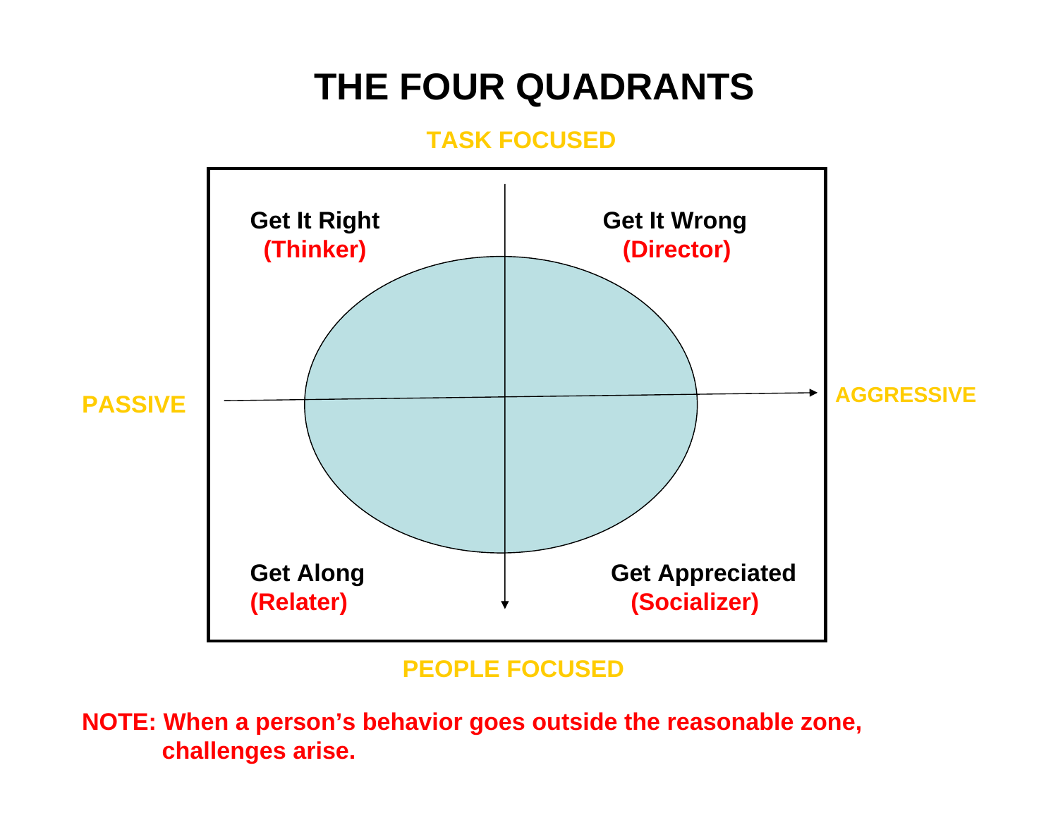# THE FOUR QUADRANTS

TASK FOCUSED

PASSIVE

AGGRESSIVE

**Get It Right**
**(Thinker)**

**Get It Wrong**
**(Director)**

**Get Along**
**(Relater)**

**Get Appreciated**
**(Socializer)**

PEOPLE FOCUSED

**NOTE: When a person's behavior goes outside the reasonable zone, challenges arise.**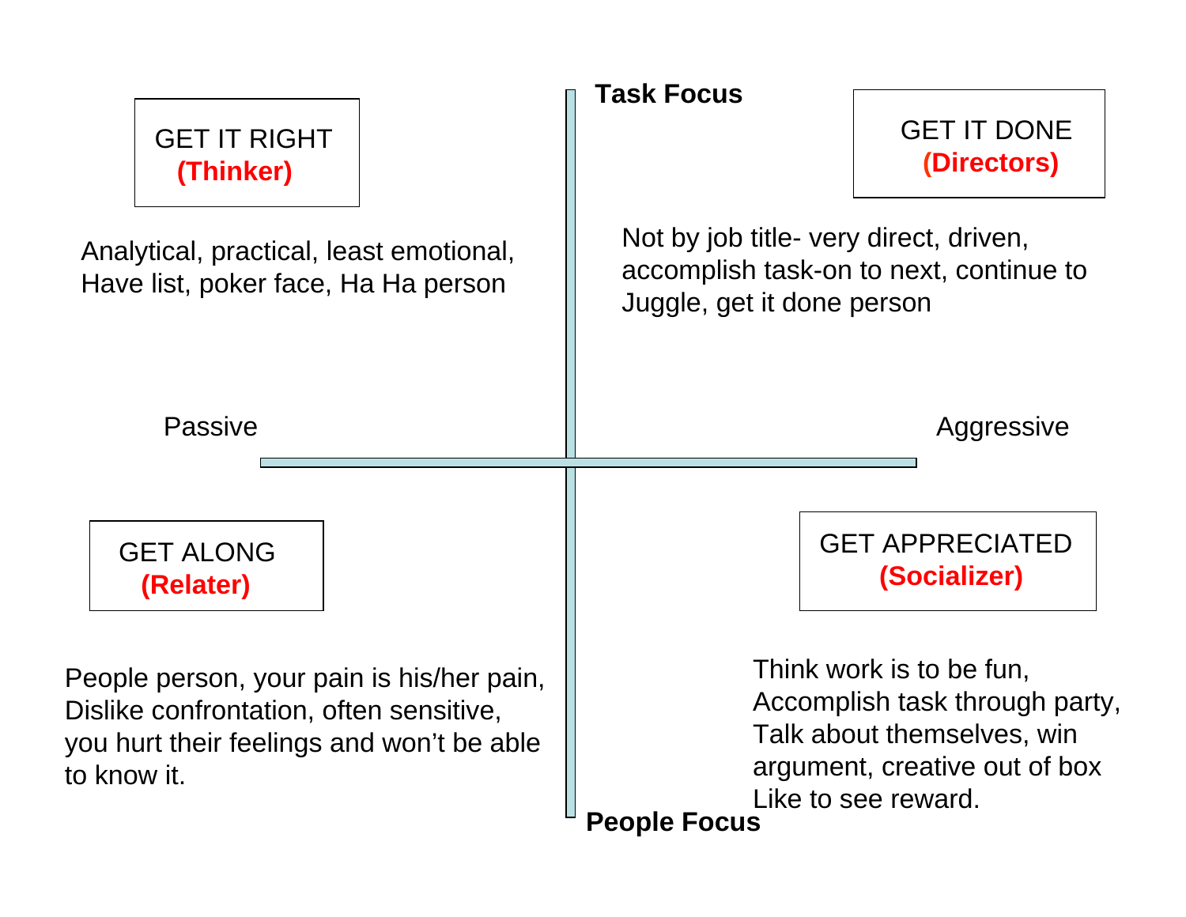**Task Focus**

**People Focus**

Passive — Aggressive

## GET IT RIGHT
**(Thinker)**

Analytical, practical, least emotional, Have list, poker face, Ha Ha person

## GET IT DONE
**(Directors)**

Not by job title- very direct, driven, accomplish task-on to next, continue to Juggle, get it done person

## GET ALONG
**(Relater)**

People person, your pain is his/her pain, Dislike confrontation, often sensitive, you hurt their feelings and won't be able to know it.

## GET APPRECIATED
**(Socializer)**

Think work is to be fun, Accomplish task through party, Talk about themselves, win argument, creative out of box Like to see reward.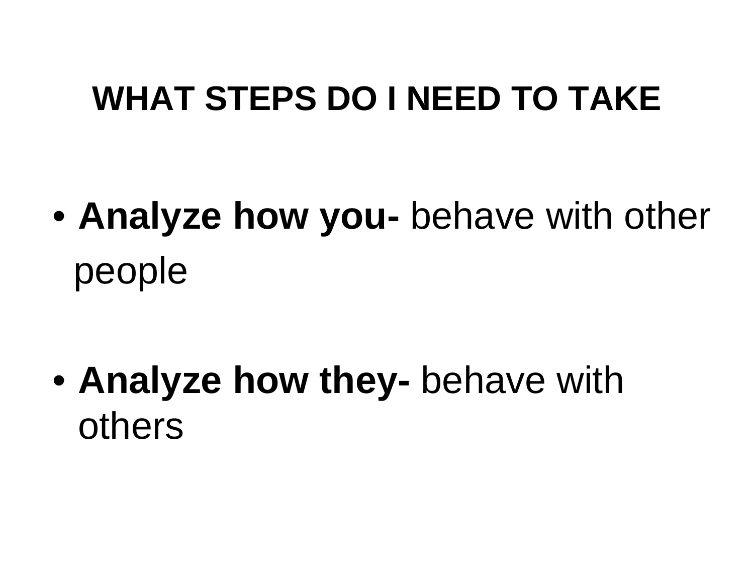# WHAT STEPS DO I NEED TO TAKE

- **Analyze how you-** behave with other people

- **Analyze how they-** behave with others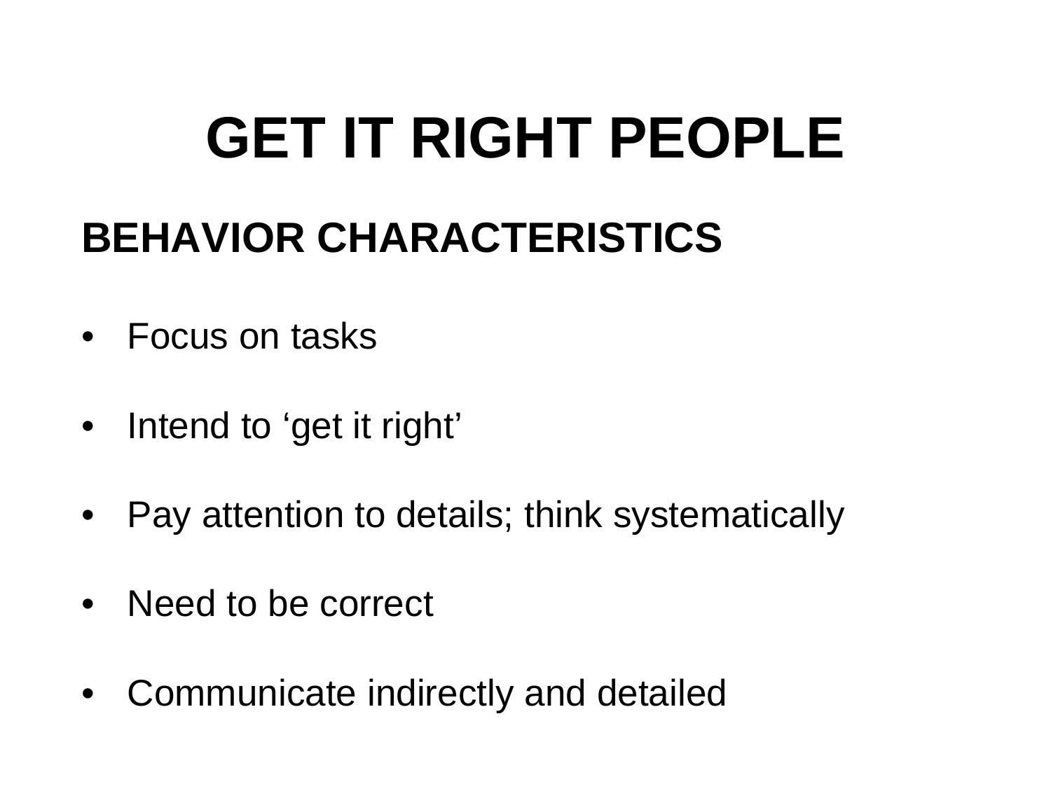# GET IT RIGHT PEOPLE

## BEHAVIOR CHARACTERISTICS

- Focus on tasks
- Intend to 'get it right'
- Pay attention to details; think systematically
- Need to be correct
- Communicate indirectly and detailed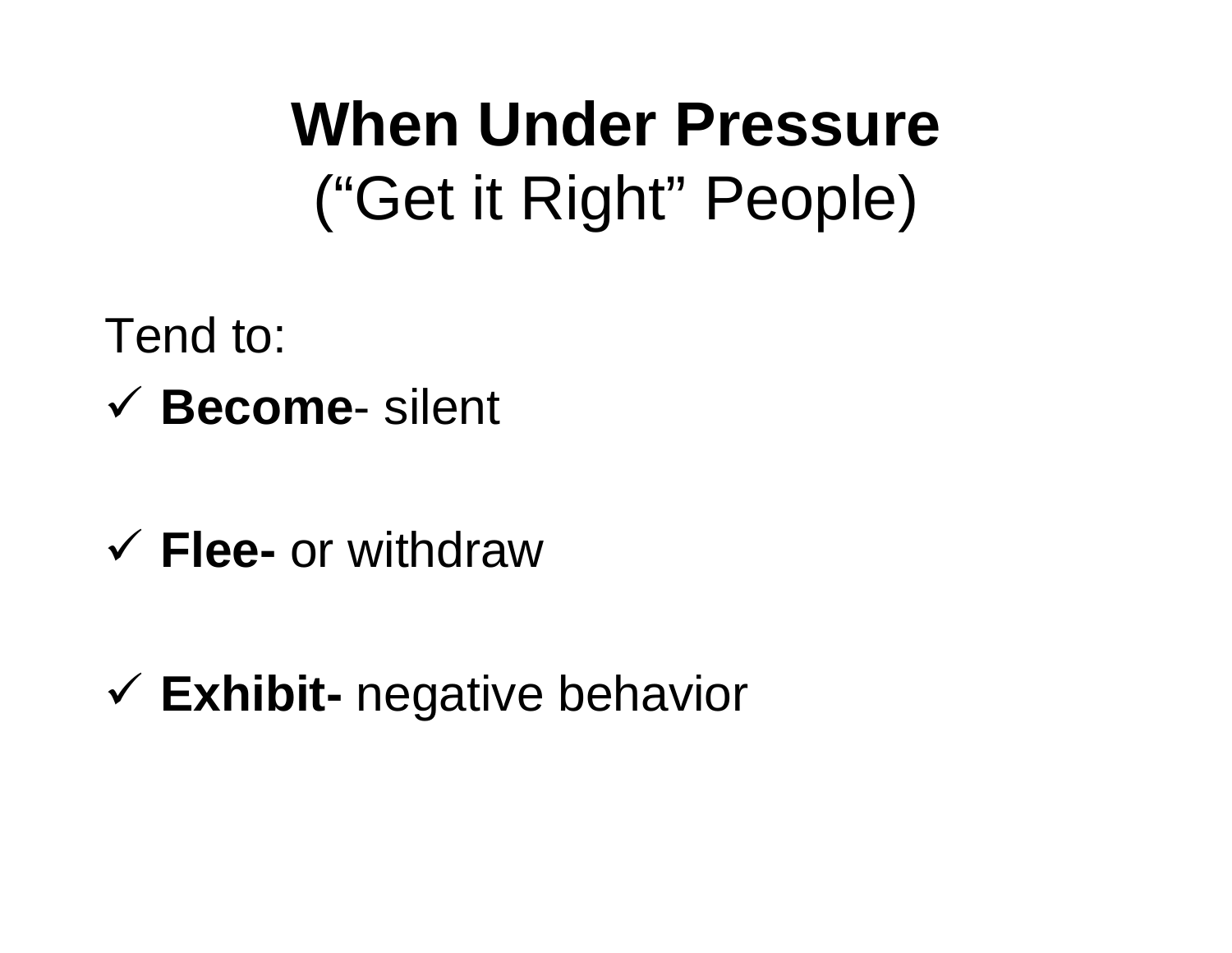# When Under Pressure
(“Get it Right” People)

Tend to:

- ✓ **Become**- silent

- ✓ **Flee-** or withdraw

- ✓ **Exhibit-** negative behavior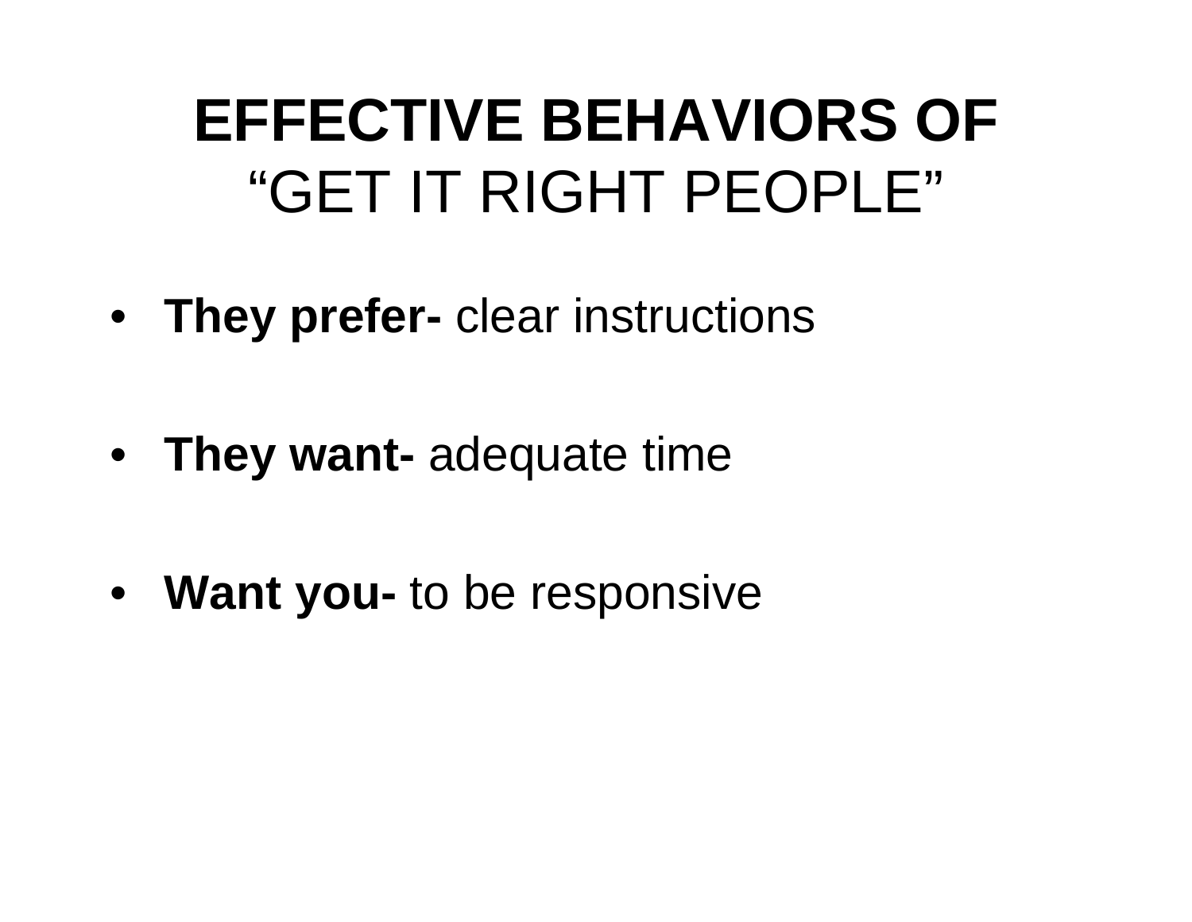# **EFFECTIVE BEHAVIORS OF** “GET IT RIGHT PEOPLE”

- **They prefer-** clear instructions
- **They want-** adequate time
- **Want you-** to be responsive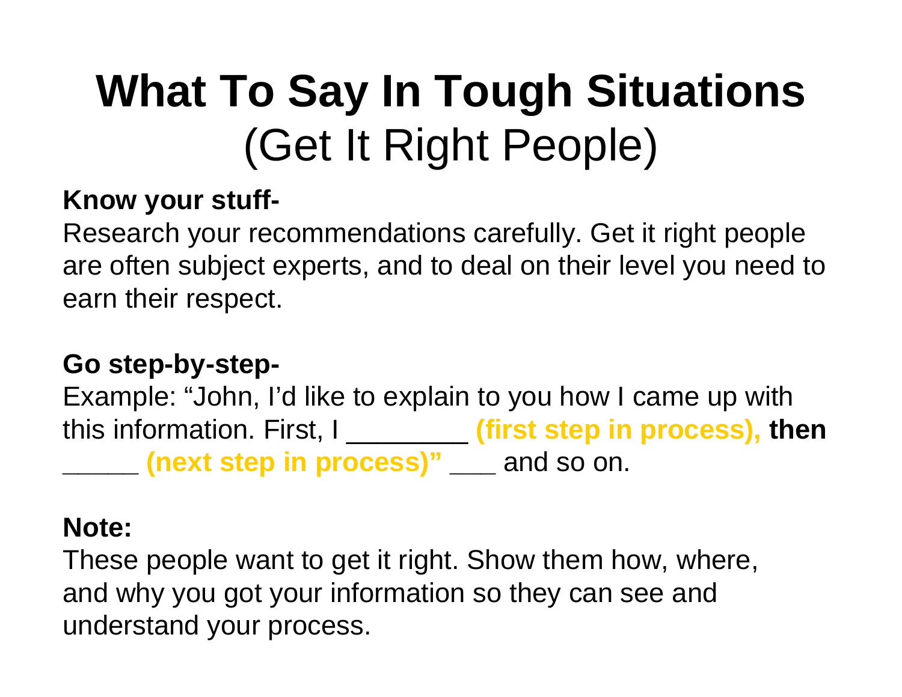# **What To Say In Tough Situations** (Get It Right People)

**Know your stuff-**

Research your recommendations carefully. Get it right people are often subject experts, and to deal on their level you need to earn their respect.

**Go step-by-step-**

Example: "John, I'd like to explain to you how I came up with this information. First, I ________ **(first step in process), then** _____ **(next step in process)"** ___ and so on.

**Note:**

These people want to get it right. Show them how, where, and why you got your information so they can see and understand your process.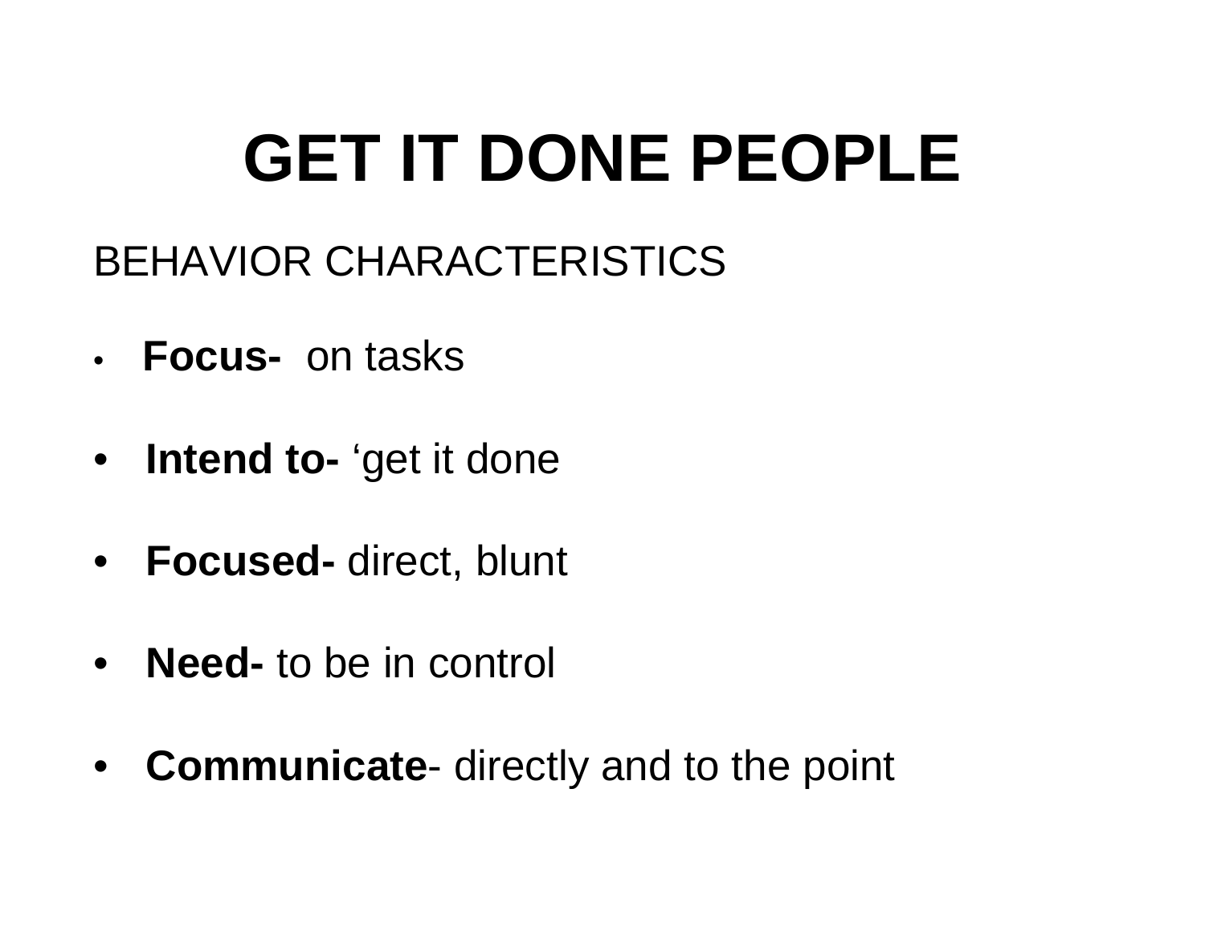# GET IT DONE PEOPLE

BEHAVIOR CHARACTERISTICS

- **Focus-** on tasks
- **Intend to-** ‘get it done
- **Focused-** direct, blunt
- **Need-** to be in control
- **Communicate**- directly and to the point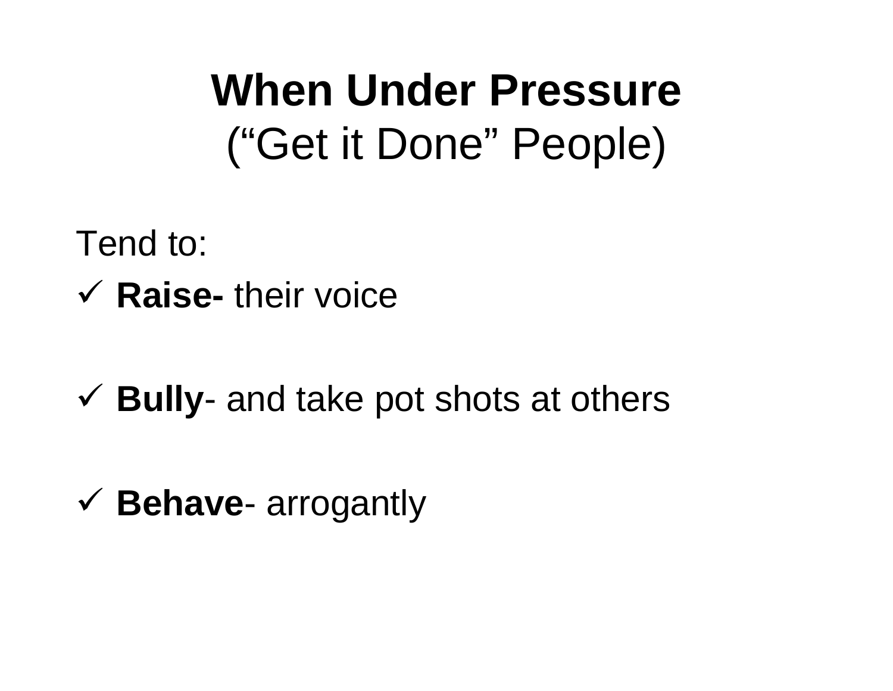# When Under Pressure
## (“Get it Done” People)

Tend to:

- ✓ **Raise-** their voice
- ✓ **Bully**- and take pot shots at others
- ✓ **Behave**- arrogantly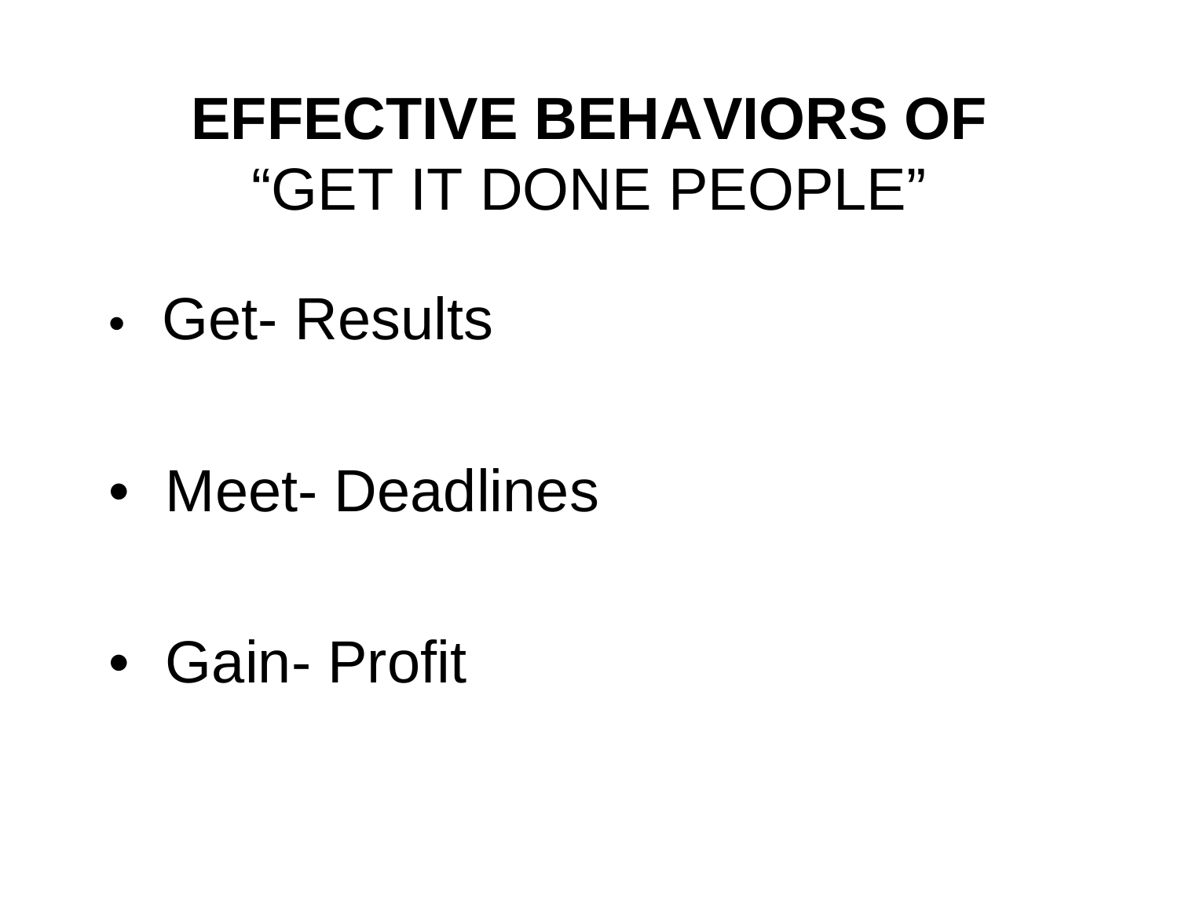# **EFFECTIVE BEHAVIORS OF** "GET IT DONE PEOPLE"

- Get- Results
- Meet- Deadlines
- Gain- Profit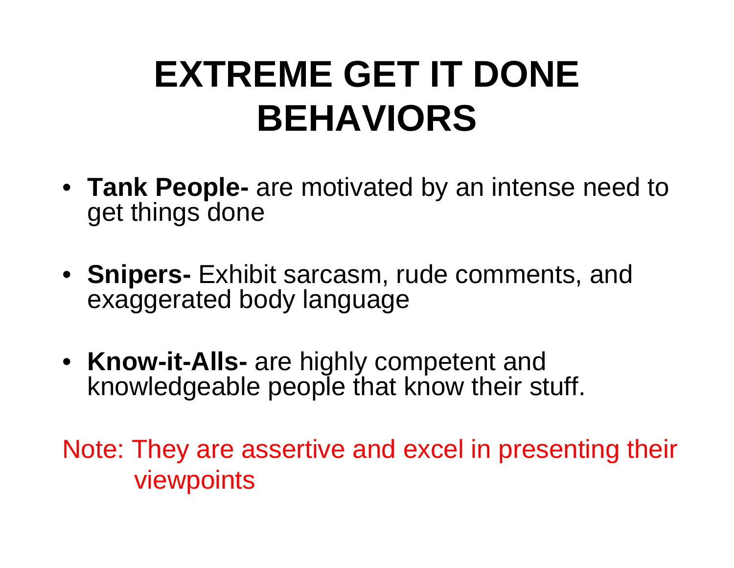# EXTREME GET IT DONE BEHAVIORS

- **Tank People-** are motivated by an intense need to get things done
- **Snipers-** Exhibit sarcasm, rude comments, and exaggerated body language
- **Know-it-Alls-** are highly competent and knowledgeable people that know their stuff.

Note: They are assertive and excel in presenting their viewpoints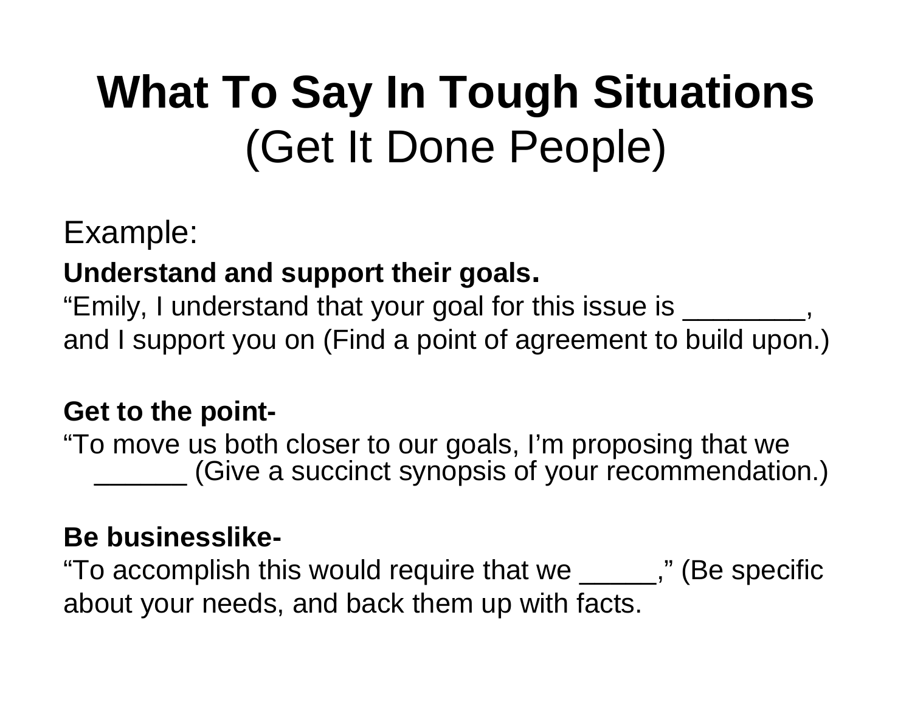# **What To Say In Tough Situations**
# (Get It Done People)

Example:

**Understand and support their goals.**

"Emily, I understand that your goal for this issue is ________, and I support you on (Find a point of agreement to build upon.)

**Get to the point-**

"To move us both closer to our goals, I'm proposing that we ______ (Give a succinct synopsis of your recommendation.)

**Be businesslike-**

"To accomplish this would require that we _____," (Be specific about your needs, and back them up with facts.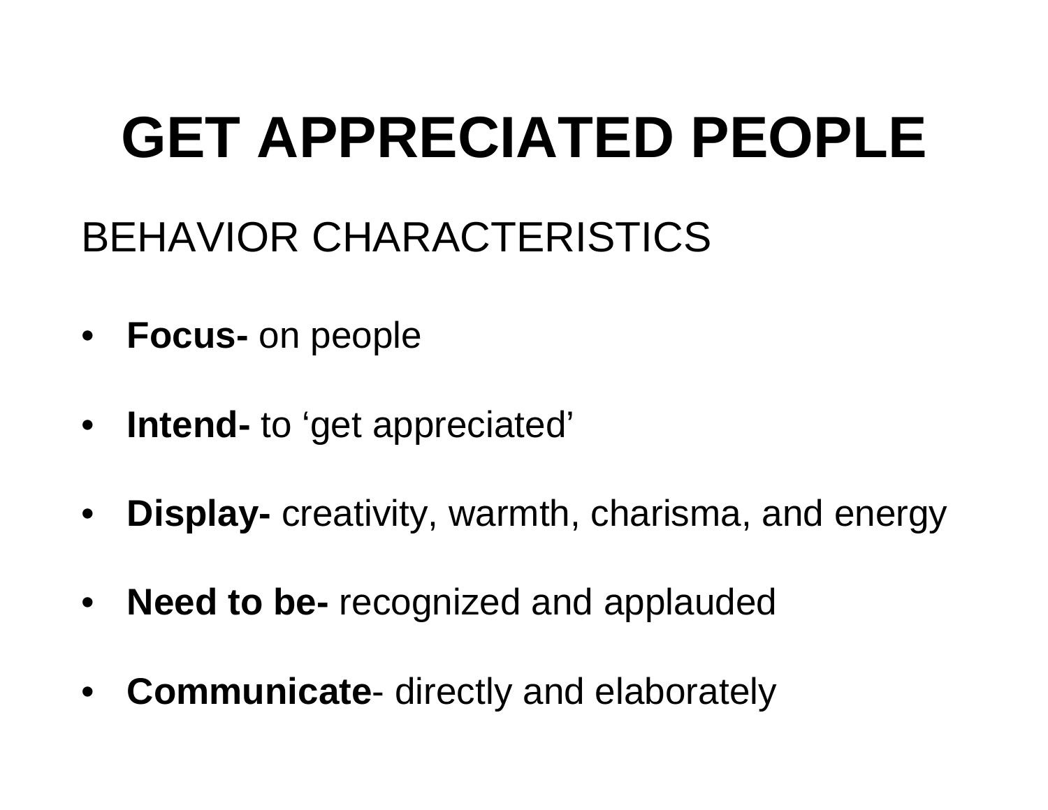# GET APPRECIATED PEOPLE

## BEHAVIOR CHARACTERISTICS

- **Focus-** on people
- **Intend-** to 'get appreciated'
- **Display-** creativity, warmth, charisma, and energy
- **Need to be-** recognized and applauded
- **Communicate**- directly and elaborately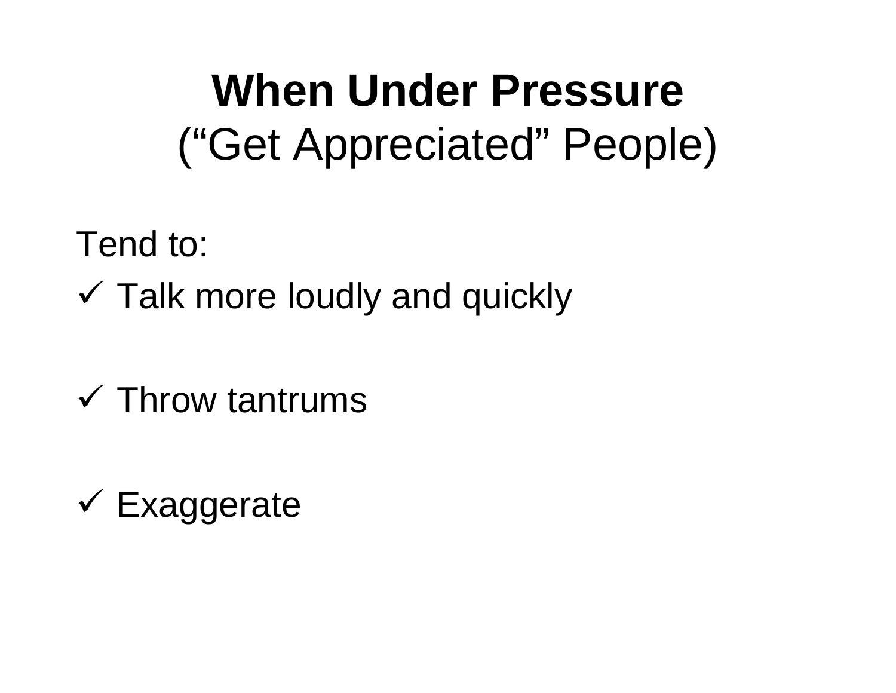# When Under Pressure
## ("Get Appreciated" People)

Tend to:

- ✓ Talk more loudly and quickly
- ✓ Throw tantrums
- ✓ Exaggerate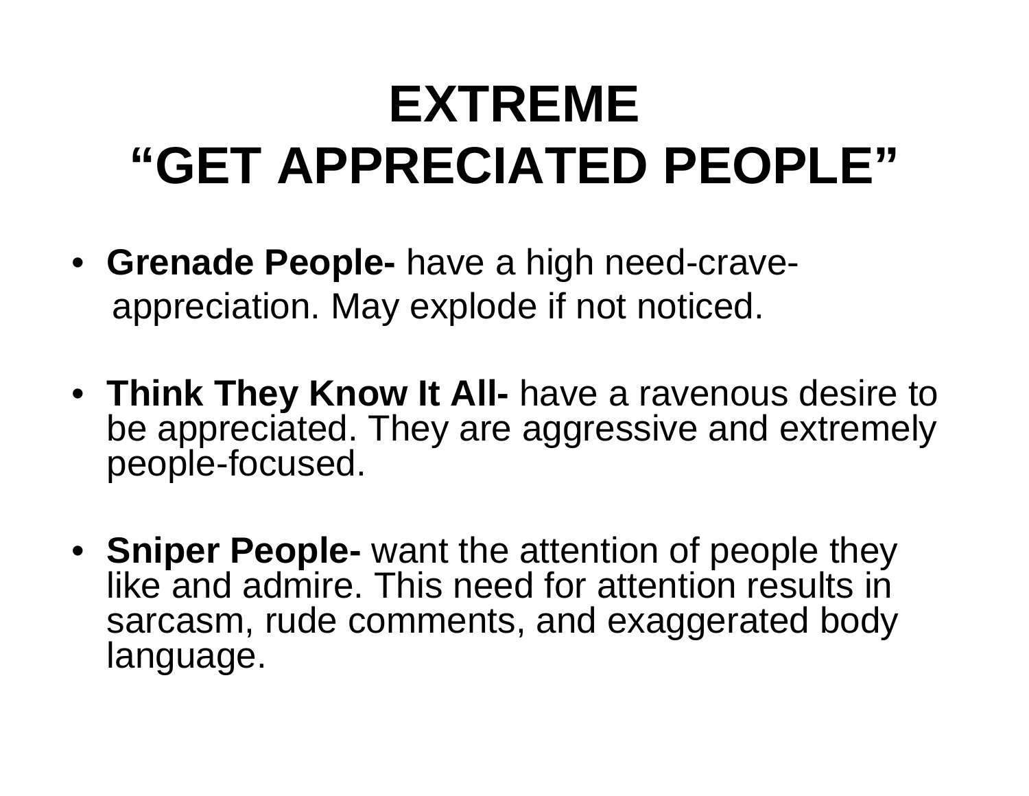# EXTREME
# "GET APPRECIATED PEOPLE"

- **Grenade People-** have a high need-crave-appreciation. May explode if not noticed.

- **Think They Know It All-** have a ravenous desire to be appreciated. They are aggressive and extremely people-focused.

- **Sniper People-** want the attention of people they like and admire. This need for attention results in sarcasm, rude comments, and exaggerated body language.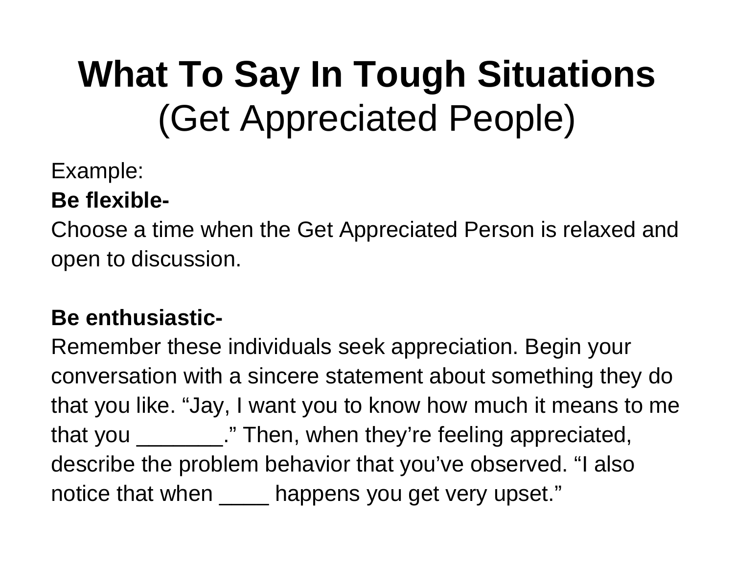# What To Say In Tough Situations
## (Get Appreciated People)

Example:

**Be flexible-**

Choose a time when the Get Appreciated Person is relaxed and open to discussion.

**Be enthusiastic-**

Remember these individuals seek appreciation. Begin your conversation with a sincere statement about something they do that you like. “Jay, I want you to know how much it means to me that you _______.” Then, when they’re feeling appreciated, describe the problem behavior that you’ve observed. “I also notice that when ____ happens you get very upset.”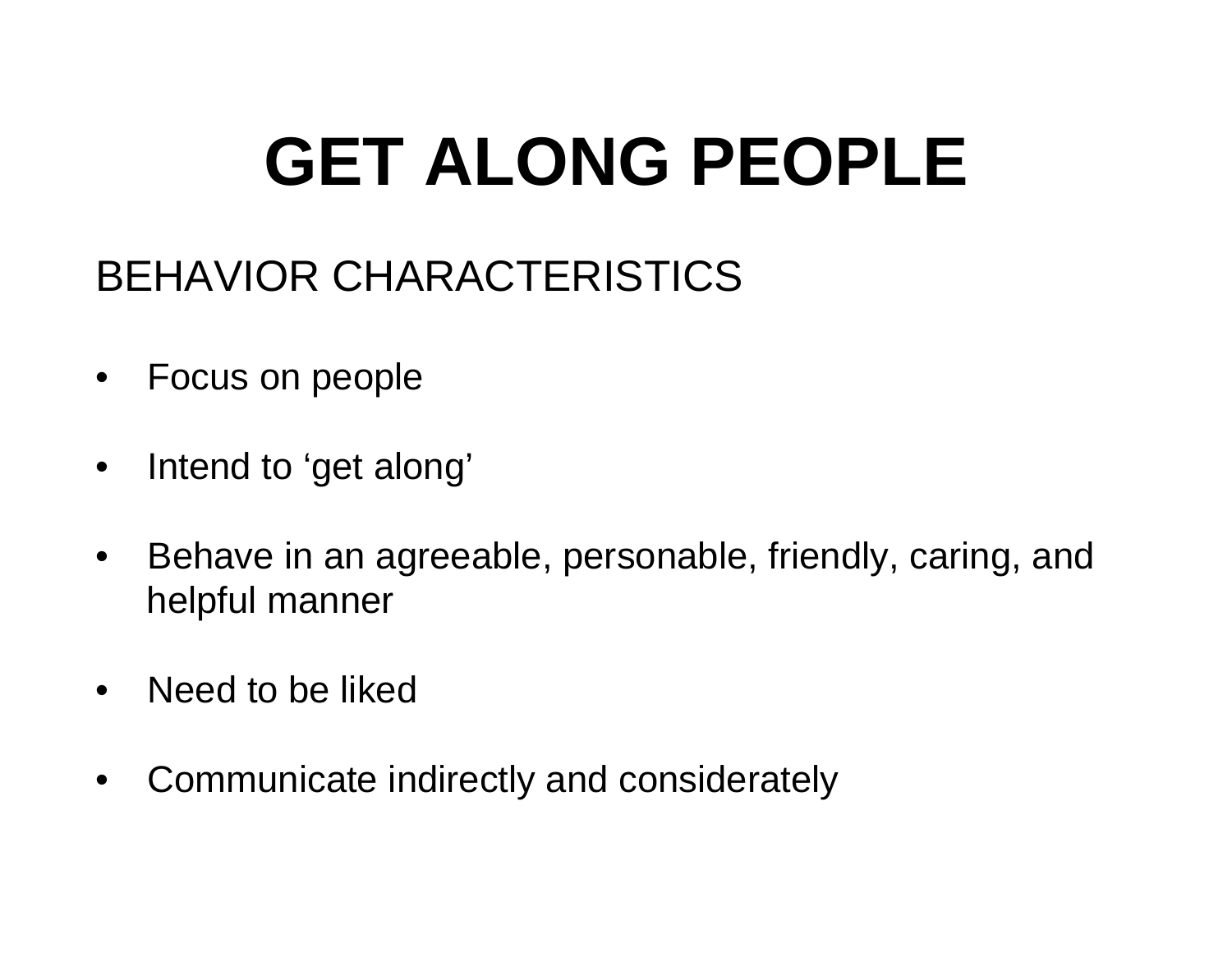# GET ALONG PEOPLE

BEHAVIOR CHARACTERISTICS

- Focus on people
- Intend to 'get along'
- Behave in an agreeable, personable, friendly, caring, and helpful manner
- Need to be liked
- Communicate indirectly and considerately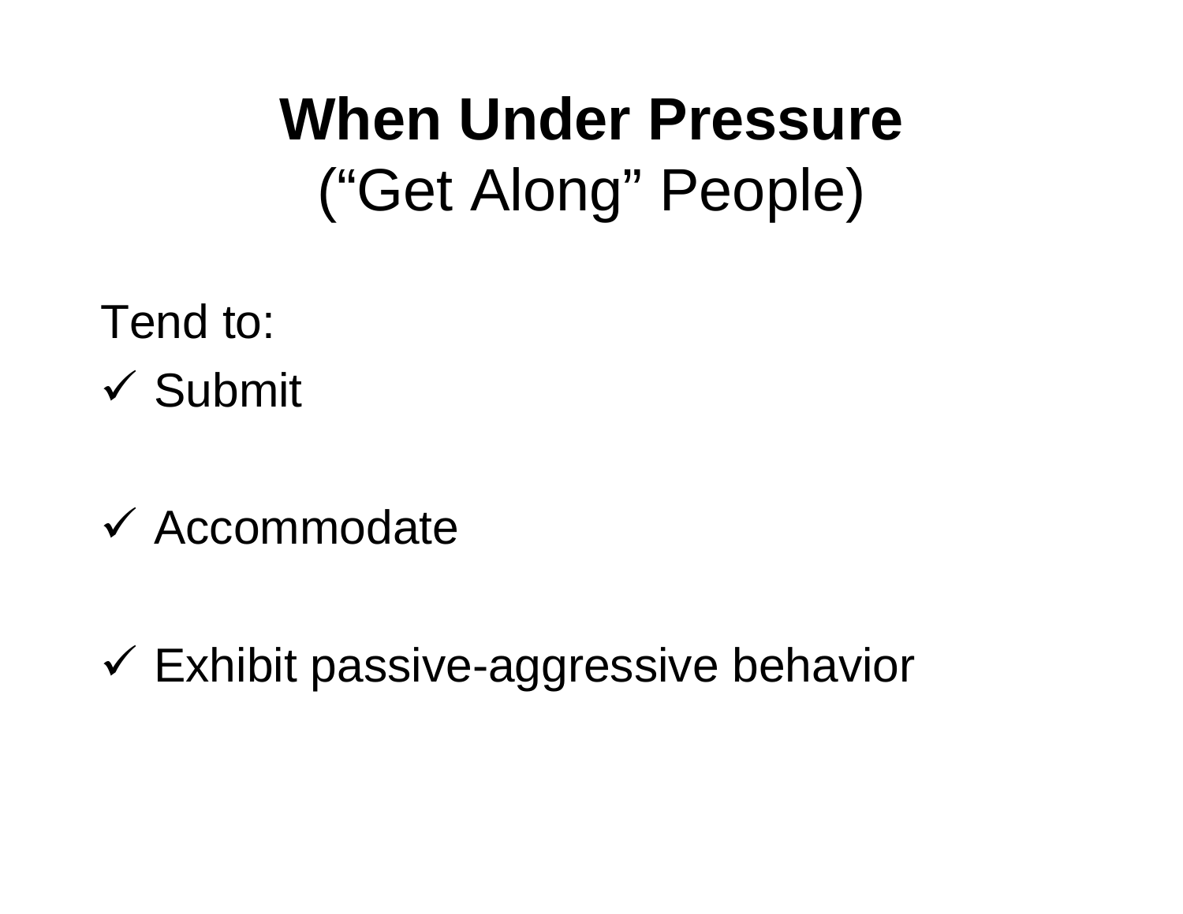# When Under Pressure
## (“Get Along” People)

Tend to:

- ✓ Submit
- ✓ Accommodate
- ✓ Exhibit passive-aggressive behavior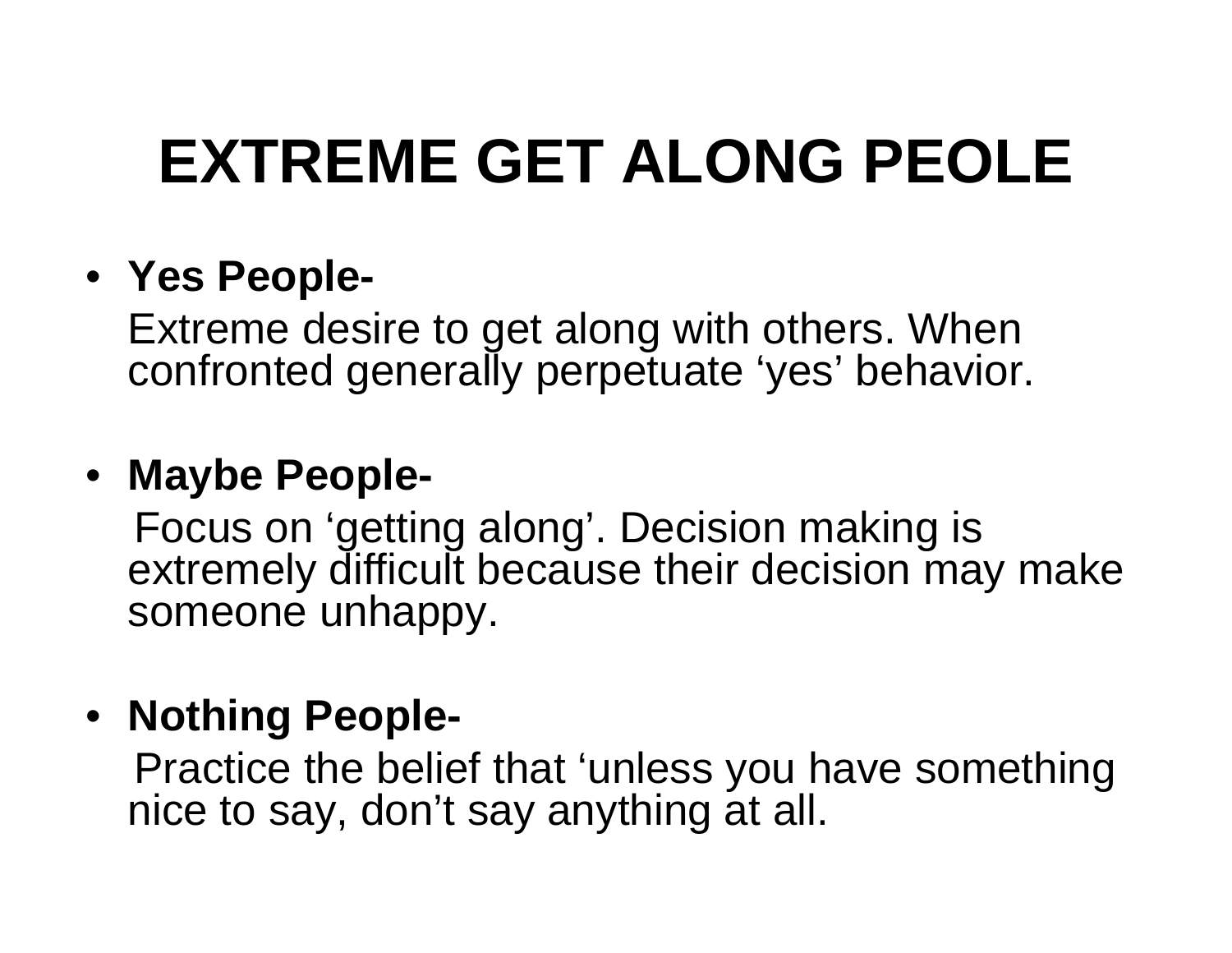# EXTREME GET ALONG PEOLE

- **Yes People-**

  Extreme desire to get along with others. When confronted generally perpetuate ‘yes’ behavior.

- **Maybe People-**

  Focus on ‘getting along’. Decision making is extremely difficult because their decision may make someone unhappy.

- **Nothing People-**

  Practice the belief that ‘unless you have something nice to say, don’t say anything at all.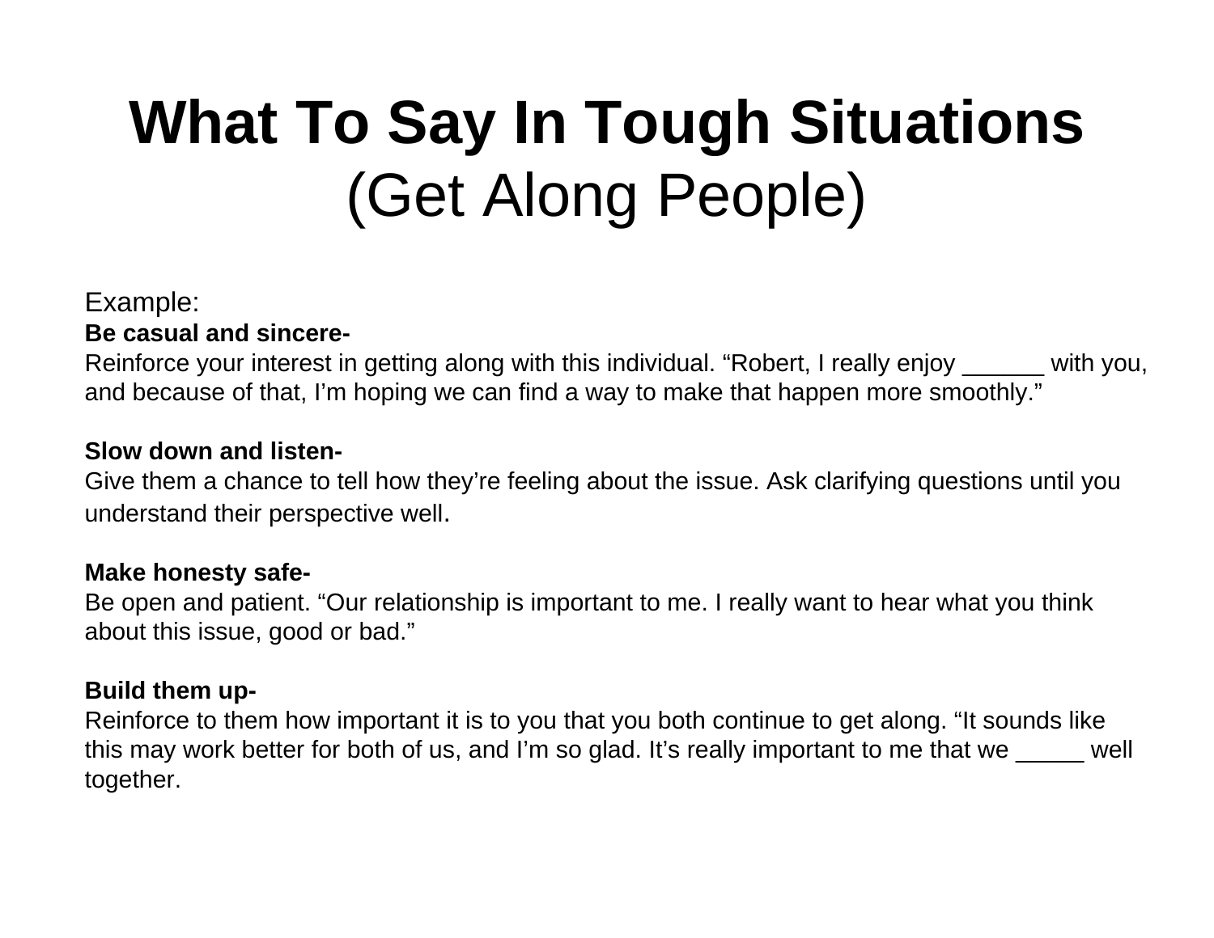# What To Say In Tough Situations
## (Get Along People)

Example:

**Be casual and sincere-**
Reinforce your interest in getting along with this individual. "Robert, I really enjoy ______ with you, and because of that, I'm hoping we can find a way to make that happen more smoothly."

**Slow down and listen-**
Give them a chance to tell how they're feeling about the issue. Ask clarifying questions until you understand their perspective well.

**Make honesty safe-**
Be open and patient. "Our relationship is important to me. I really want to hear what you think about this issue, good or bad."

**Build them up-**
Reinforce to them how important it is to you that you both continue to get along. "It sounds like this may work better for both of us, and I'm so glad. It's really important to me that we _____ well together.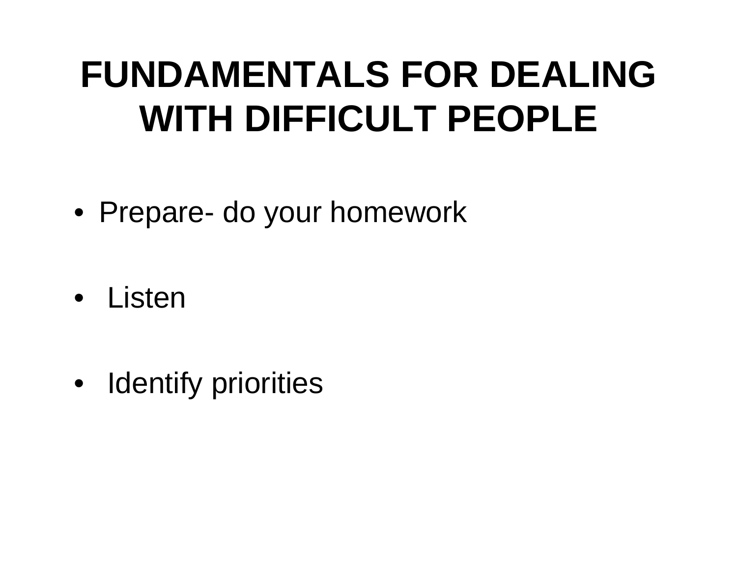# FUNDAMENTALS FOR DEALING WITH DIFFICULT PEOPLE

- Prepare- do your homework
- Listen
- Identify priorities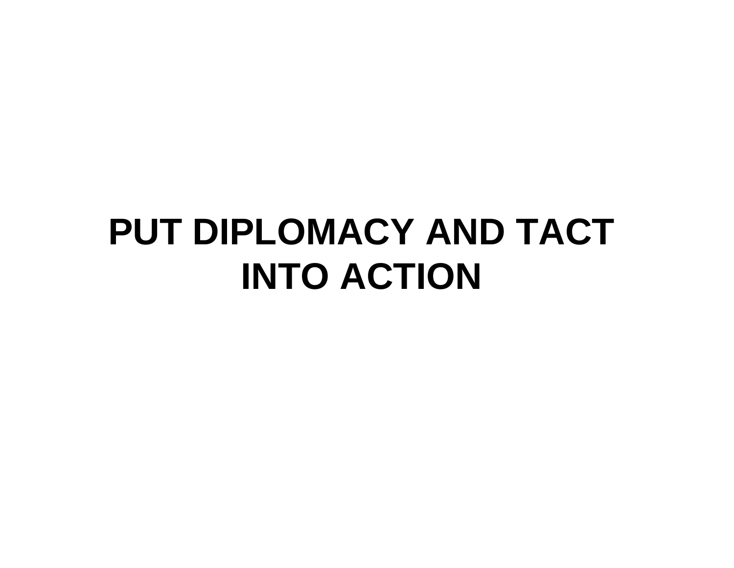# PUT DIPLOMACY AND TACT INTO ACTION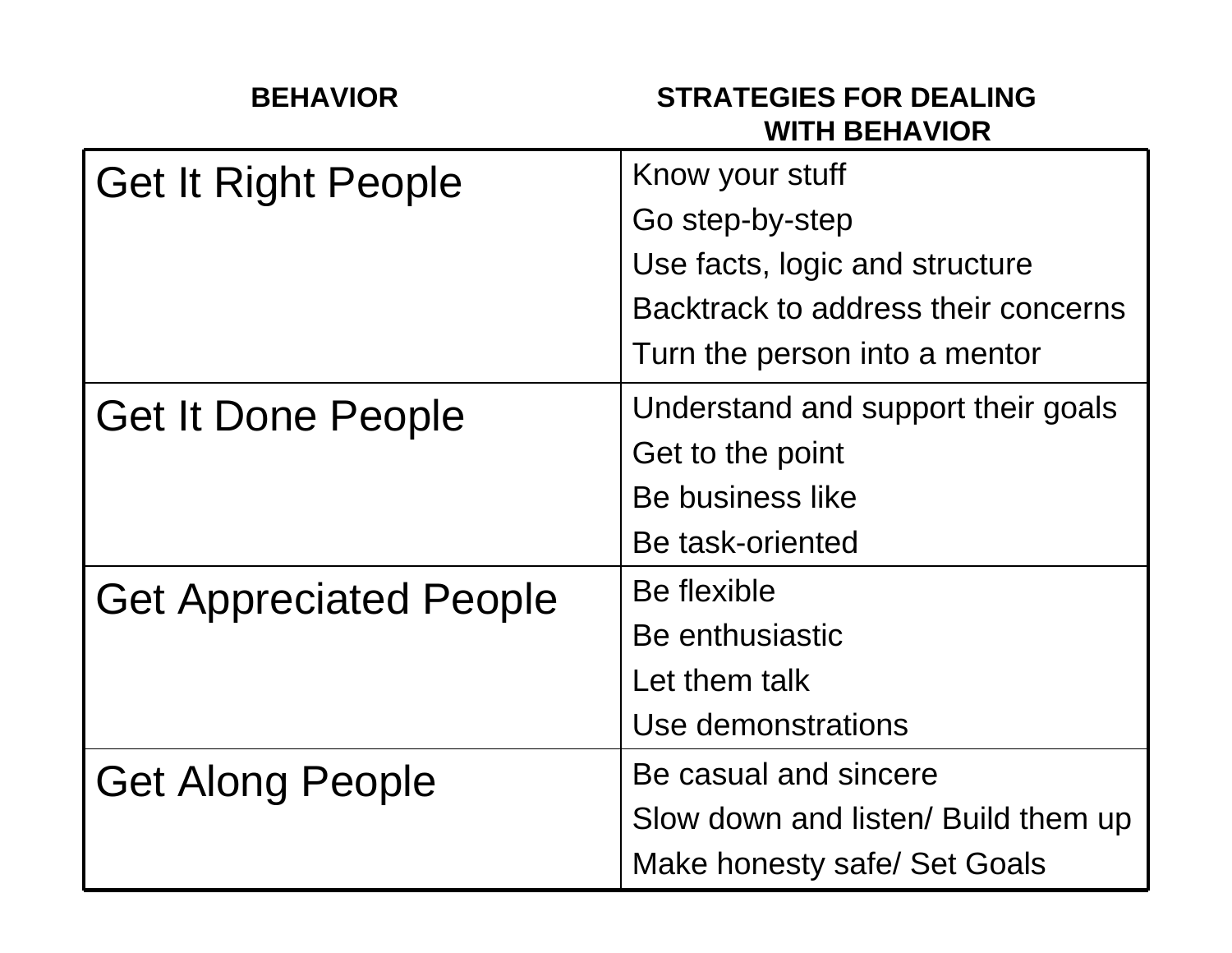| BEHAVIOR | STRATEGIES FOR DEALING WITH BEHAVIOR |
|---|---|
| Get It Right People | Know your stuff<br>Go step-by-step<br>Use facts, logic and structure<br>Backtrack to address their concerns<br>Turn the person into a mentor |
| Get It Done People | Understand and support their goals<br>Get to the point<br>Be business like<br>Be task-oriented |
| Get Appreciated People | Be flexible<br>Be enthusiastic<br>Let them talk<br>Use demonstrations |
| Get Along People | Be casual and sincere<br>Slow down and listen/ Build them up<br>Make honesty safe/ Set Goals |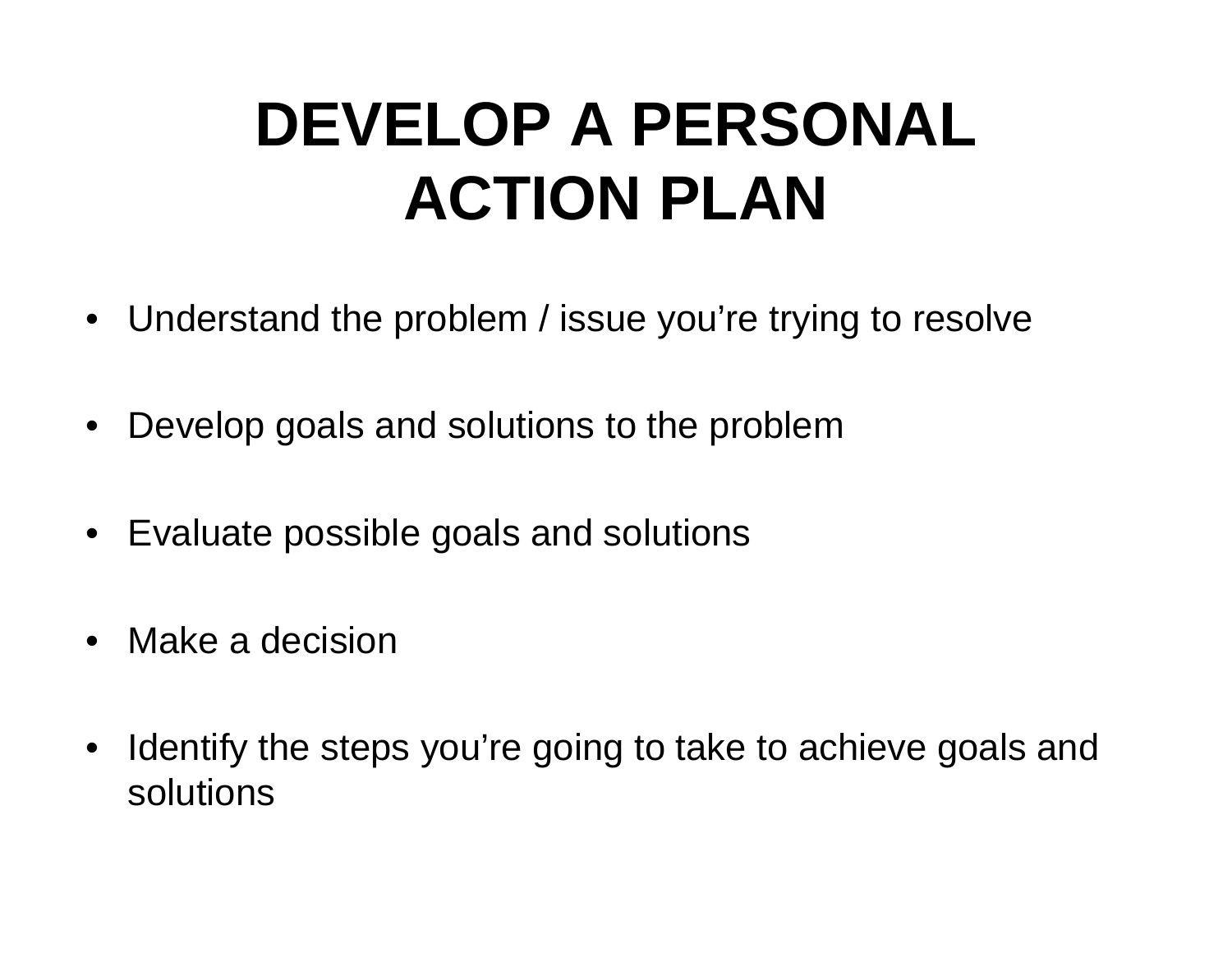# DEVELOP A PERSONAL ACTION PLAN

- Understand the problem / issue you're trying to resolve
- Develop goals and solutions to the problem
- Evaluate possible goals and solutions
- Make a decision
- Identify the steps you're going to take to achieve goals and solutions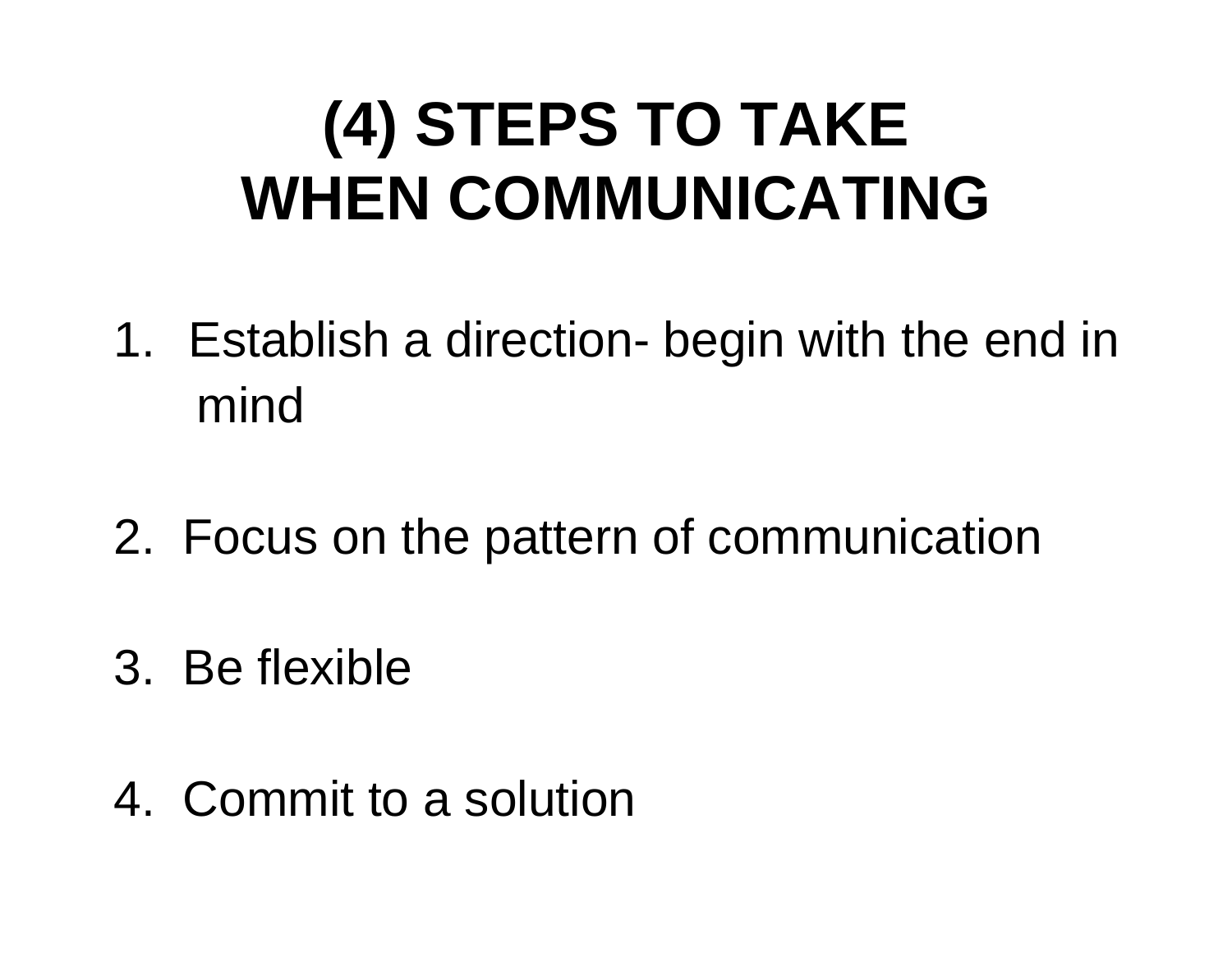# (4) STEPS TO TAKE WHEN COMMUNICATING

1. Establish a direction- begin with the end in mind

2. Focus on the pattern of communication

3. Be flexible

4. Commit to a solution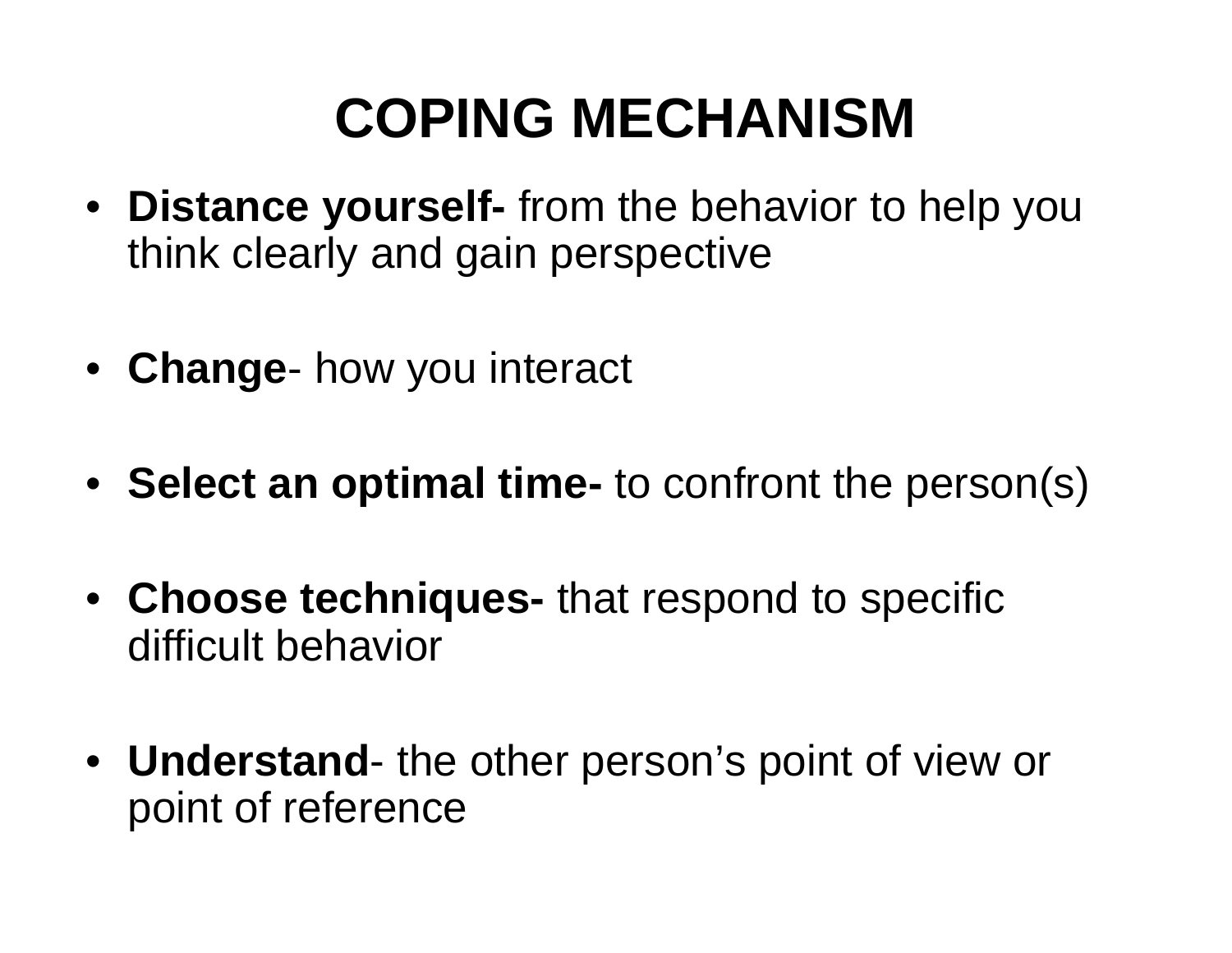# COPING MECHANISM

- **Distance yourself-** from the behavior to help you think clearly and gain perspective
- **Change**- how you interact
- **Select an optimal time-** to confront the person(s)
- **Choose techniques-** that respond to specific difficult behavior
- **Understand**- the other person's point of view or point of reference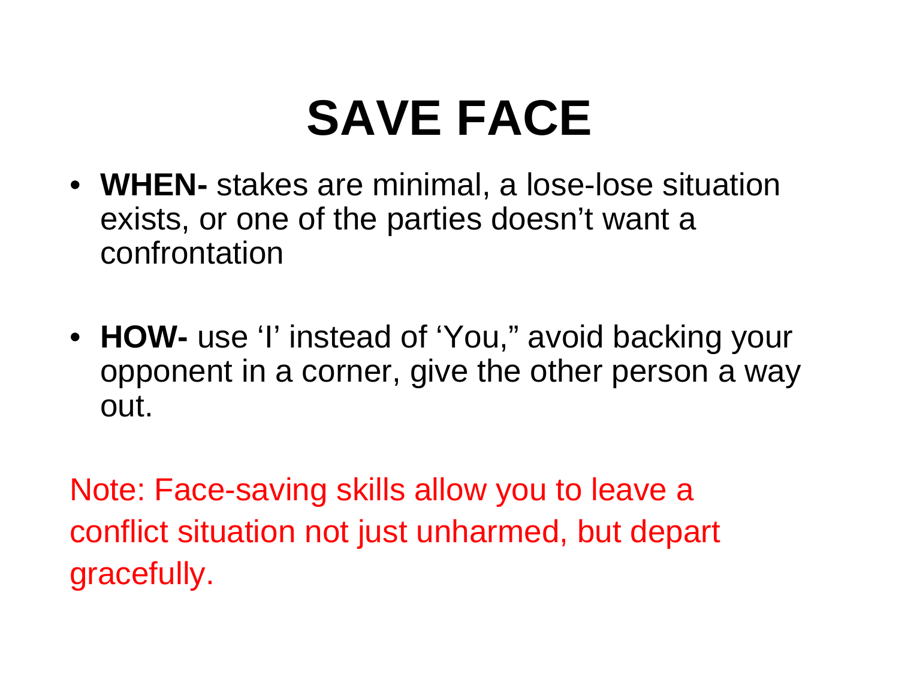# SAVE FACE

- **WHEN-** stakes are minimal, a lose-lose situation exists, or one of the parties doesn't want a confrontation

- **HOW-** use 'I' instead of 'You," avoid backing your opponent in a corner, give the other person a way out.

Note: Face-saving skills allow you to leave a conflict situation not just unharmed, but depart gracefully.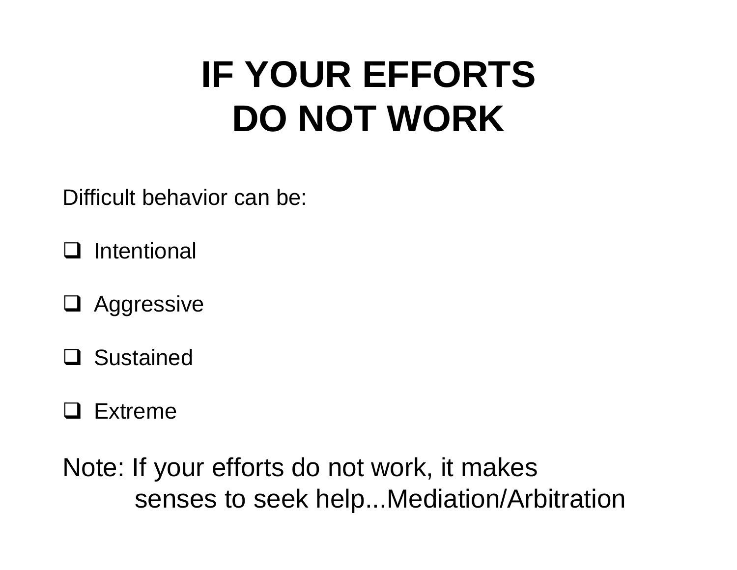# IF YOUR EFFORTS DO NOT WORK

Difficult behavior can be:

- Intentional
- Aggressive
- Sustained
- Extreme

Note: If your efforts do not work, it makes senses to seek help...Mediation/Arbitration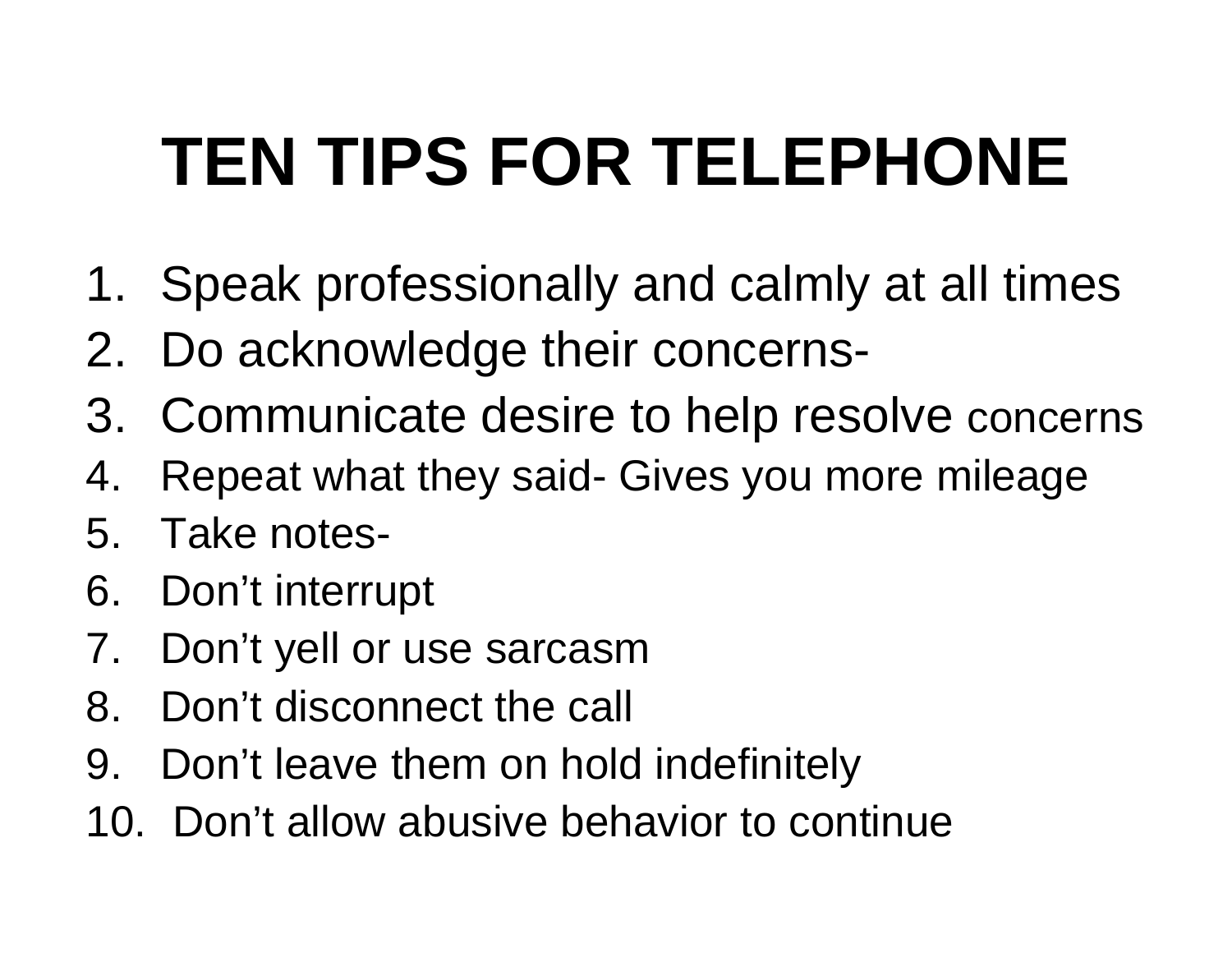# TEN TIPS FOR TELEPHONE

1. Speak professionally and calmly at all times
2. Do acknowledge their concerns-
3. Communicate desire to help resolve concerns
4. Repeat what they said- Gives you more mileage
5. Take notes-
6. Don’t interrupt
7. Don’t yell or use sarcasm
8. Don’t disconnect the call
9. Don’t leave them on hold indefinitely
10. Don’t allow abusive behavior to continue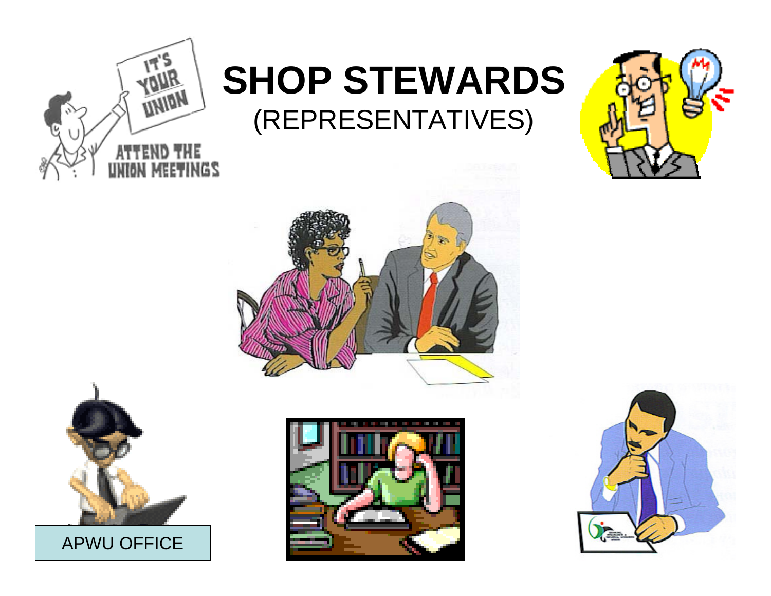# SHOP STEWARDS

(REPRESENTATIVES)

APWU OFFICE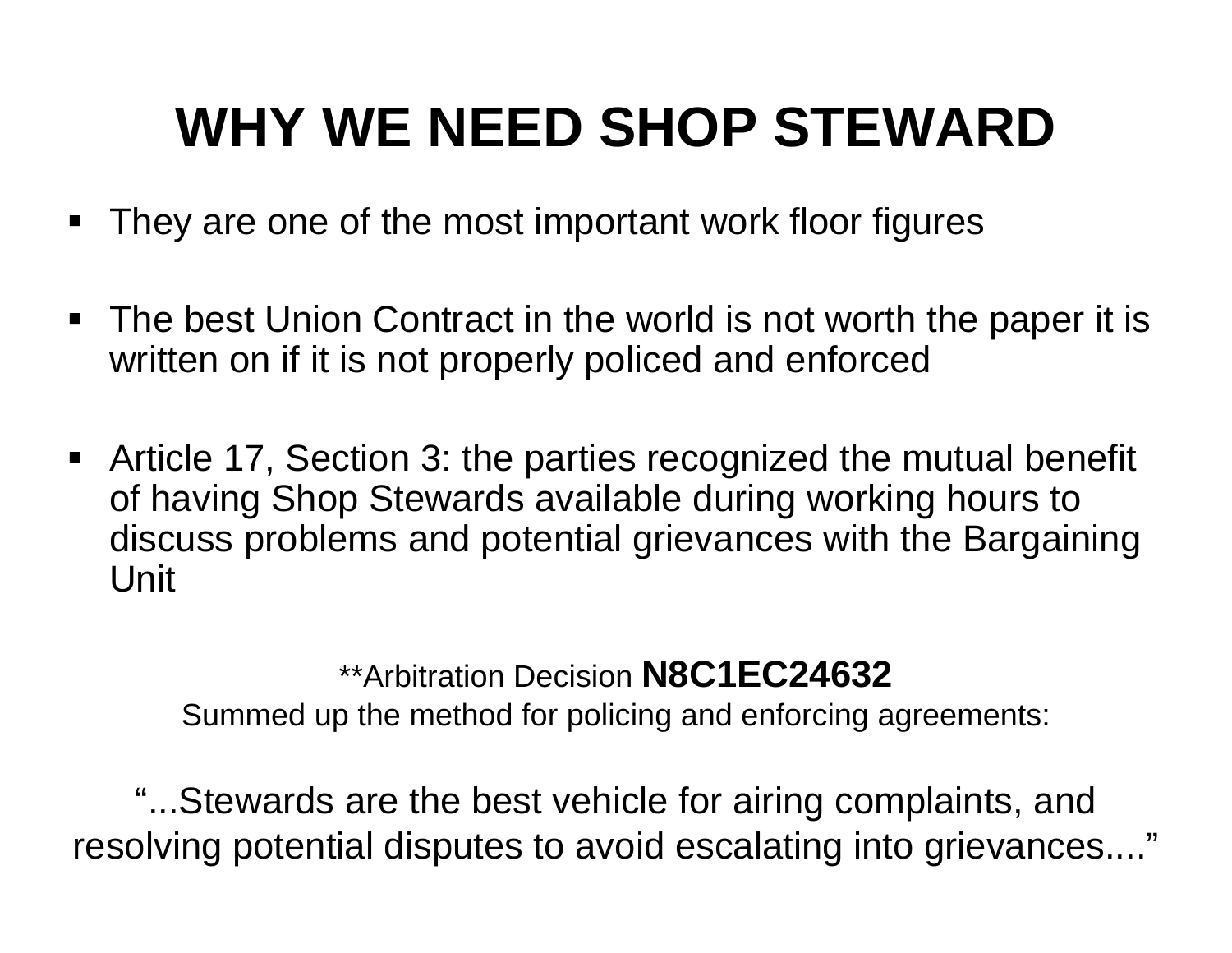# WHY WE NEED SHOP STEWARD

- They are one of the most important work floor figures
- The best Union Contract in the world is not worth the paper it is written on if it is not properly policed and enforced
- Article 17, Section 3: the parties recognized the mutual benefit of having Shop Stewards available during working hours to discuss problems and potential grievances with the Bargaining Unit

**Arbitration Decision **N8C1EC24632**
Summed up the method for policing and enforcing agreements:

"...Stewards are the best vehicle for airing complaints, and resolving potential disputes to avoid escalating into grievances...."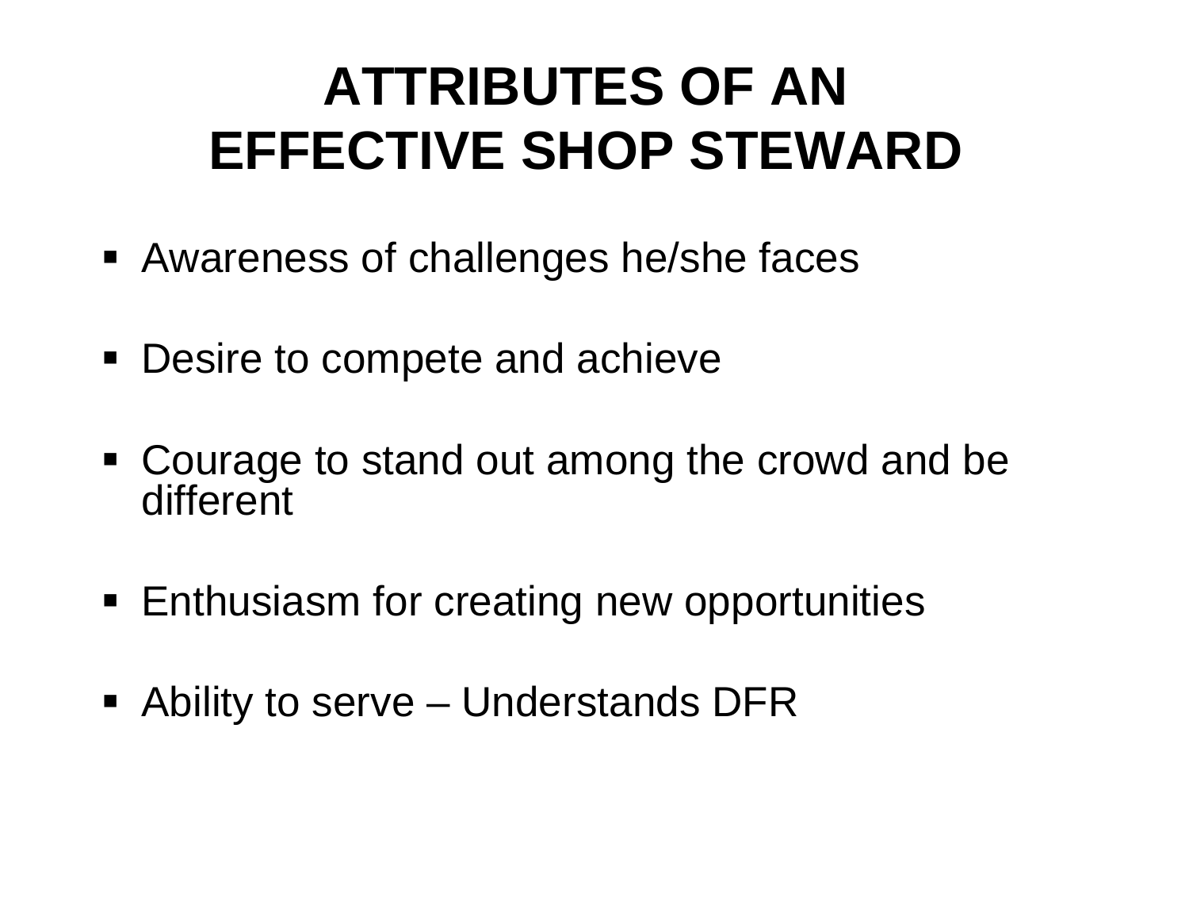# ATTRIBUTES OF AN EFFECTIVE SHOP STEWARD

- Awareness of challenges he/she faces
- Desire to compete and achieve
- Courage to stand out among the crowd and be different
- Enthusiasm for creating new opportunities
- Ability to serve – Understands DFR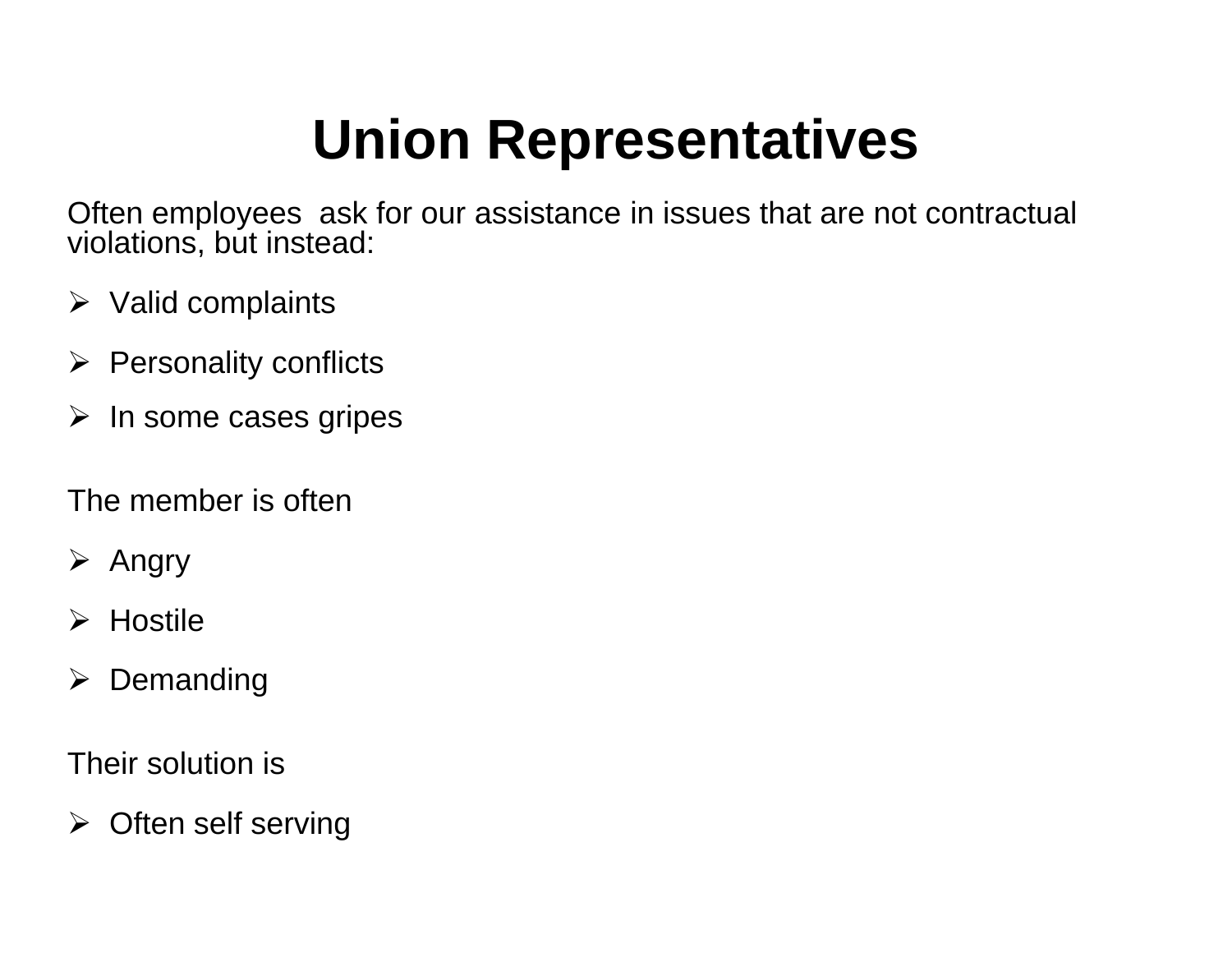# Union Representatives

Often employees ask for our assistance in issues that are not contractual violations, but instead:

- Valid complaints
- Personality conflicts
- In some cases gripes

The member is often

- Angry
- Hostile
- Demanding

Their solution is

- Often self serving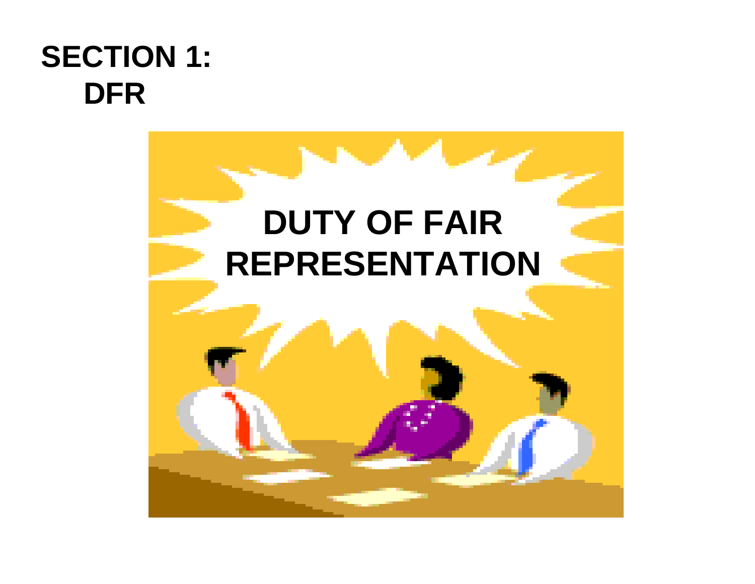# SECTION 1:
# DFR

DUTY OF FAIR REPRESENTATION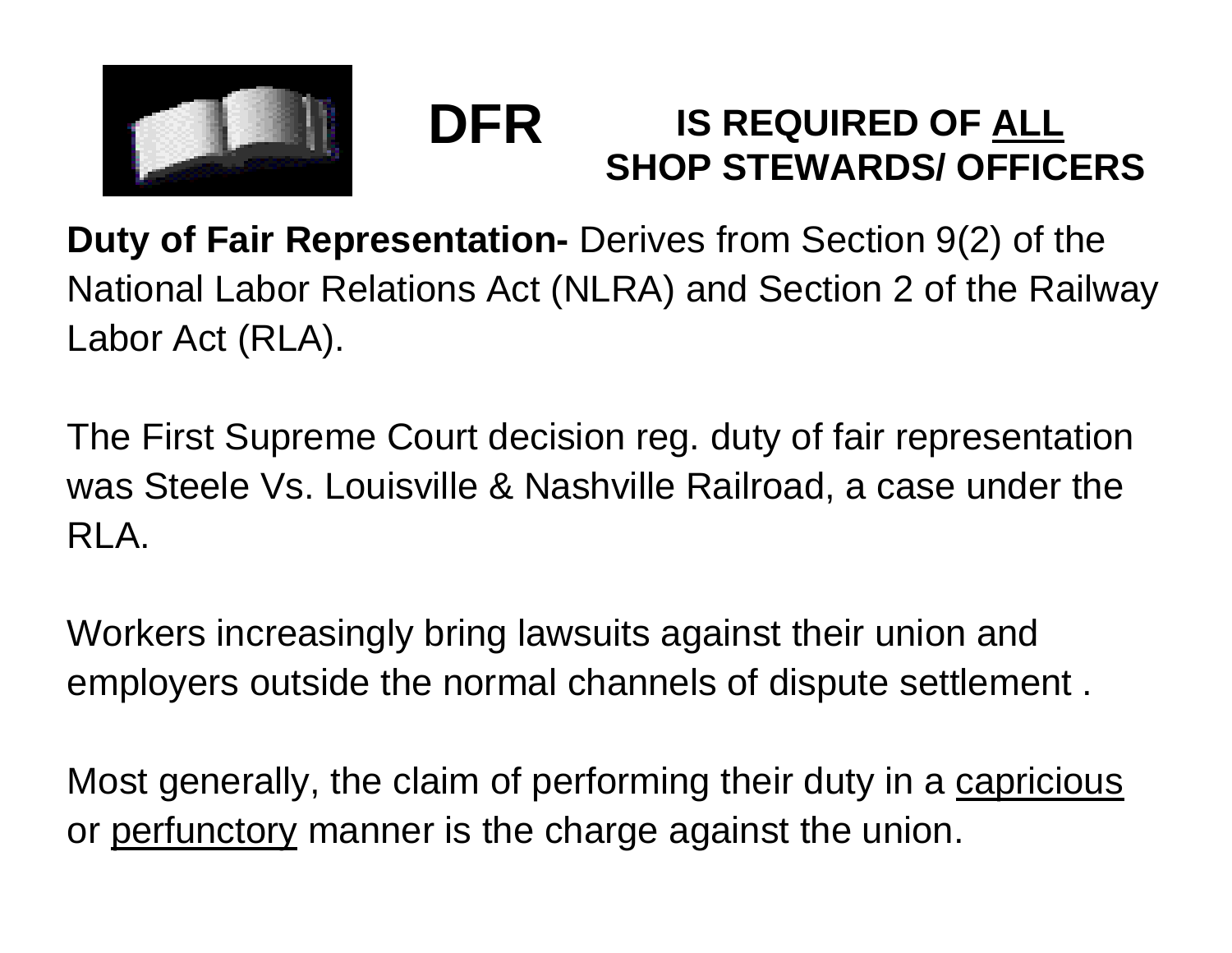# DFR

**IS REQUIRED OF ALL SHOP STEWARDS/ OFFICERS**

**Duty of Fair Representation-** Derives from Section 9(2) of the National Labor Relations Act (NLRA) and Section 2 of the Railway Labor Act (RLA).

The First Supreme Court decision reg. duty of fair representation was Steele Vs. Louisville & Nashville Railroad, a case under the RLA.

Workers increasingly bring lawsuits against their union and employers outside the normal channels of dispute settlement .

Most generally, the claim of performing their duty in a capricious or perfunctory manner is the charge against the union.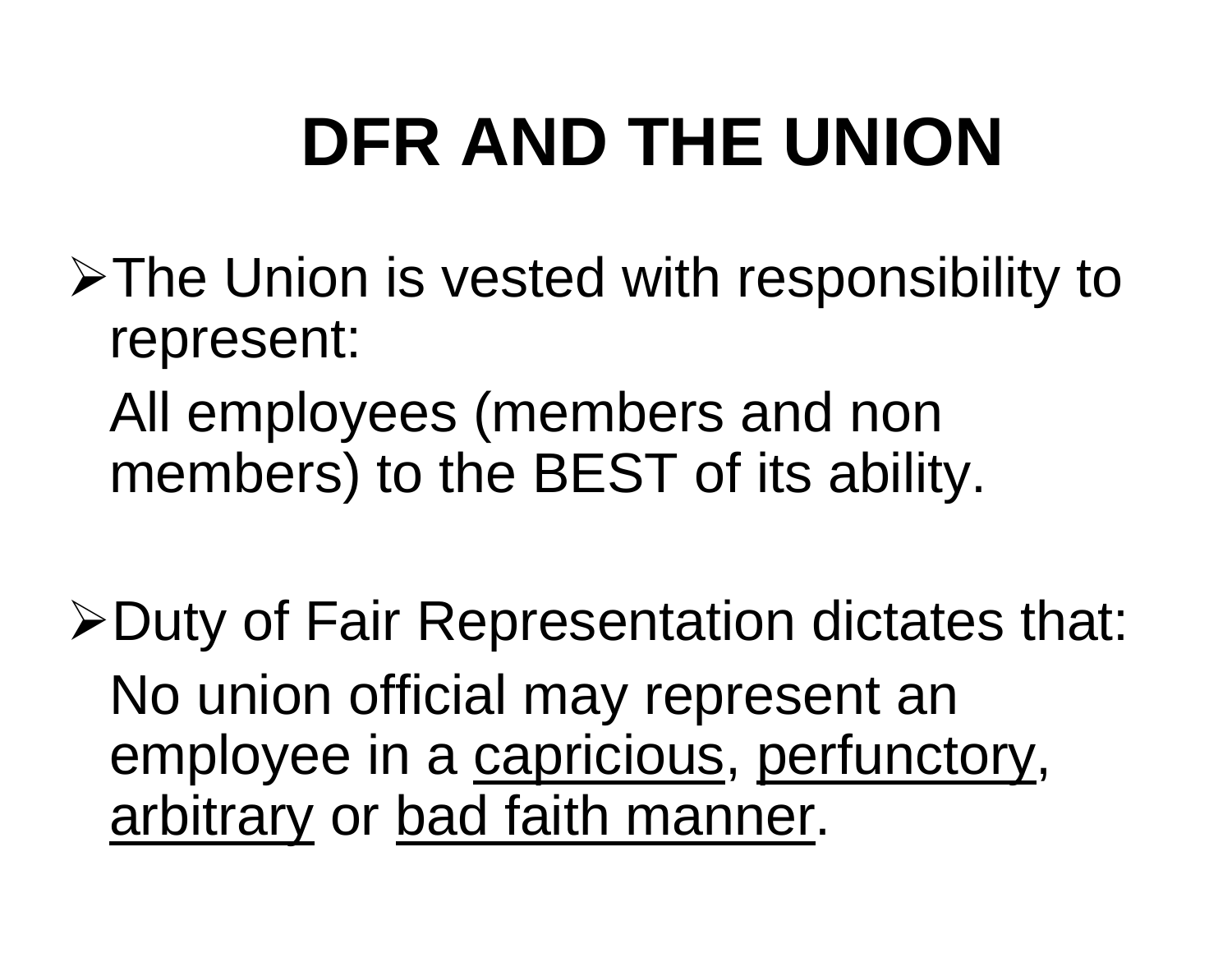# DFR AND THE UNION

- The Union is vested with responsibility to represent:

  All employees (members and non members) to the BEST of its ability.

- Duty of Fair Representation dictates that:

  No union official may represent an employee in a <u>capricious</u>, <u>perfunctory</u>, <u>arbitrary</u> or <u>bad faith manner</u>.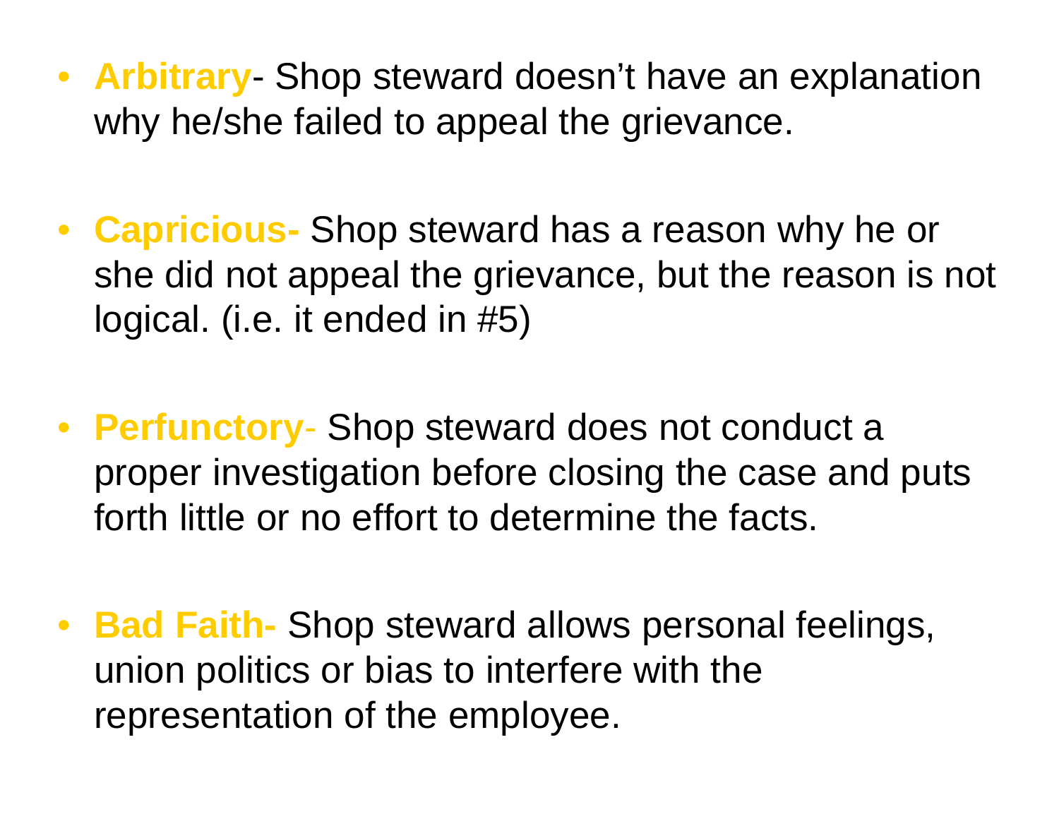- **Arbitrary**- Shop steward doesn't have an explanation why he/she failed to appeal the grievance.

- **Capricious-** Shop steward has a reason why he or she did not appeal the grievance, but the reason is not logical. (i.e. it ended in #5)

- **Perfunctory**- Shop steward does not conduct a proper investigation before closing the case and puts forth little or no effort to determine the facts.

- **Bad Faith-** Shop steward allows personal feelings, union politics or bias to interfere with the representation of the employee.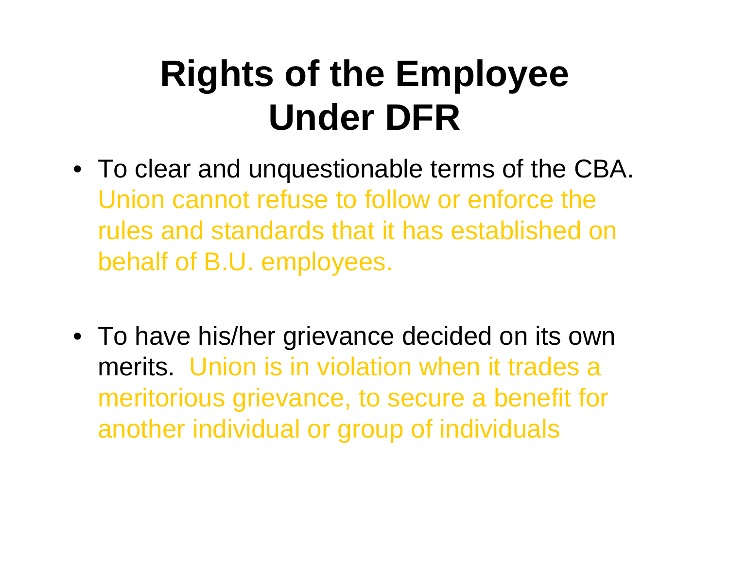# Rights of the Employee Under DFR

- To clear and unquestionable terms of the CBA. Union cannot refuse to follow or enforce the rules and standards that it has established on behalf of B.U. employees.

- To have his/her grievance decided on its own merits. Union is in violation when it trades a meritorious grievance, to secure a benefit for another individual or group of individuals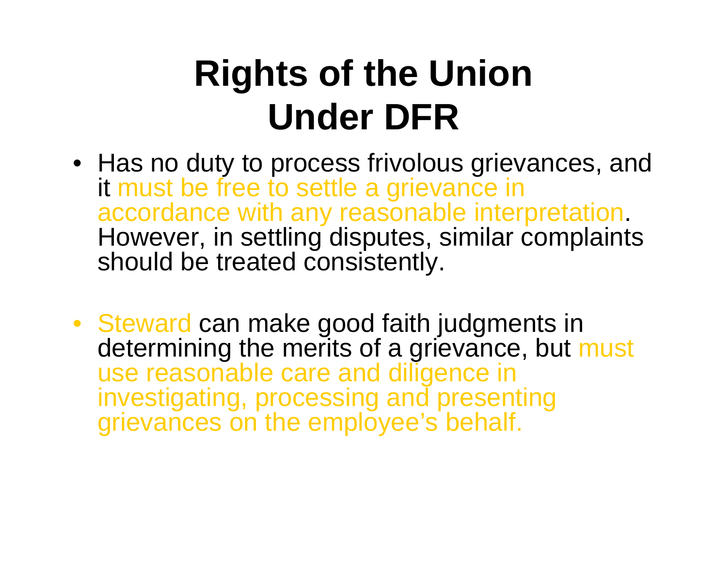# Rights of the Union Under DFR

- Has no duty to process frivolous grievances, and it must be free to settle a grievance in accordance with any reasonable interpretation. However, in settling disputes, similar complaints should be treated consistently.

- Steward can make good faith judgments in determining the merits of a grievance, but must use reasonable care and diligence in investigating, processing and presenting grievances on the employee's behalf.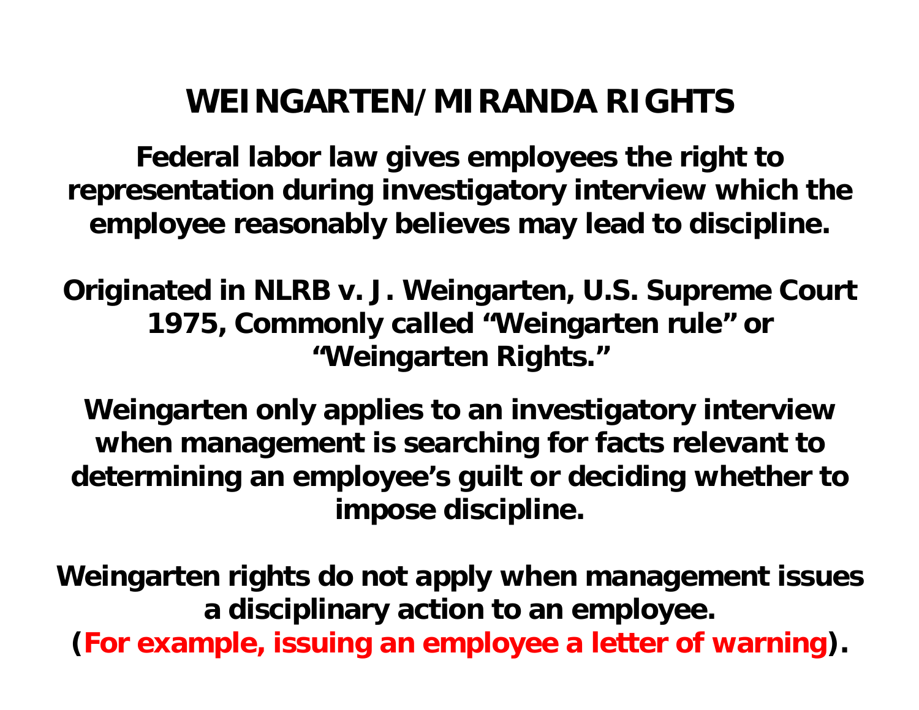# WEINGARTEN/MIRANDA RIGHTS

**Federal labor law gives employees the right to representation during investigatory interview which the employee reasonably believes may lead to discipline.**

**Originated in NLRB v. J. Weingarten, U.S. Supreme Court 1975, Commonly called "Weingarten rule" or "Weingarten Rights."**

**Weingarten only applies to an investigatory interview when management is searching for facts relevant to determining an employee's guilt or deciding whether to impose discipline.**

**Weingarten rights do not apply when management issues a disciplinary action to an employee. (For example, issuing an employee a letter of warning).**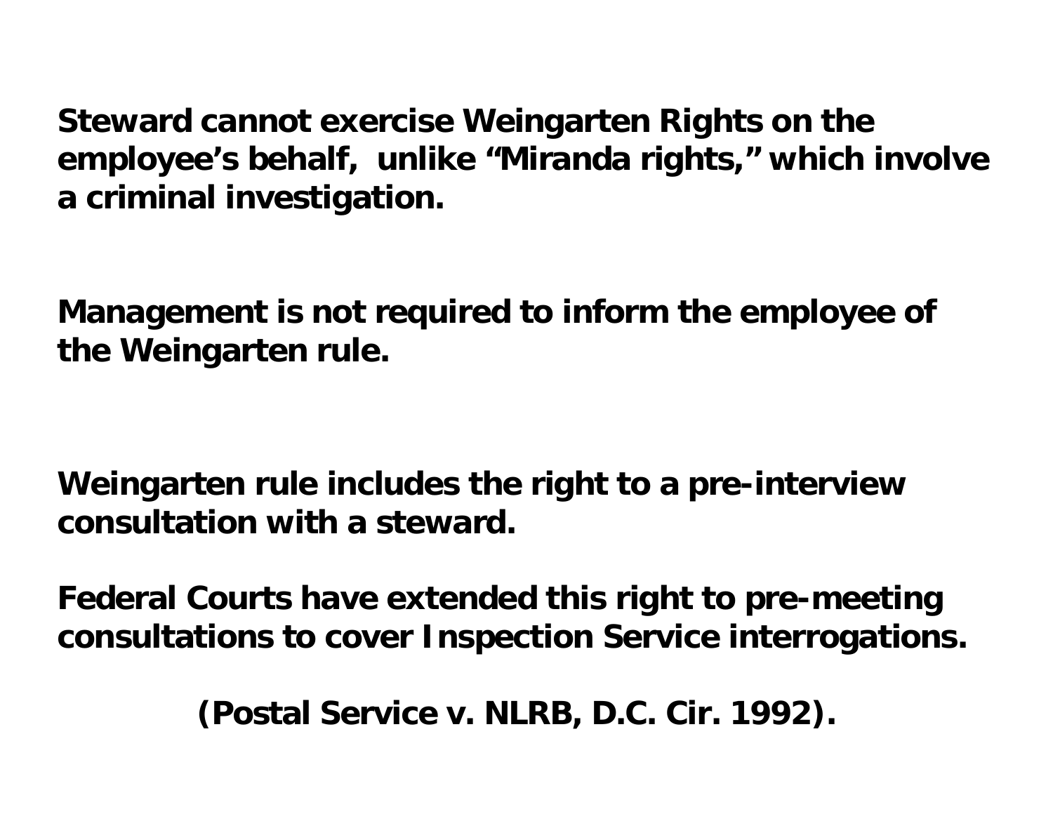**Steward cannot exercise Weingarten Rights on the employee's behalf, unlike "Miranda rights," which involve a criminal investigation.**

**Management is not required to inform the employee of the Weingarten rule.**

**Weingarten rule includes the right to a pre-interview consultation with a steward.**

**Federal Courts have extended this right to pre-meeting consultations to cover Inspection Service interrogations.**

**(Postal Service v. NLRB, D.C. Cir. 1992).**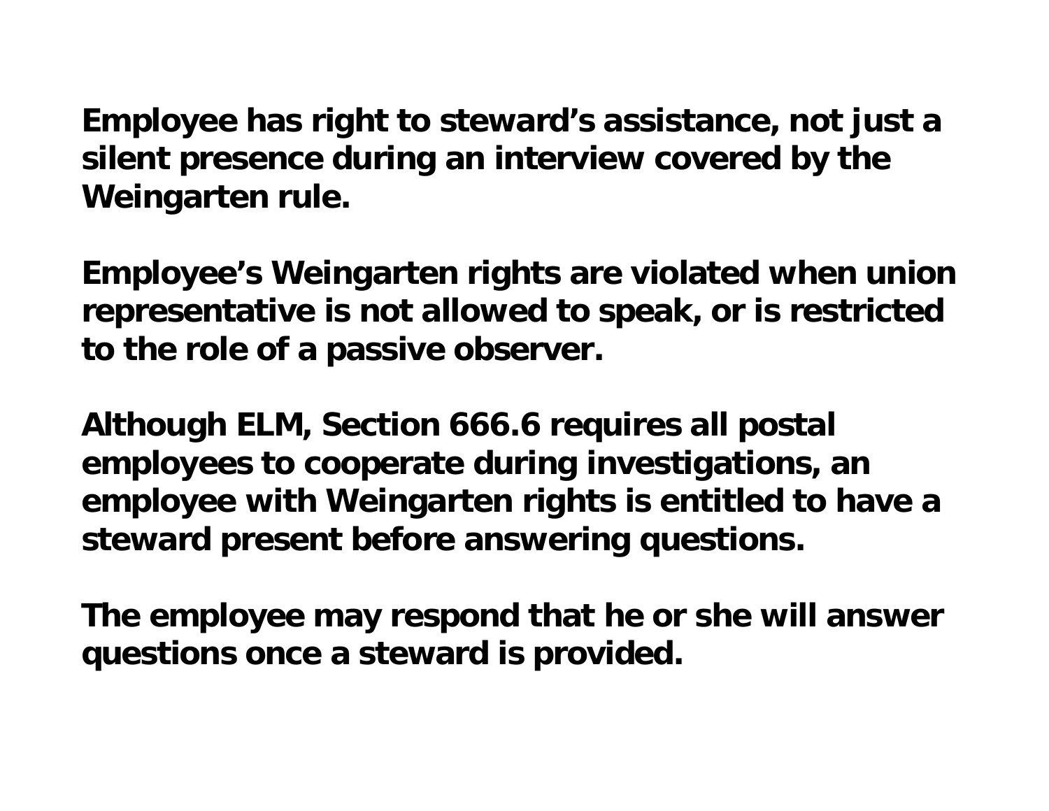**Employee has right to steward's assistance, not just a silent presence during an interview covered by the Weingarten rule.**

**Employee's Weingarten rights are violated when union representative is not allowed to speak, or is restricted to the role of a passive observer.**

**Although ELM, Section 666.6 requires all postal employees to cooperate during investigations, an employee with Weingarten rights is entitled to have a steward present before answering questions.**

**The employee may respond that he or she will answer questions once a steward is provided.**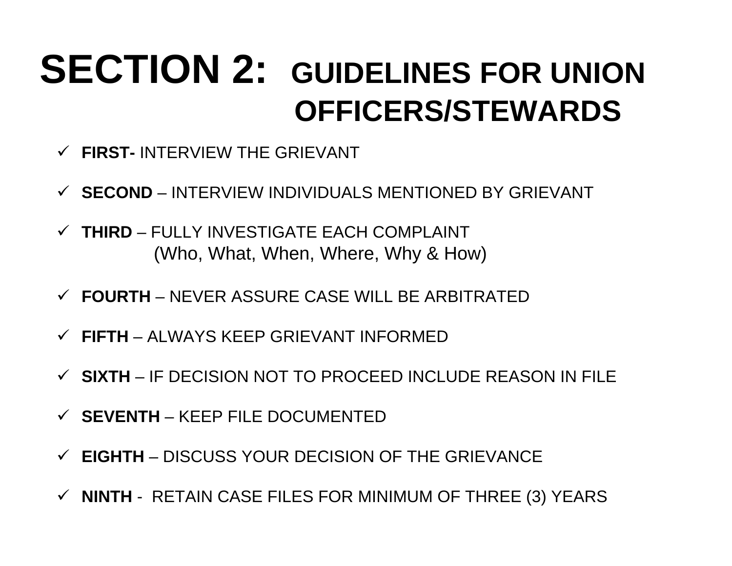# SECTION 2: GUIDELINES FOR UNION OFFICERS/STEWARDS

- ✓ **FIRST-** INTERVIEW THE GRIEVANT
- ✓ **SECOND** – INTERVIEW INDIVIDUALS MENTIONED BY GRIEVANT
- ✓ **THIRD** – FULLY INVESTIGATE EACH COMPLAINT
  (Who, What, When, Where, Why & How)
- ✓ **FOURTH** – NEVER ASSURE CASE WILL BE ARBITRATED
- ✓ **FIFTH** – ALWAYS KEEP GRIEVANT INFORMED
- ✓ **SIXTH** – IF DECISION NOT TO PROCEED INCLUDE REASON IN FILE
- ✓ **SEVENTH** – KEEP FILE DOCUMENTED
- ✓ **EIGHTH** – DISCUSS YOUR DECISION OF THE GRIEVANCE
- ✓ **NINTH** - RETAIN CASE FILES FOR MINIMUM OF THREE (3) YEARS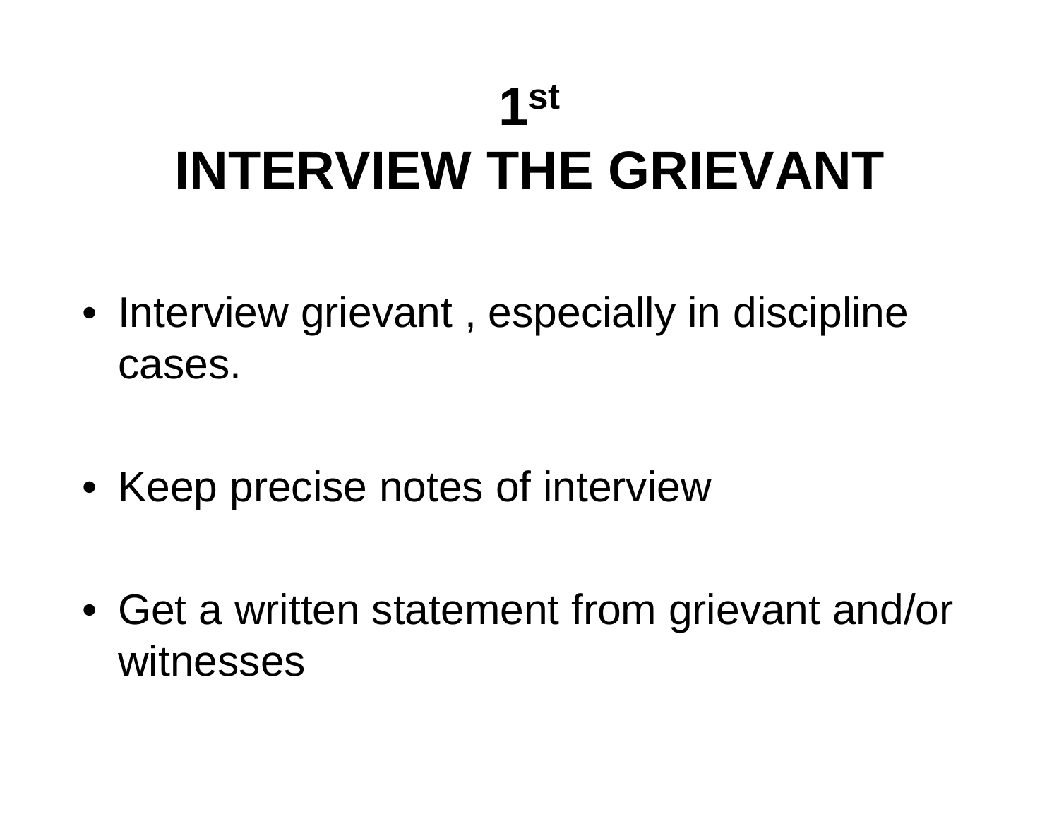# 1st
# INTERVIEW THE GRIEVANT

- Interview grievant , especially in discipline cases.

- Keep precise notes of interview

- Get a written statement from grievant and/or witnesses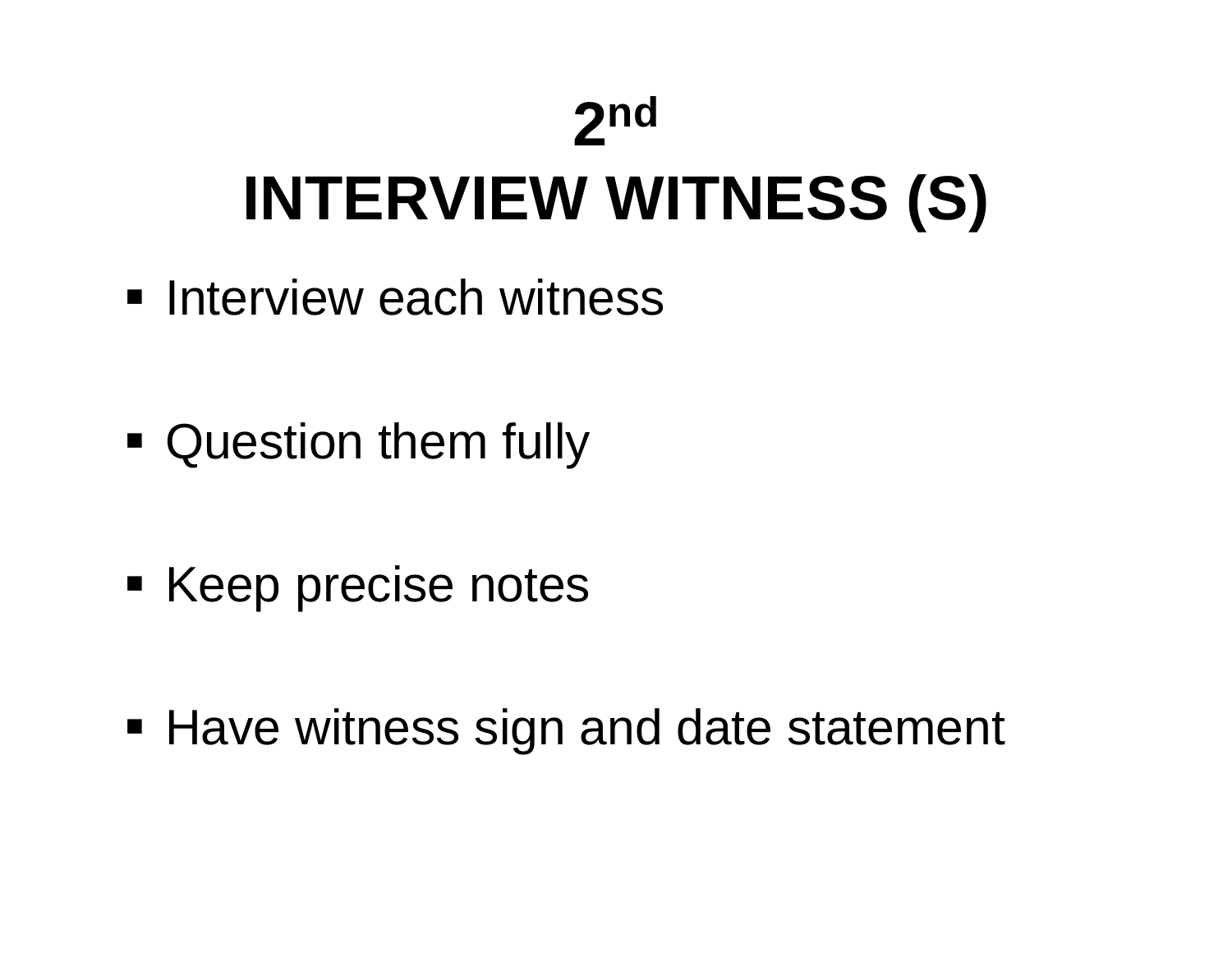# 2nd INTERVIEW WITNESS (S)

- Interview each witness
- Question them fully
- Keep precise notes
- Have witness sign and date statement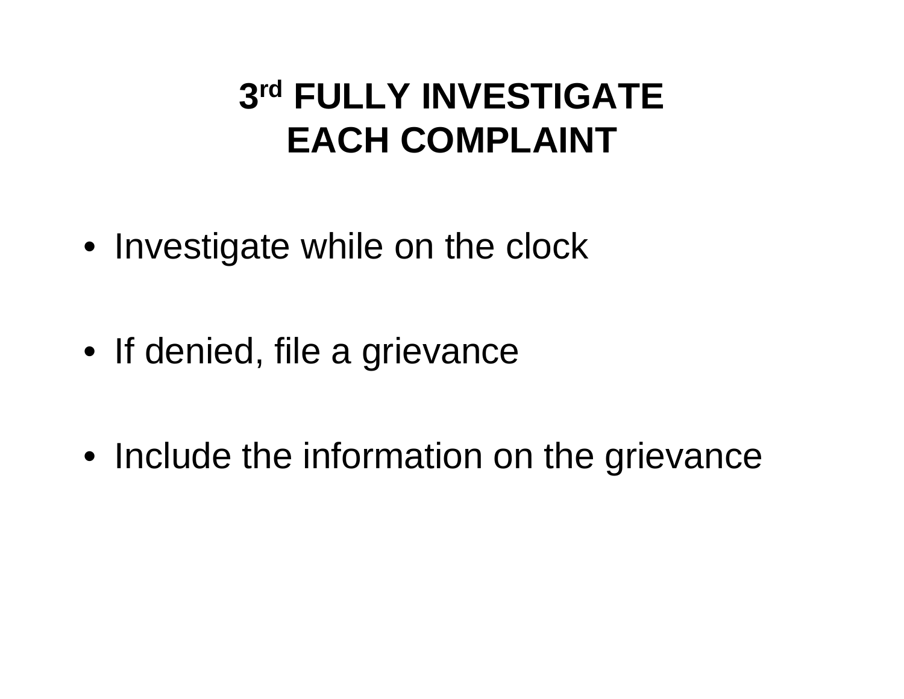# 3rd FULLY INVESTIGATE EACH COMPLAINT

- Investigate while on the clock
- If denied, file a grievance
- Include the information on the grievance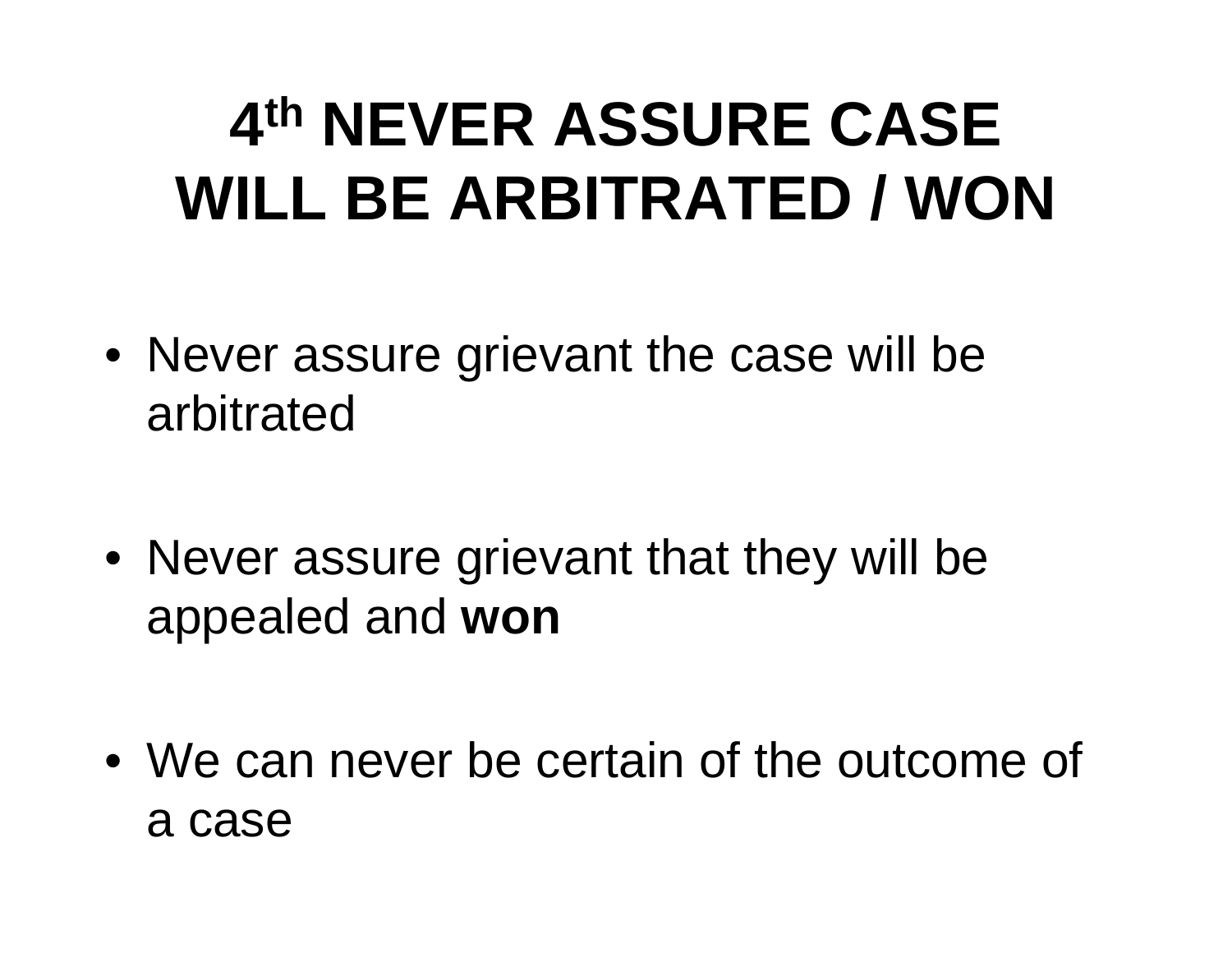# 4th NEVER ASSURE CASE WILL BE ARBITRATED / WON

- Never assure grievant the case will be arbitrated
- Never assure grievant that they will be appealed and **won**
- We can never be certain of the outcome of a case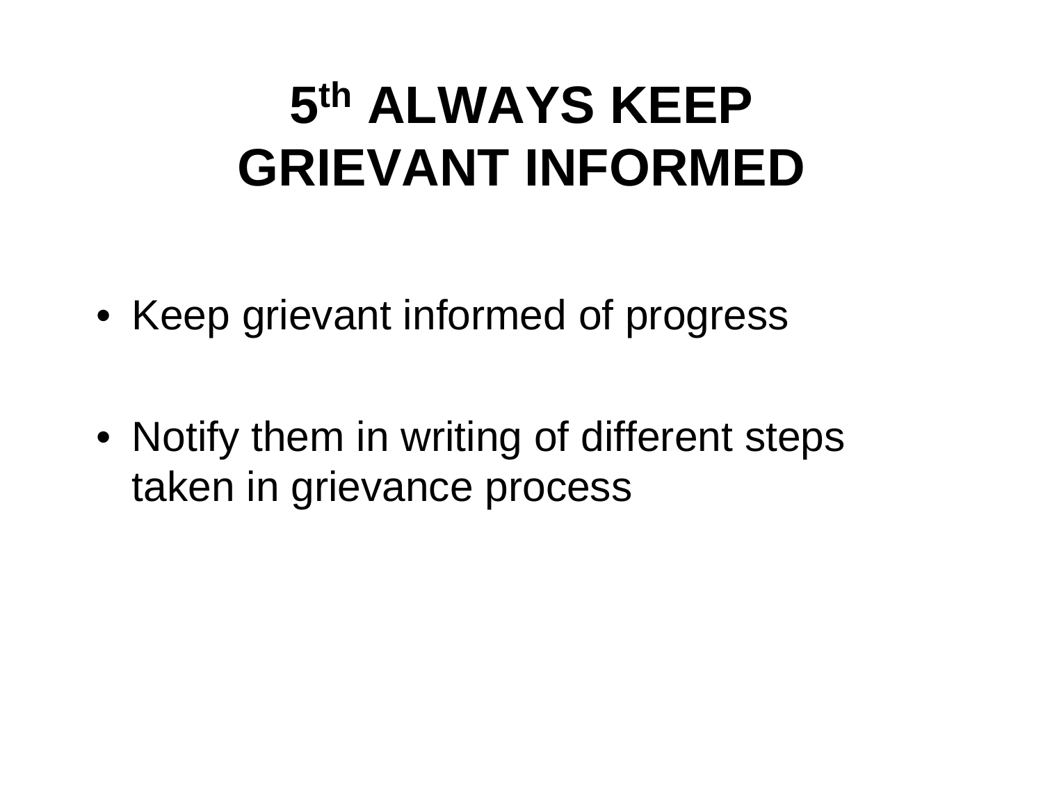# 5th ALWAYS KEEP GRIEVANT INFORMED

- Keep grievant informed of progress
- Notify them in writing of different steps taken in grievance process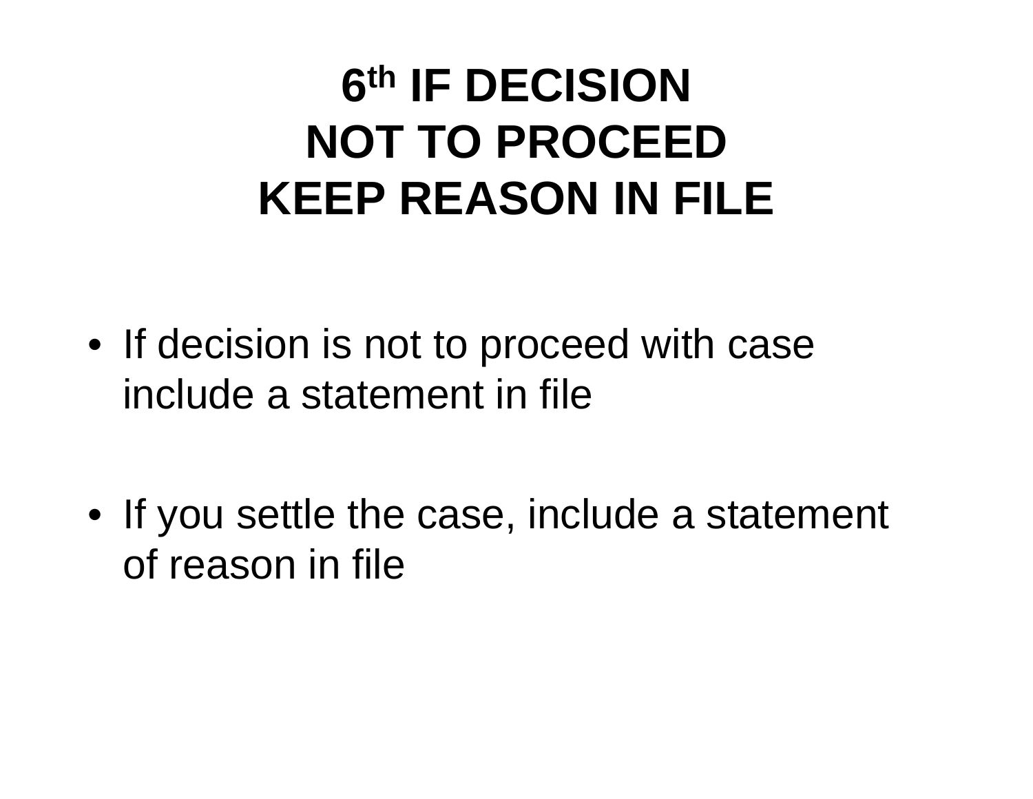# 6th IF DECISION NOT TO PROCEED KEEP REASON IN FILE

- If decision is not to proceed with case include a statement in file
- If you settle the case, include a statement of reason in file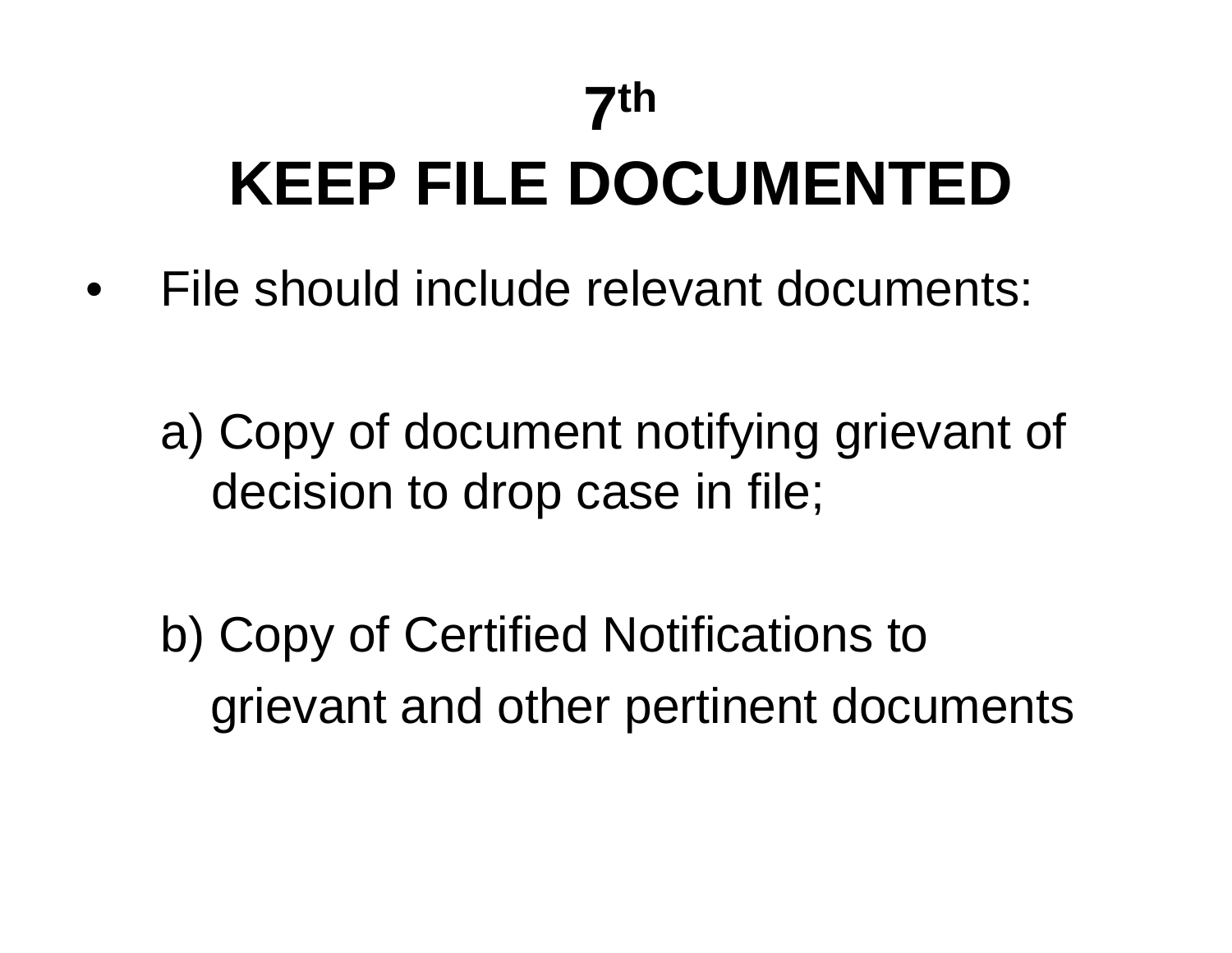# 7th KEEP FILE DOCUMENTED

- File should include relevant documents:

  a) Copy of document notifying grievant of decision to drop case in file;

  b) Copy of Certified Notifications to grievant and other pertinent documents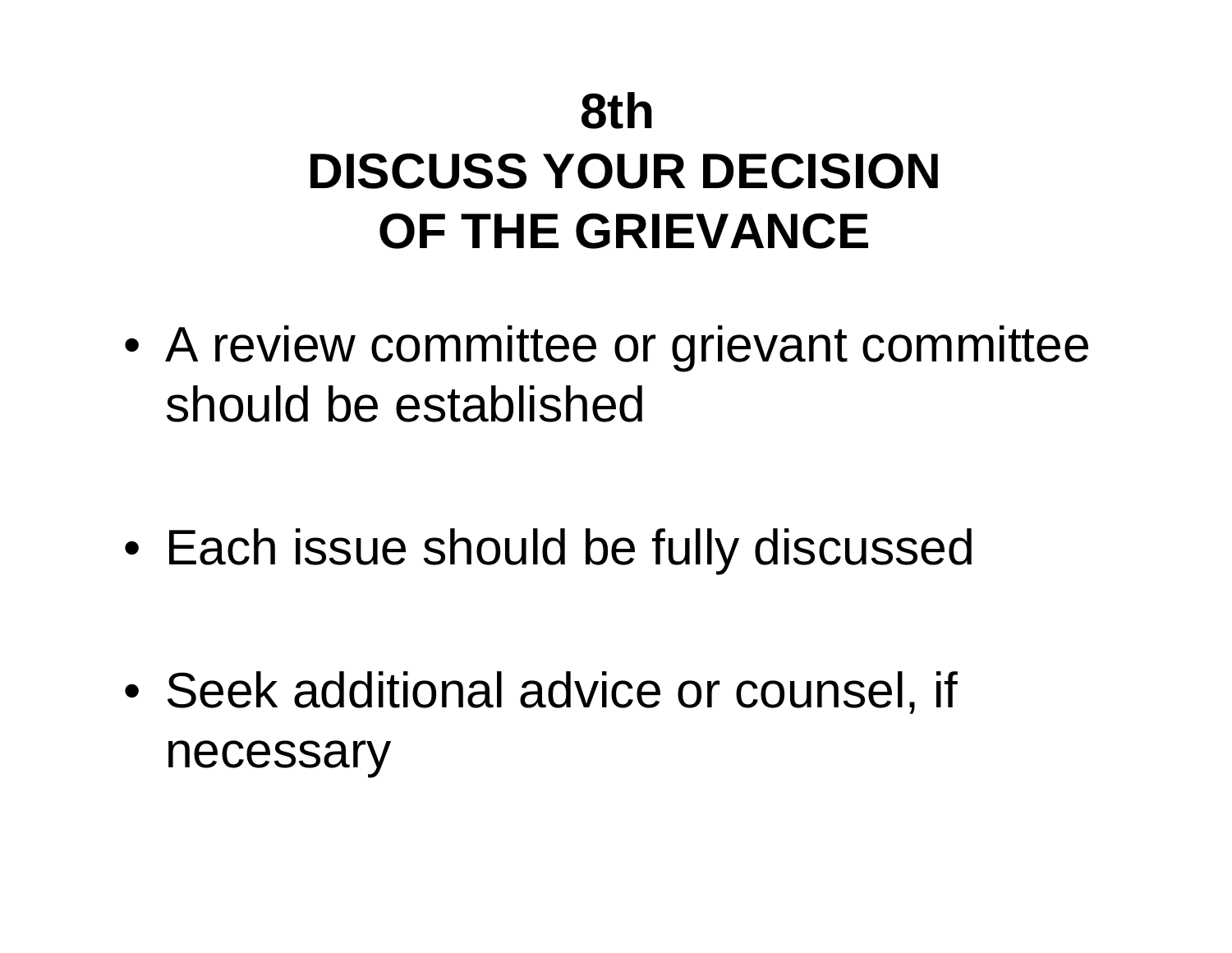# 8th DISCUSS YOUR DECISION OF THE GRIEVANCE

- A review committee or grievant committee should be established
- Each issue should be fully discussed
- Seek additional advice or counsel, if necessary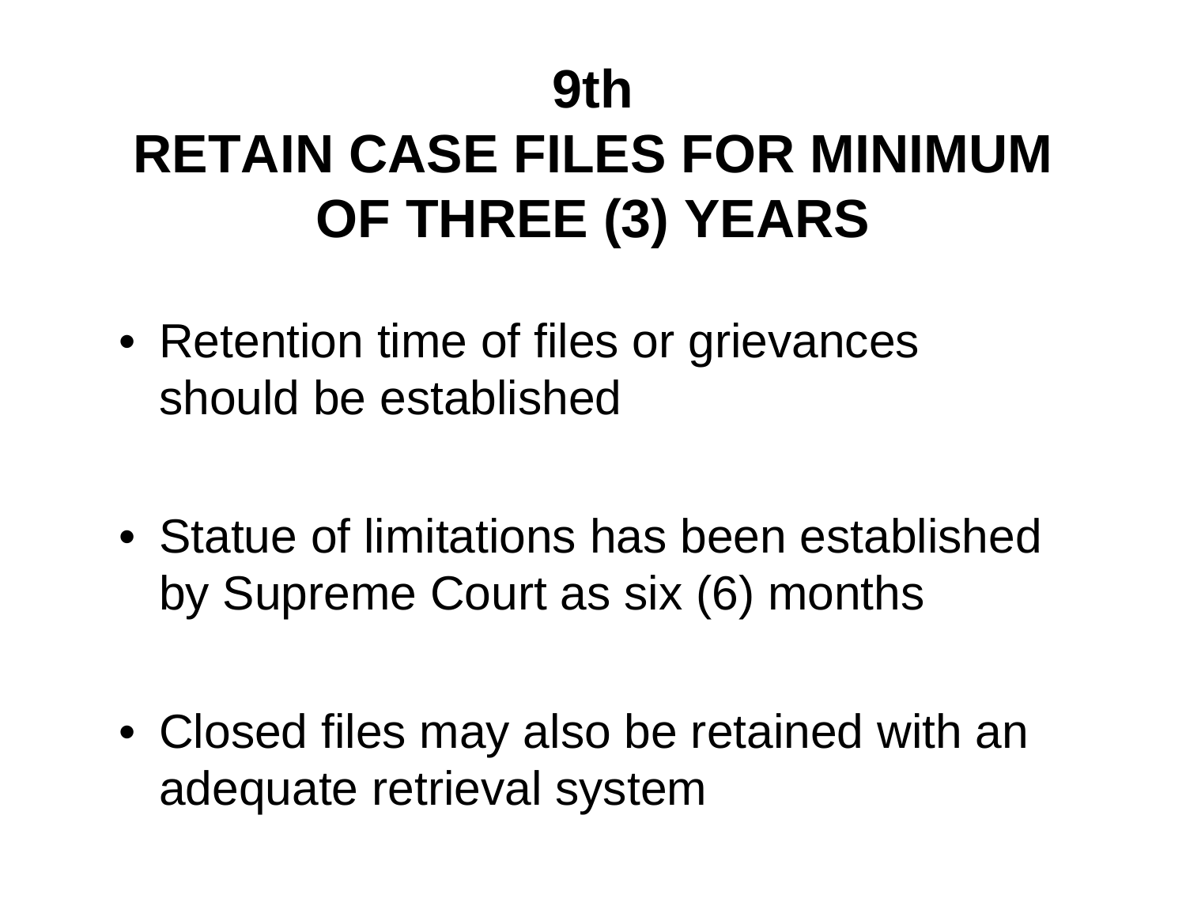# 9th
# RETAIN CASE FILES FOR MINIMUM OF THREE (3) YEARS

- Retention time of files or grievances should be established

- Statue of limitations has been established by Supreme Court as six (6) months

- Closed files may also be retained with an adequate retrieval system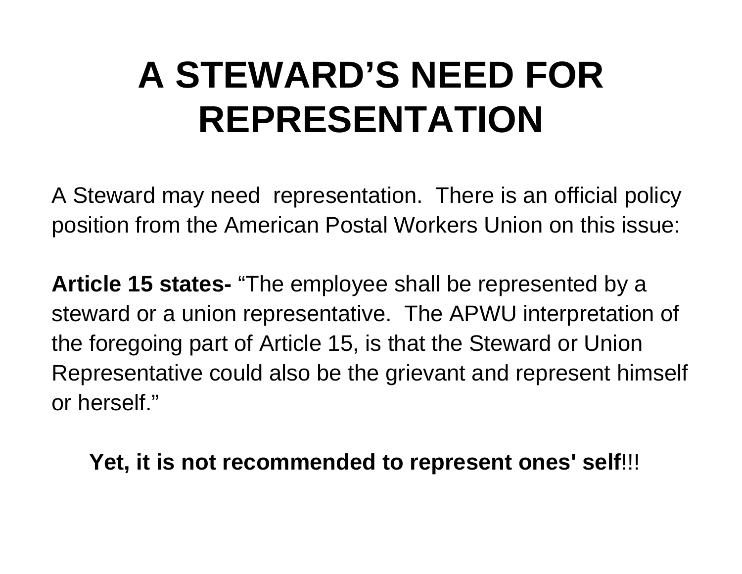# A STEWARD'S NEED FOR REPRESENTATION

A Steward may need representation. There is an official policy position from the American Postal Workers Union on this issue:

**Article 15 states-** "The employee shall be represented by a steward or a union representative. The APWU interpretation of the foregoing part of Article 15, is that the Steward or Union Representative could also be the grievant and represent himself or herself."

**Yet, it is not recommended to represent ones' self**!!!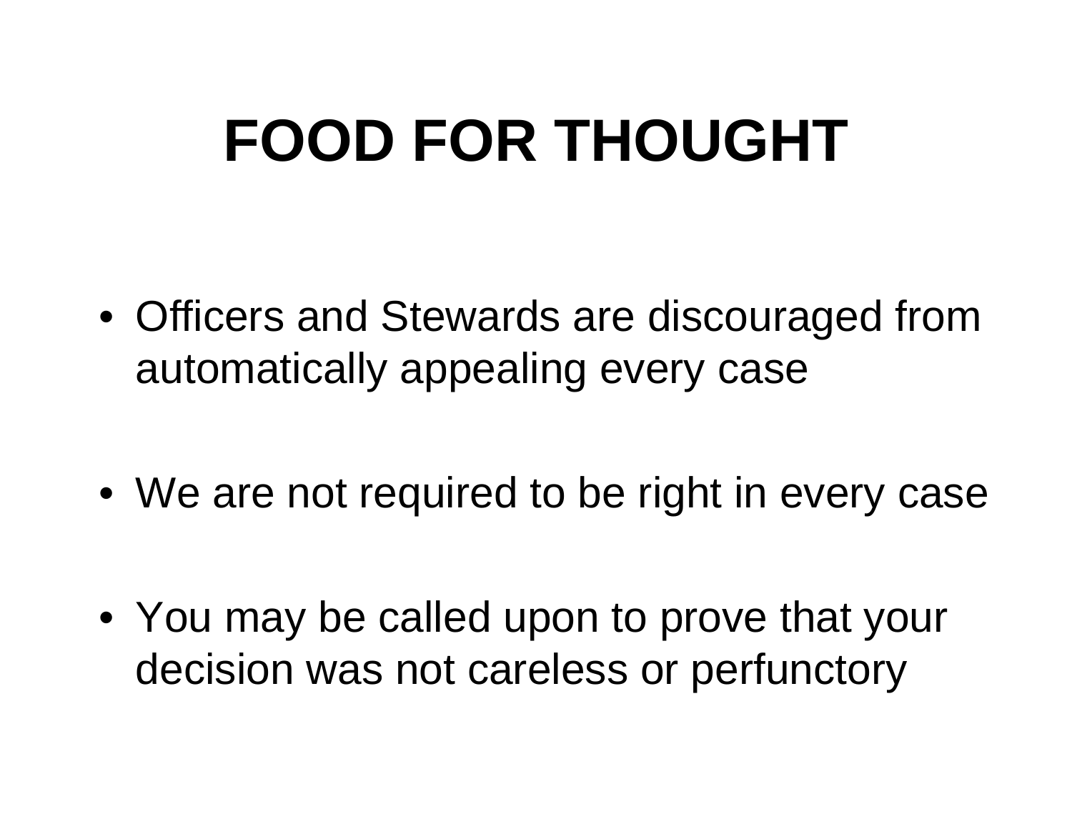# FOOD FOR THOUGHT

- Officers and Stewards are discouraged from automatically appealing every case
- We are not required to be right in every case
- You may be called upon to prove that your decision was not careless or perfunctory